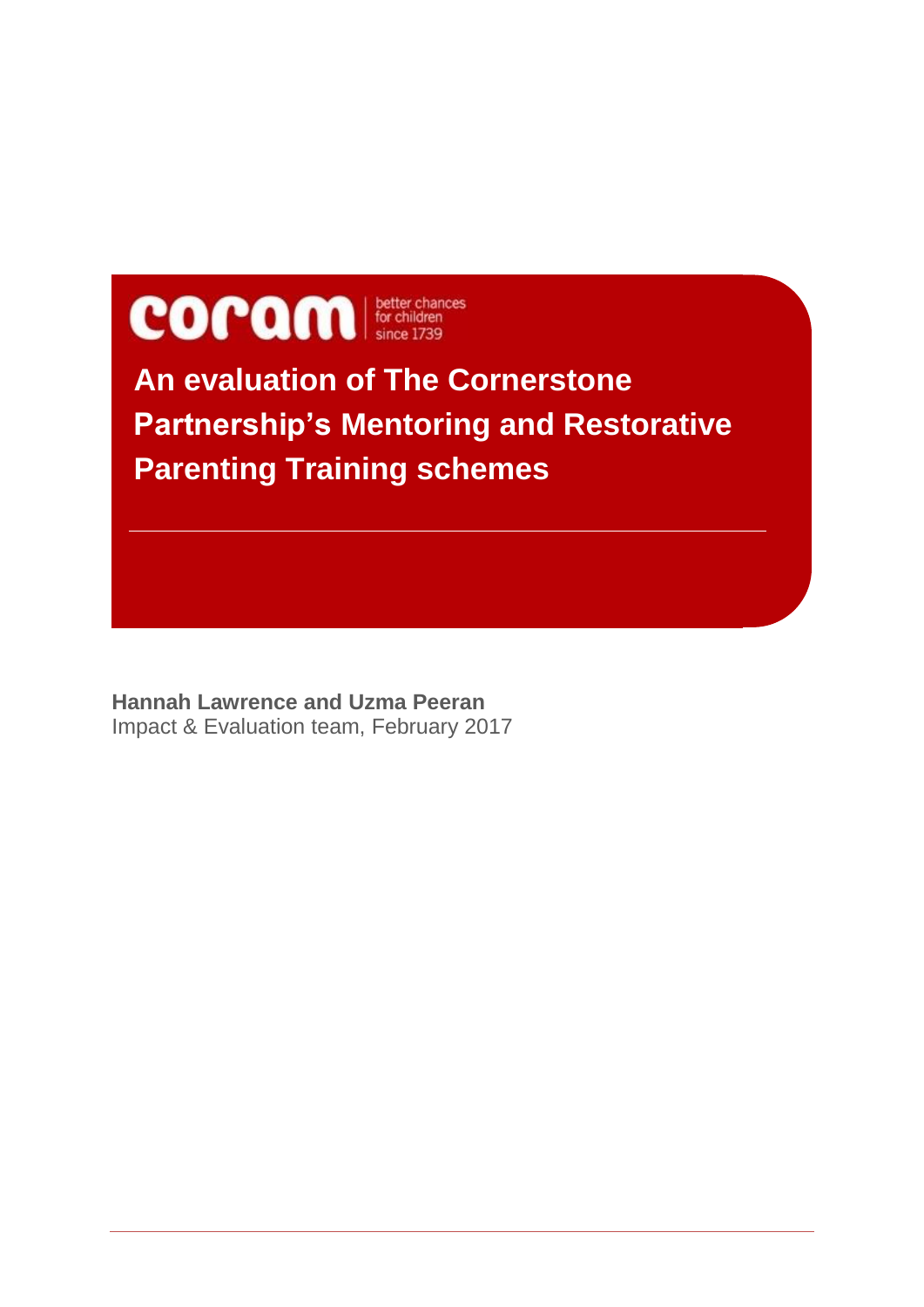coram | better chances for children since 1739

# An evaluation of The Cornerstone Partnership's Mentoring and Restorative Parenting Training schemes

**Hannah Lawrence and Uzma Peeran**
Impact & Evaluation team, February 2017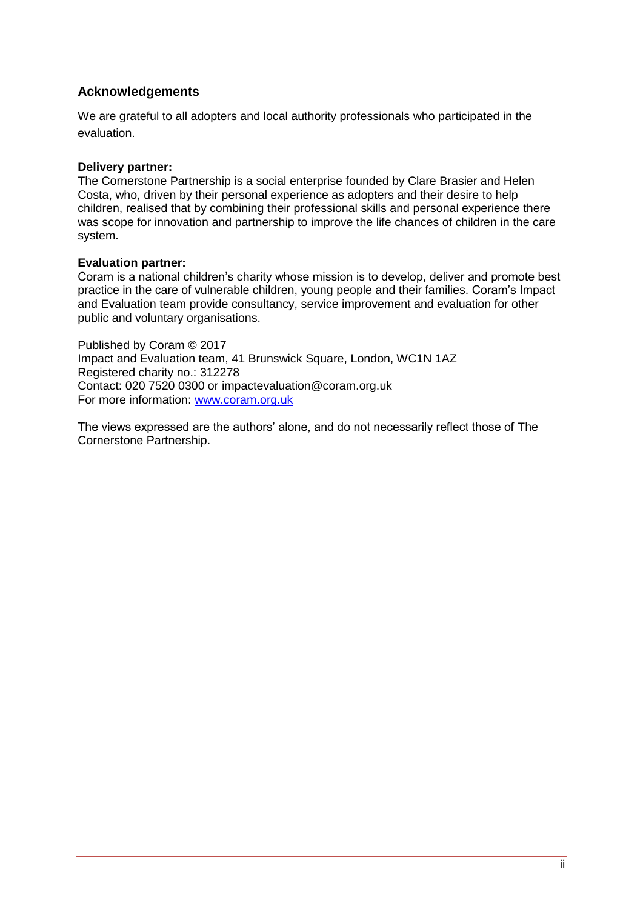## Acknowledgements

We are grateful to all adopters and local authority professionals who participated in the evaluation.

**Delivery partner:**
The Cornerstone Partnership is a social enterprise founded by Clare Brasier and Helen Costa, who, driven by their personal experience as adopters and their desire to help children, realised that by combining their professional skills and personal experience there was scope for innovation and partnership to improve the life chances of children in the care system.

**Evaluation partner:**
Coram is a national children's charity whose mission is to develop, deliver and promote best practice in the care of vulnerable children, young people and their families. Coram's Impact and Evaluation team provide consultancy, service improvement and evaluation for other public and voluntary organisations.

Published by Coram © 2017
Impact and Evaluation team, 41 Brunswick Square, London, WC1N 1AZ
Registered charity no.: 312278
Contact: 020 7520 0300 or impactevaluation@coram.org.uk
For more information: [www.coram.org.uk](http://www.coram.org.uk)

The views expressed are the authors' alone, and do not necessarily reflect those of The Cornerstone Partnership.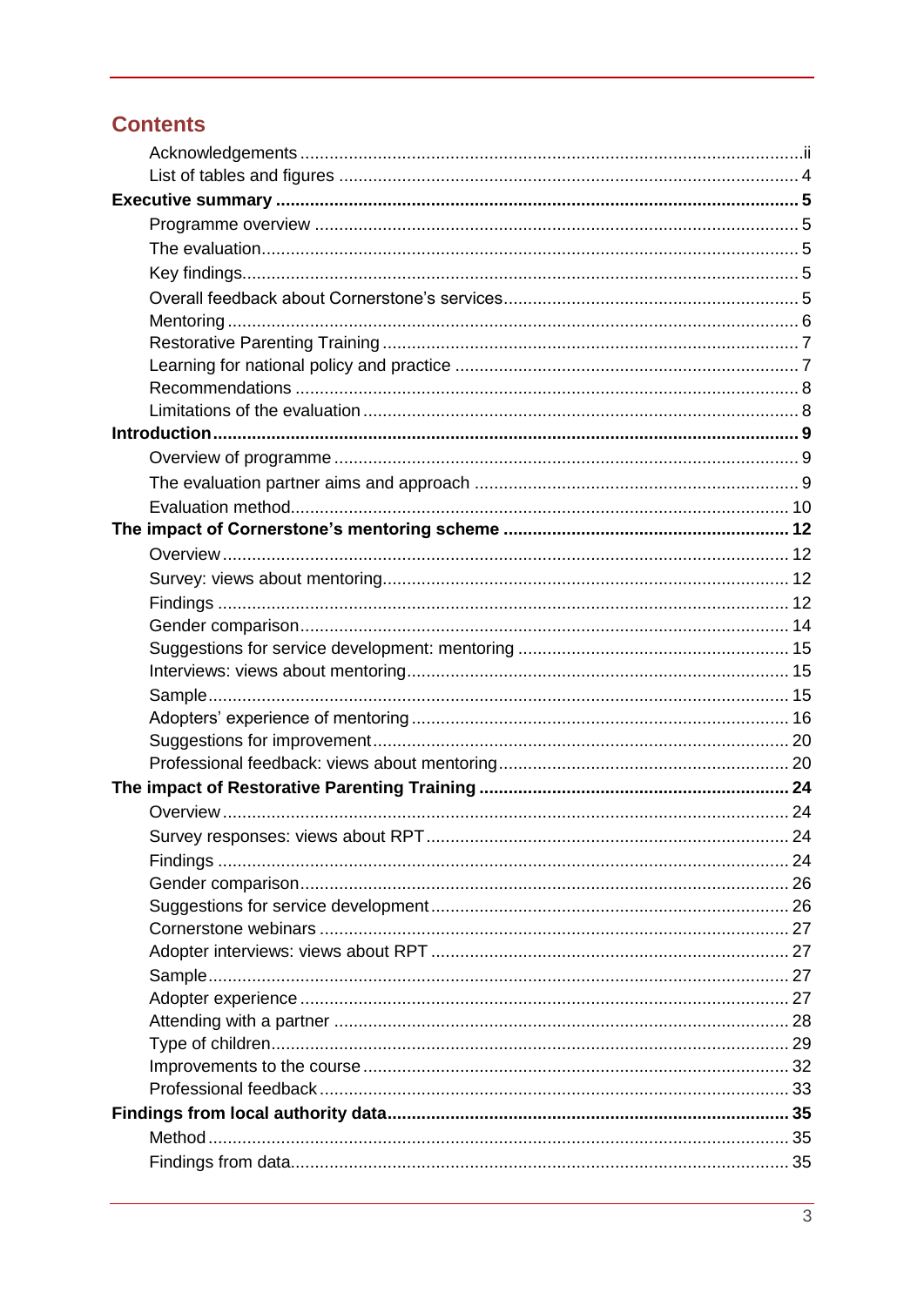## Contents

- Acknowledgements ....................................................... ii
- List of tables and figures ....................................................... 4

**Executive summary ....................................................... 5**

- Programme overview ....................................................... 5
- The evaluation ....................................................... 5
- Key findings ....................................................... 5
- Overall feedback about Cornerstone's services ....................................................... 5
- Mentoring ....................................................... 6
- Restorative Parenting Training ....................................................... 7
- Learning for national policy and practice ....................................................... 7
- Recommendations ....................................................... 8
- Limitations of the evaluation ....................................................... 8

**Introduction ....................................................... 9**

- Overview of programme ....................................................... 9
- The evaluation partner aims and approach ....................................................... 9
- Evaluation method ....................................................... 10

**The impact of Cornerstone's mentoring scheme ....................................................... 12**

- Overview ....................................................... 12
- Survey: views about mentoring ....................................................... 12
- Findings ....................................................... 12
- Gender comparison ....................................................... 14
- Suggestions for service development: mentoring ....................................................... 15
- Interviews: views about mentoring ....................................................... 15
- Sample ....................................................... 15
- Adopters' experience of mentoring ....................................................... 16
- Suggestions for improvement ....................................................... 20
- Professional feedback: views about mentoring ....................................................... 20

**The impact of Restorative Parenting Training ....................................................... 24**

- Overview ....................................................... 24
- Survey responses: views about RPT ....................................................... 24
- Findings ....................................................... 24
- Gender comparison ....................................................... 26
- Suggestions for service development ....................................................... 26
- Cornerstone webinars ....................................................... 27
- Adopter interviews: views about RPT ....................................................... 27
- Sample ....................................................... 27
- Adopter experience ....................................................... 27
- Attending with a partner ....................................................... 28
- Type of children ....................................................... 29
- Improvements to the course ....................................................... 32
- Professional feedback ....................................................... 33

**Findings from local authority data ....................................................... 35**

- Method ....................................................... 35
- Findings from data ....................................................... 35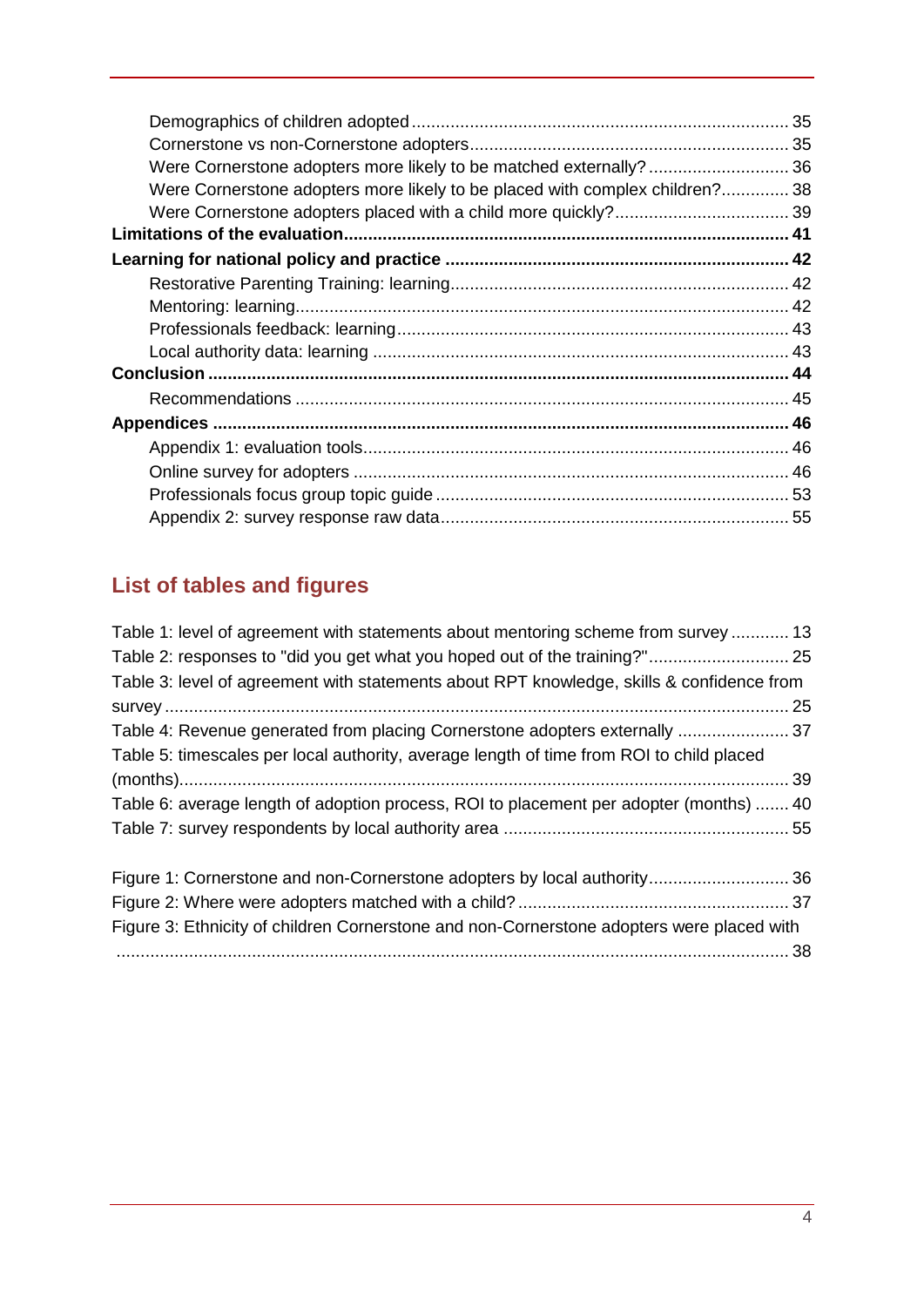Demographics of children adopted ..... 35
Cornerstone vs non-Cornerstone adopters ..... 35
Were Cornerstone adopters more likely to be matched externally? ..... 36
Were Cornerstone adopters more likely to be placed with complex children? ..... 38
Were Cornerstone adopters placed with a child more quickly? ..... 39

**Limitations of the evaluation ..... 41**

**Learning for national policy and practice ..... 42**

Restorative Parenting Training: learning ..... 42
Mentoring: learning ..... 42
Professionals feedback: learning ..... 43
Local authority data: learning ..... 43

**Conclusion ..... 44**

Recommendations ..... 45

**Appendices ..... 46**

Appendix 1: evaluation tools ..... 46
Online survey for adopters ..... 46
Professionals focus group topic guide ..... 53
Appendix 2: survey response raw data ..... 55

## List of tables and figures

Table 1: level of agreement with statements about mentoring scheme from survey ..... 13
Table 2: responses to "did you get what you hoped out of the training?" ..... 25
Table 3: level of agreement with statements about RPT knowledge, skills & confidence from survey ..... 25
Table 4: Revenue generated from placing Cornerstone adopters externally ..... 37
Table 5: timescales per local authority, average length of time from ROI to child placed (months) ..... 39
Table 6: average length of adoption process, ROI to placement per adopter (months) ..... 40
Table 7: survey respondents by local authority area ..... 55

Figure 1: Cornerstone and non-Cornerstone adopters by local authority ..... 36
Figure 2: Where were adopters matched with a child? ..... 37
Figure 3: Ethnicity of children Cornerstone and non-Cornerstone adopters were placed with ..... 38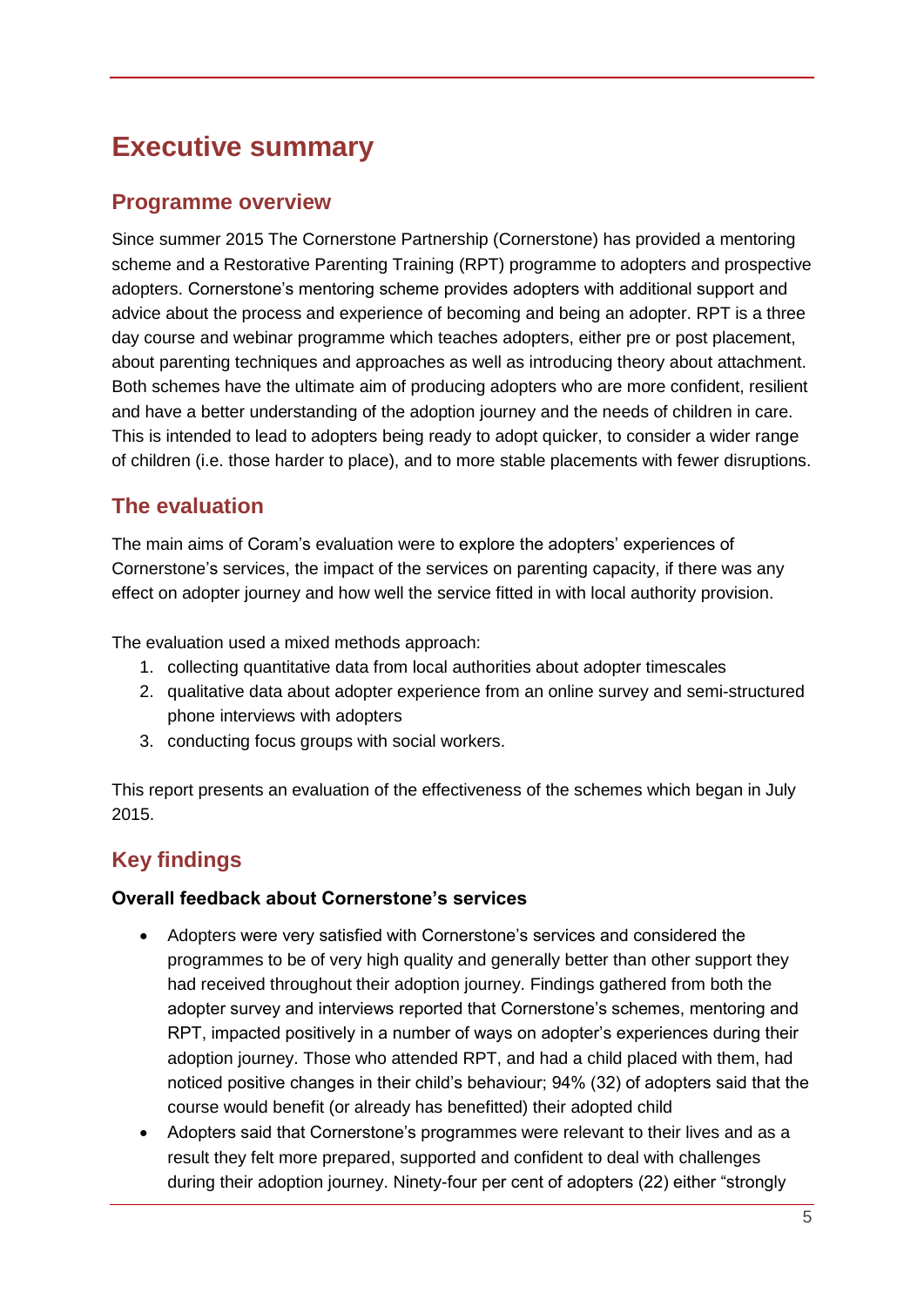# Executive summary

## Programme overview

Since summer 2015 The Cornerstone Partnership (Cornerstone) has provided a mentoring scheme and a Restorative Parenting Training (RPT) programme to adopters and prospective adopters. Cornerstone's mentoring scheme provides adopters with additional support and advice about the process and experience of becoming and being an adopter. RPT is a three day course and webinar programme which teaches adopters, either pre or post placement, about parenting techniques and approaches as well as introducing theory about attachment. Both schemes have the ultimate aim of producing adopters who are more confident, resilient and have a better understanding of the adoption journey and the needs of children in care. This is intended to lead to adopters being ready to adopt quicker, to consider a wider range of children (i.e. those harder to place), and to more stable placements with fewer disruptions.

## The evaluation

The main aims of Coram's evaluation were to explore the adopters' experiences of Cornerstone's services, the impact of the services on parenting capacity, if there was any effect on adopter journey and how well the service fitted in with local authority provision.

The evaluation used a mixed methods approach:

1. collecting quantitative data from local authorities about adopter timescales
2. qualitative data about adopter experience from an online survey and semi-structured phone interviews with adopters
3. conducting focus groups with social workers.

This report presents an evaluation of the effectiveness of the schemes which began in July 2015.

## Key findings

**Overall feedback about Cornerstone's services**

- Adopters were very satisfied with Cornerstone's services and considered the programmes to be of very high quality and generally better than other support they had received throughout their adoption journey. Findings gathered from both the adopter survey and interviews reported that Cornerstone's schemes, mentoring and RPT, impacted positively in a number of ways on adopter's experiences during their adoption journey. Those who attended RPT, and had a child placed with them, had noticed positive changes in their child's behaviour; 94% (32) of adopters said that the course would benefit (or already has benefitted) their adopted child
- Adopters said that Cornerstone's programmes were relevant to their lives and as a result they felt more prepared, supported and confident to deal with challenges during their adoption journey. Ninety-four per cent of adopters (22) either "strongly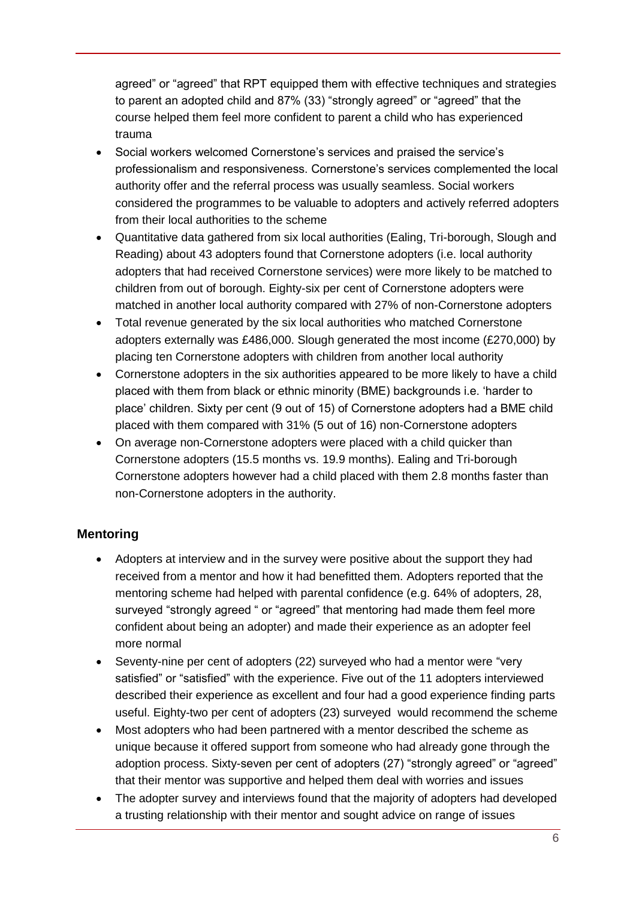agreed" or "agreed" that RPT equipped them with effective techniques and strategies to parent an adopted child and 87% (33) "strongly agreed" or "agreed" that the course helped them feel more confident to parent a child who has experienced trauma

- Social workers welcomed Cornerstone's services and praised the service's professionalism and responsiveness. Cornerstone's services complemented the local authority offer and the referral process was usually seamless. Social workers considered the programmes to be valuable to adopters and actively referred adopters from their local authorities to the scheme
- Quantitative data gathered from six local authorities (Ealing, Tri-borough, Slough and Reading) about 43 adopters found that Cornerstone adopters (i.e. local authority adopters that had received Cornerstone services) were more likely to be matched to children from out of borough. Eighty-six per cent of Cornerstone adopters were matched in another local authority compared with 27% of non-Cornerstone adopters
- Total revenue generated by the six local authorities who matched Cornerstone adopters externally was £486,000. Slough generated the most income (£270,000) by placing ten Cornerstone adopters with children from another local authority
- Cornerstone adopters in the six authorities appeared to be more likely to have a child placed with them from black or ethnic minority (BME) backgrounds i.e. 'harder to place' children. Sixty per cent (9 out of 15) of Cornerstone adopters had a BME child placed with them compared with 31% (5 out of 16) non-Cornerstone adopters
- On average non-Cornerstone adopters were placed with a child quicker than Cornerstone adopters (15.5 months vs. 19.9 months). Ealing and Tri-borough Cornerstone adopters however had a child placed with them 2.8 months faster than non-Cornerstone adopters in the authority.

### Mentoring

- Adopters at interview and in the survey were positive about the support they had received from a mentor and how it had benefitted them. Adopters reported that the mentoring scheme had helped with parental confidence (e.g. 64% of adopters, 28, surveyed "strongly agreed " or "agreed" that mentoring had made them feel more confident about being an adopter) and made their experience as an adopter feel more normal
- Seventy-nine per cent of adopters (22) surveyed who had a mentor were "very satisfied" or "satisfied" with the experience. Five out of the 11 adopters interviewed described their experience as excellent and four had a good experience finding parts useful. Eighty-two per cent of adopters (23) surveyed would recommend the scheme
- Most adopters who had been partnered with a mentor described the scheme as unique because it offered support from someone who had already gone through the adoption process. Sixty-seven per cent of adopters (27) "strongly agreed" or "agreed" that their mentor was supportive and helped them deal with worries and issues
- The adopter survey and interviews found that the majority of adopters had developed a trusting relationship with their mentor and sought advice on range of issues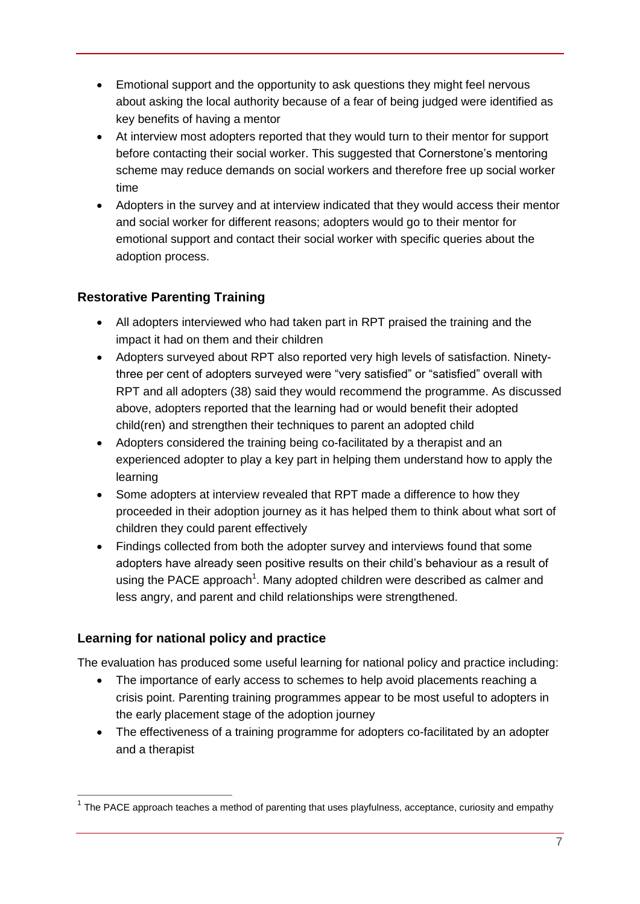- Emotional support and the opportunity to ask questions they might feel nervous about asking the local authority because of a fear of being judged were identified as key benefits of having a mentor
- At interview most adopters reported that they would turn to their mentor for support before contacting their social worker. This suggested that Cornerstone's mentoring scheme may reduce demands on social workers and therefore free up social worker time
- Adopters in the survey and at interview indicated that they would access their mentor and social worker for different reasons; adopters would go to their mentor for emotional support and contact their social worker with specific queries about the adoption process.

### Restorative Parenting Training

- All adopters interviewed who had taken part in RPT praised the training and the impact it had on them and their children
- Adopters surveyed about RPT also reported very high levels of satisfaction. Ninety-three per cent of adopters surveyed were "very satisfied" or "satisfied" overall with RPT and all adopters (38) said they would recommend the programme. As discussed above, adopters reported that the learning had or would benefit their adopted child(ren) and strengthen their techniques to parent an adopted child
- Adopters considered the training being co-facilitated by a therapist and an experienced adopter to play a key part in helping them understand how to apply the learning
- Some adopters at interview revealed that RPT made a difference to how they proceeded in their adoption journey as it has helped them to think about what sort of children they could parent effectively
- Findings collected from both the adopter survey and interviews found that some adopters have already seen positive results on their child's behaviour as a result of using the PACE approach[1]. Many adopted children were described as calmer and less angry, and parent and child relationships were strengthened.

### Learning for national policy and practice

The evaluation has produced some useful learning for national policy and practice including:

- The importance of early access to schemes to help avoid placements reaching a crisis point. Parenting training programmes appear to be most useful to adopters in the early placement stage of the adoption journey
- The effectiveness of a training programme for adopters co-facilitated by an adopter and a therapist

[1] The PACE approach teaches a method of parenting that uses playfulness, acceptance, curiosity and empathy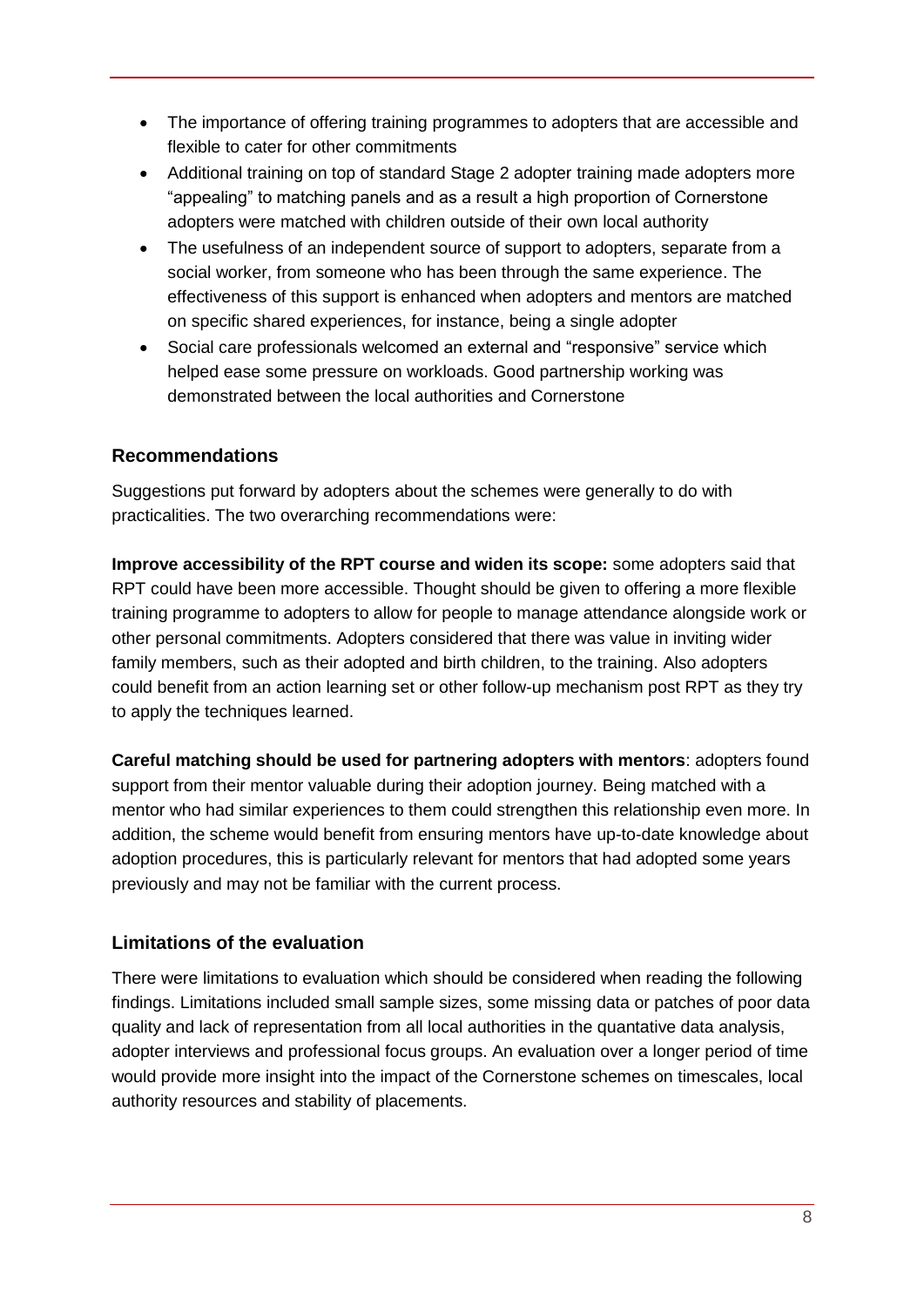- The importance of offering training programmes to adopters that are accessible and flexible to cater for other commitments
- Additional training on top of standard Stage 2 adopter training made adopters more "appealing" to matching panels and as a result a high proportion of Cornerstone adopters were matched with children outside of their own local authority
- The usefulness of an independent source of support to adopters, separate from a social worker, from someone who has been through the same experience. The effectiveness of this support is enhanced when adopters and mentors are matched on specific shared experiences, for instance, being a single adopter
- Social care professionals welcomed an external and "responsive" service which helped ease some pressure on workloads. Good partnership working was demonstrated between the local authorities and Cornerstone

### Recommendations

Suggestions put forward by adopters about the schemes were generally to do with practicalities. The two overarching recommendations were:

**Improve accessibility of the RPT course and widen its scope:** some adopters said that RPT could have been more accessible. Thought should be given to offering a more flexible training programme to adopters to allow for people to manage attendance alongside work or other personal commitments. Adopters considered that there was value in inviting wider family members, such as their adopted and birth children, to the training. Also adopters could benefit from an action learning set or other follow-up mechanism post RPT as they try to apply the techniques learned.

**Careful matching should be used for partnering adopters with mentors**: adopters found support from their mentor valuable during their adoption journey. Being matched with a mentor who had similar experiences to them could strengthen this relationship even more. In addition, the scheme would benefit from ensuring mentors have up-to-date knowledge about adoption procedures, this is particularly relevant for mentors that had adopted some years previously and may not be familiar with the current process.

### Limitations of the evaluation

There were limitations to evaluation which should be considered when reading the following findings. Limitations included small sample sizes, some missing data or patches of poor data quality and lack of representation from all local authorities in the quantative data analysis, adopter interviews and professional focus groups. An evaluation over a longer period of time would provide more insight into the impact of the Cornerstone schemes on timescales, local authority resources and stability of placements.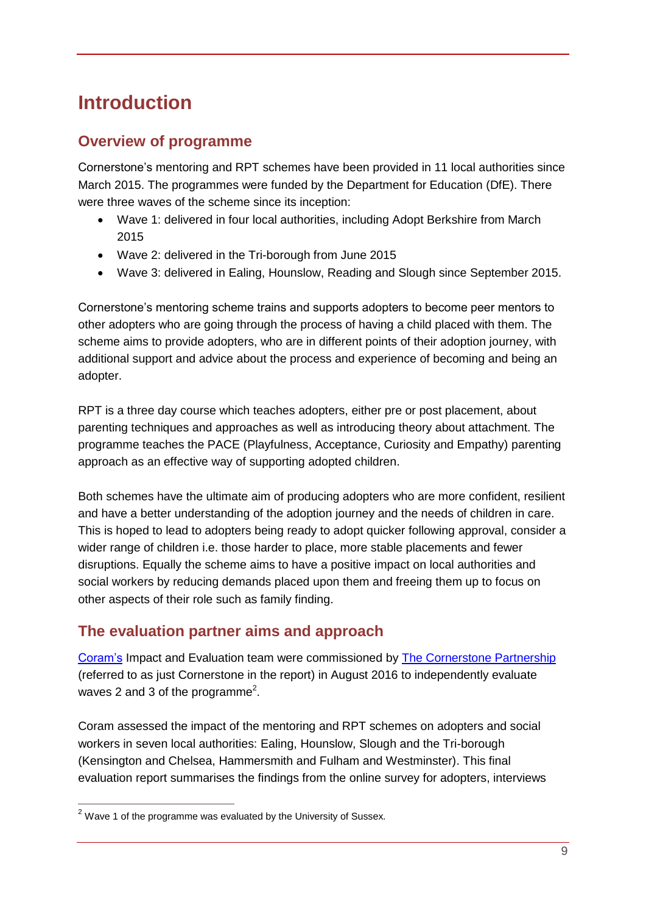# Introduction

## Overview of programme

Cornerstone's mentoring and RPT schemes have been provided in 11 local authorities since March 2015. The programmes were funded by the Department for Education (DfE). There were three waves of the scheme since its inception:

- Wave 1: delivered in four local authorities, including Adopt Berkshire from March 2015
- Wave 2: delivered in the Tri-borough from June 2015
- Wave 3: delivered in Ealing, Hounslow, Reading and Slough since September 2015.

Cornerstone's mentoring scheme trains and supports adopters to become peer mentors to other adopters who are going through the process of having a child placed with them. The scheme aims to provide adopters, who are in different points of their adoption journey, with additional support and advice about the process and experience of becoming and being an adopter.

RPT is a three day course which teaches adopters, either pre or post placement, about parenting techniques and approaches as well as introducing theory about attachment. The programme teaches the PACE (Playfulness, Acceptance, Curiosity and Empathy) parenting approach as an effective way of supporting adopted children.

Both schemes have the ultimate aim of producing adopters who are more confident, resilient and have a better understanding of the adoption journey and the needs of children in care. This is hoped to lead to adopters being ready to adopt quicker following approval, consider a wider range of children i.e. those harder to place, more stable placements and fewer disruptions. Equally the scheme aims to have a positive impact on local authorities and social workers by reducing demands placed upon them and freeing them up to focus on other aspects of their role such as family finding.

## The evaluation partner aims and approach

Coram's Impact and Evaluation team were commissioned by The Cornerstone Partnership (referred to as just Cornerstone in the report) in August 2016 to independently evaluate waves 2 and 3 of the programme[2].

Coram assessed the impact of the mentoring and RPT schemes on adopters and social workers in seven local authorities: Ealing, Hounslow, Slough and the Tri-borough (Kensington and Chelsea, Hammersmith and Fulham and Westminster). This final evaluation report summarises the findings from the online survey for adopters, interviews

[2] Wave 1 of the programme was evaluated by the University of Sussex.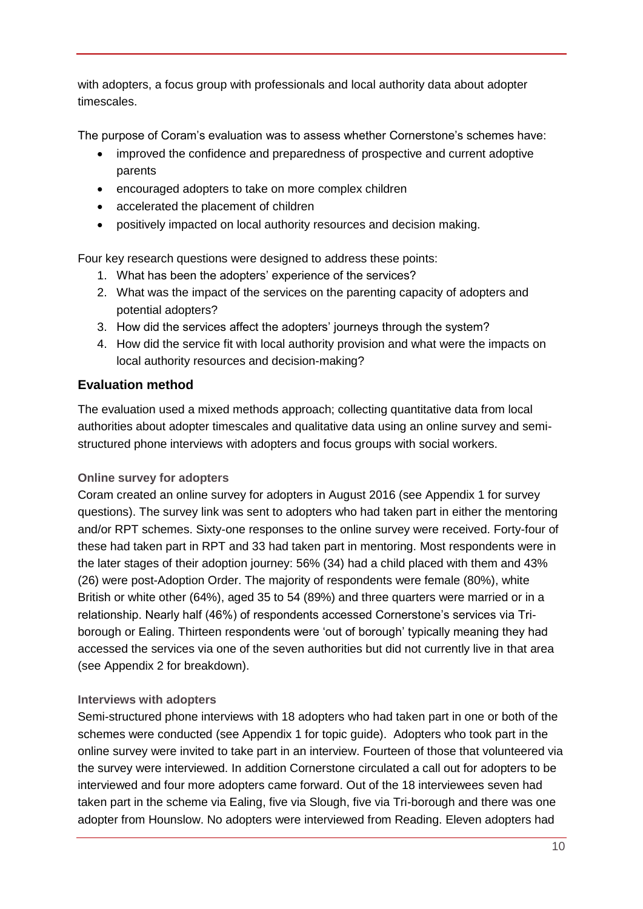with adopters, a focus group with professionals and local authority data about adopter timescales.

The purpose of Coram's evaluation was to assess whether Cornerstone's schemes have:

- improved the confidence and preparedness of prospective and current adoptive parents
- encouraged adopters to take on more complex children
- accelerated the placement of children
- positively impacted on local authority resources and decision making.

Four key research questions were designed to address these points:

1. What has been the adopters' experience of the services?
2. What was the impact of the services on the parenting capacity of adopters and potential adopters?
3. How did the services affect the adopters' journeys through the system?
4. How did the service fit with local authority provision and what were the impacts on local authority resources and decision-making?

## Evaluation method

The evaluation used a mixed methods approach; collecting quantitative data from local authorities about adopter timescales and qualitative data using an online survey and semi-structured phone interviews with adopters and focus groups with social workers.

### Online survey for adopters

Coram created an online survey for adopters in August 2016 (see Appendix 1 for survey questions). The survey link was sent to adopters who had taken part in either the mentoring and/or RPT schemes. Sixty-one responses to the online survey were received. Forty-four of these had taken part in RPT and 33 had taken part in mentoring. Most respondents were in the later stages of their adoption journey: 56% (34) had a child placed with them and 43% (26) were post-Adoption Order. The majority of respondents were female (80%), white British or white other (64%), aged 35 to 54 (89%) and three quarters were married or in a relationship. Nearly half (46%) of respondents accessed Cornerstone's services via Tri-borough or Ealing. Thirteen respondents were 'out of borough' typically meaning they had accessed the services via one of the seven authorities but did not currently live in that area (see Appendix 2 for breakdown).

### Interviews with adopters

Semi-structured phone interviews with 18 adopters who had taken part in one or both of the schemes were conducted (see Appendix 1 for topic guide). Adopters who took part in the online survey were invited to take part in an interview. Fourteen of those that volunteered via the survey were interviewed. In addition Cornerstone circulated a call out for adopters to be interviewed and four more adopters came forward. Out of the 18 interviewees seven had taken part in the scheme via Ealing, five via Slough, five via Tri-borough and there was one adopter from Hounslow. No adopters were interviewed from Reading. Eleven adopters had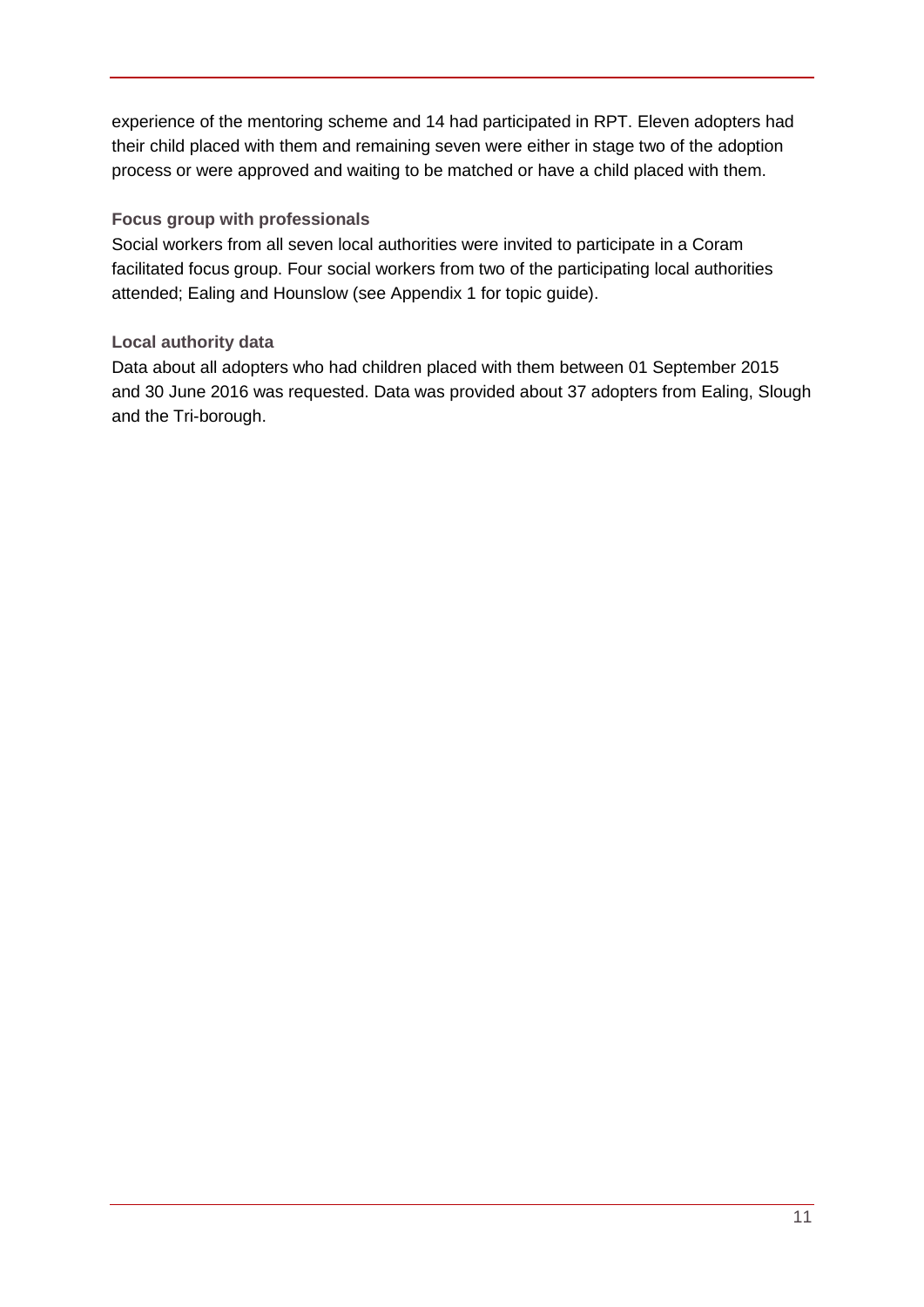experience of the mentoring scheme and 14 had participated in RPT. Eleven adopters had their child placed with them and remaining seven were either in stage two of the adoption process or were approved and waiting to be matched or have a child placed with them.

### Focus group with professionals

Social workers from all seven local authorities were invited to participate in a Coram facilitated focus group. Four social workers from two of the participating local authorities attended; Ealing and Hounslow (see Appendix 1 for topic guide).

### Local authority data

Data about all adopters who had children placed with them between 01 September 2015 and 30 June 2016 was requested. Data was provided about 37 adopters from Ealing, Slough and the Tri-borough.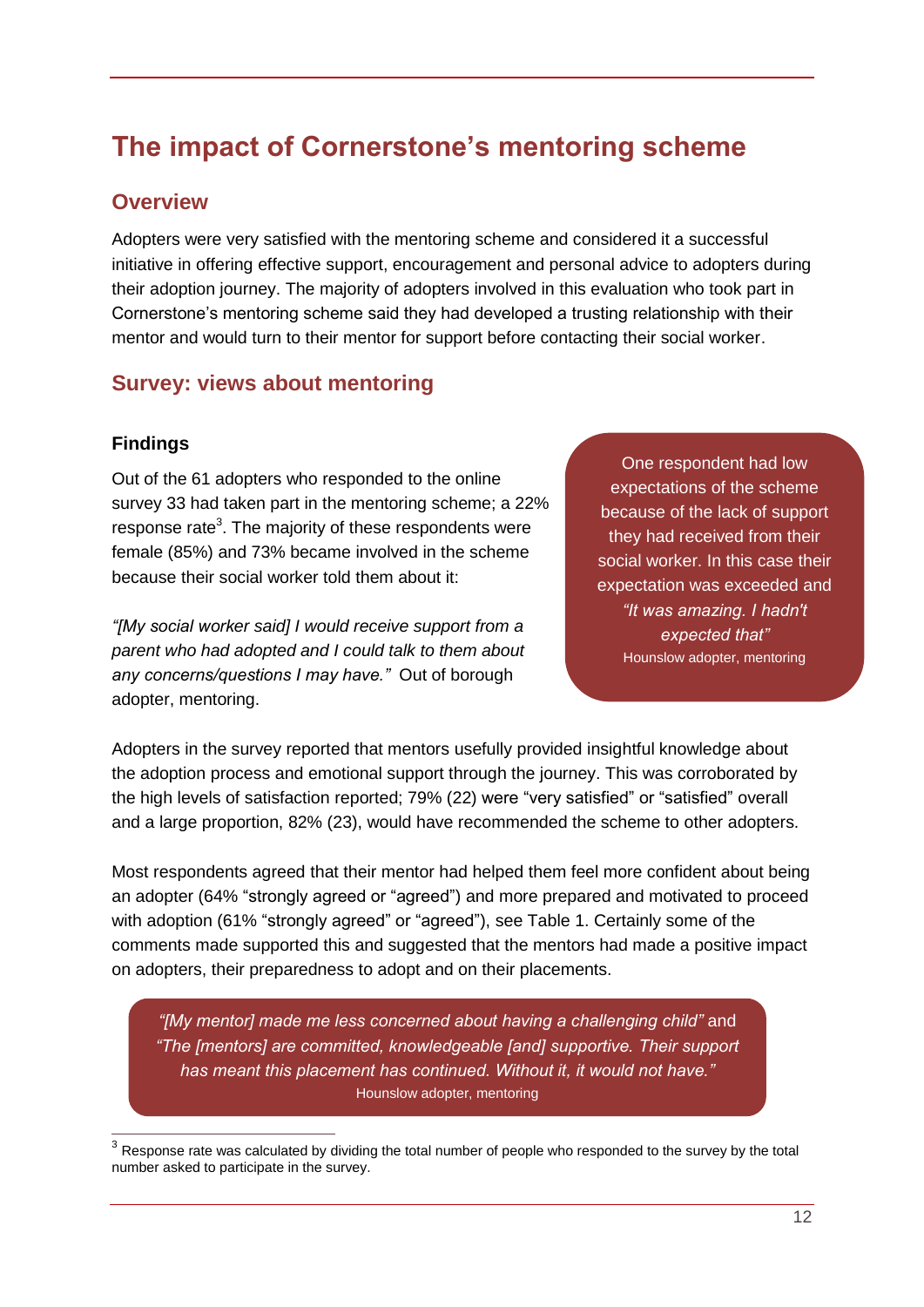# The impact of Cornerstone's mentoring scheme

## Overview

Adopters were very satisfied with the mentoring scheme and considered it a successful initiative in offering effective support, encouragement and personal advice to adopters during their adoption journey. The majority of adopters involved in this evaluation who took part in Cornerstone's mentoring scheme said they had developed a trusting relationship with their mentor and would turn to their mentor for support before contacting their social worker.

## Survey: views about mentoring

### Findings

Out of the 61 adopters who responded to the online survey 33 had taken part in the mentoring scheme; a 22% response rate[3]. The majority of these respondents were female (85%) and 73% became involved in the scheme because their social worker told them about it:

*"[My social worker said] I would receive support from a parent who had adopted and I could talk to them about any concerns/questions I may have."* Out of borough adopter, mentoring.

> One respondent had low expectations of the scheme because of the lack of support they had received from their social worker. In this case their expectation was exceeded and *"It was amazing. I hadn't expected that"*
> Hounslow adopter, mentoring

Adopters in the survey reported that mentors usefully provided insightful knowledge about the adoption process and emotional support through the journey. This was corroborated by the high levels of satisfaction reported; 79% (22) were "very satisfied" or "satisfied" overall and a large proportion, 82% (23), would have recommended the scheme to other adopters.

Most respondents agreed that their mentor had helped them feel more confident about being an adopter (64% "strongly agreed or "agreed") and more prepared and motivated to proceed with adoption (61% "strongly agreed" or "agreed"), see Table 1. Certainly some of the comments made supported this and suggested that the mentors had made a positive impact on adopters, their preparedness to adopt and on their placements.

> *"[My mentor] made me less concerned about having a challenging child"* and *"The [mentors] are committed, knowledgeable [and] supportive. Their support has meant this placement has continued. Without it, it would not have."*
> Hounslow adopter, mentoring

[3] Response rate was calculated by dividing the total number of people who responded to the survey by the total number asked to participate in the survey.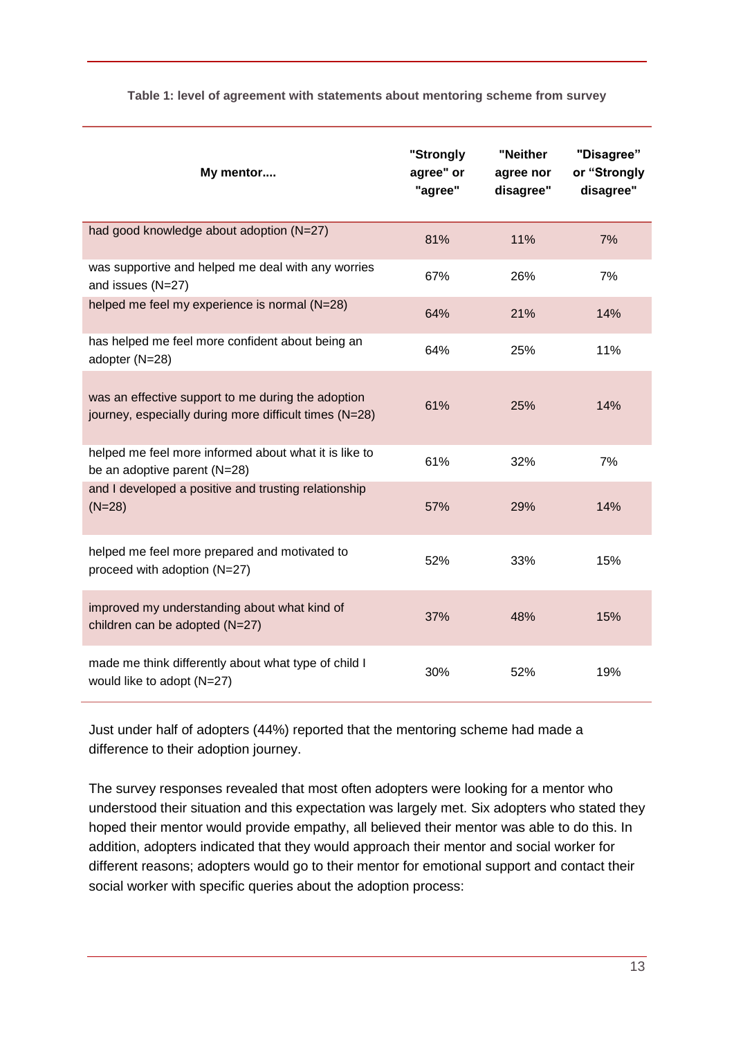**Table 1: level of agreement with statements about mentoring scheme from survey**

| My mentor.... | "Strongly agree" or "agree" | "Neither agree nor disagree" | "Disagree" or "Strongly disagree" |
|---|---|---|---|
| had good knowledge about adoption (N=27) | 81% | 11% | 7% |
| was supportive and helped me deal with any worries and issues (N=27) | 67% | 26% | 7% |
| helped me feel my experience is normal (N=28) | 64% | 21% | 14% |
| has helped me feel more confident about being an adopter (N=28) | 64% | 25% | 11% |
| was an effective support to me during the adoption journey, especially during more difficult times (N=28) | 61% | 25% | 14% |
| helped me feel more informed about what it is like to be an adoptive parent (N=28) | 61% | 32% | 7% |
| and I developed a positive and trusting relationship (N=28) | 57% | 29% | 14% |
| helped me feel more prepared and motivated to proceed with adoption (N=27) | 52% | 33% | 15% |
| improved my understanding about what kind of children can be adopted (N=27) | 37% | 48% | 15% |
| made me think differently about what type of child I would like to adopt (N=27) | 30% | 52% | 19% |

Just under half of adopters (44%) reported that the mentoring scheme had made a difference to their adoption journey.

The survey responses revealed that most often adopters were looking for a mentor who understood their situation and this expectation was largely met. Six adopters who stated they hoped their mentor would provide empathy, all believed their mentor was able to do this. In addition, adopters indicated that they would approach their mentor and social worker for different reasons; adopters would go to their mentor for emotional support and contact their social worker with specific queries about the adoption process: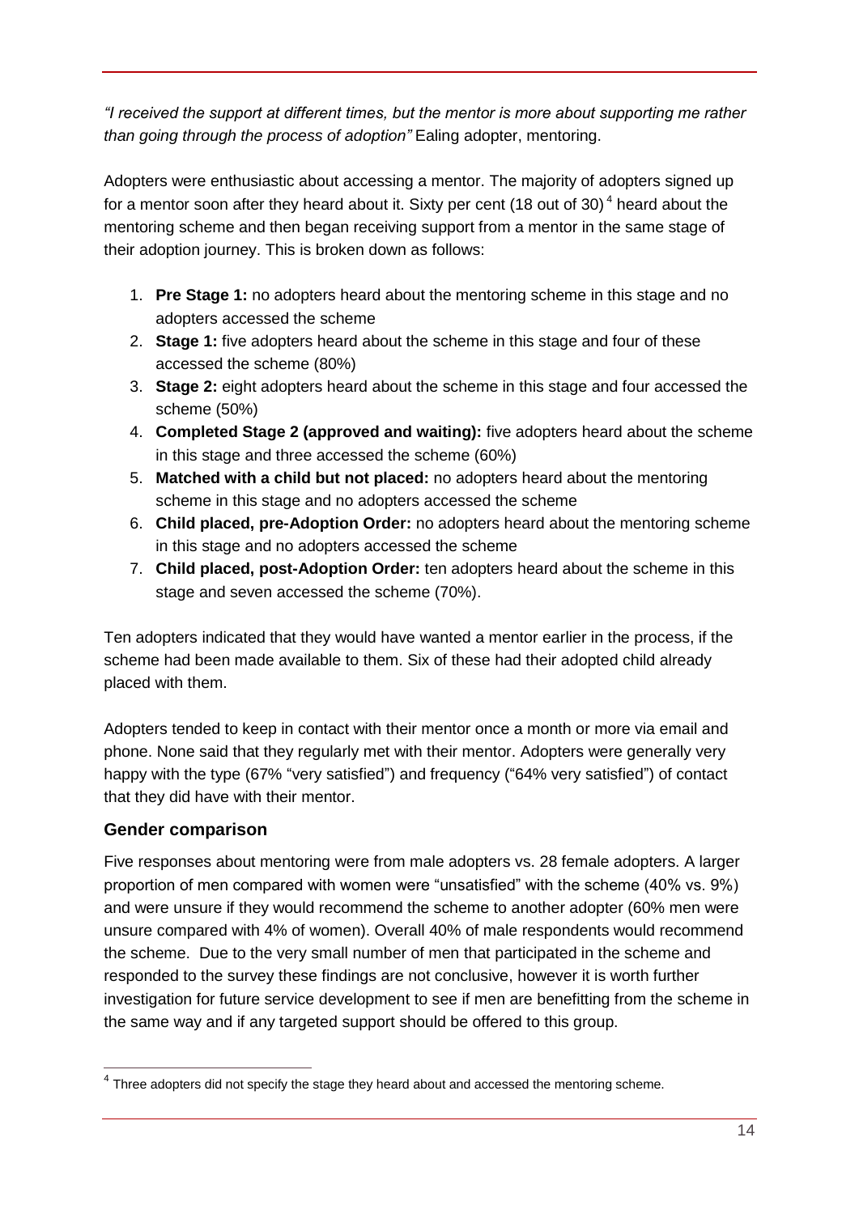*"I received the support at different times, but the mentor is more about supporting me rather than going through the process of adoption"* Ealing adopter, mentoring.

Adopters were enthusiastic about accessing a mentor. The majority of adopters signed up for a mentor soon after they heard about it. Sixty per cent (18 out of 30)[4] heard about the mentoring scheme and then began receiving support from a mentor in the same stage of their adoption journey. This is broken down as follows:

1. **Pre Stage 1:** no adopters heard about the mentoring scheme in this stage and no adopters accessed the scheme
2. **Stage 1:** five adopters heard about the scheme in this stage and four of these accessed the scheme (80%)
3. **Stage 2:** eight adopters heard about the scheme in this stage and four accessed the scheme (50%)
4. **Completed Stage 2 (approved and waiting):** five adopters heard about the scheme in this stage and three accessed the scheme (60%)
5. **Matched with a child but not placed:** no adopters heard about the mentoring scheme in this stage and no adopters accessed the scheme
6. **Child placed, pre-Adoption Order:** no adopters heard about the mentoring scheme in this stage and no adopters accessed the scheme
7. **Child placed, post-Adoption Order:** ten adopters heard about the scheme in this stage and seven accessed the scheme (70%).

Ten adopters indicated that they would have wanted a mentor earlier in the process, if the scheme had been made available to them. Six of these had their adopted child already placed with them.

Adopters tended to keep in contact with their mentor once a month or more via email and phone. None said that they regularly met with their mentor. Adopters were generally very happy with the type (67% "very satisfied") and frequency ("64% very satisfied") of contact that they did have with their mentor.

### Gender comparison

Five responses about mentoring were from male adopters vs. 28 female adopters. A larger proportion of men compared with women were "unsatisfied" with the scheme (40% vs. 9%) and were unsure if they would recommend the scheme to another adopter (60% men were unsure compared with 4% of women). Overall 40% of male respondents would recommend the scheme. Due to the very small number of men that participated in the scheme and responded to the survey these findings are not conclusive, however it is worth further investigation for future service development to see if men are benefitting from the scheme in the same way and if any targeted support should be offered to this group.

[4] Three adopters did not specify the stage they heard about and accessed the mentoring scheme.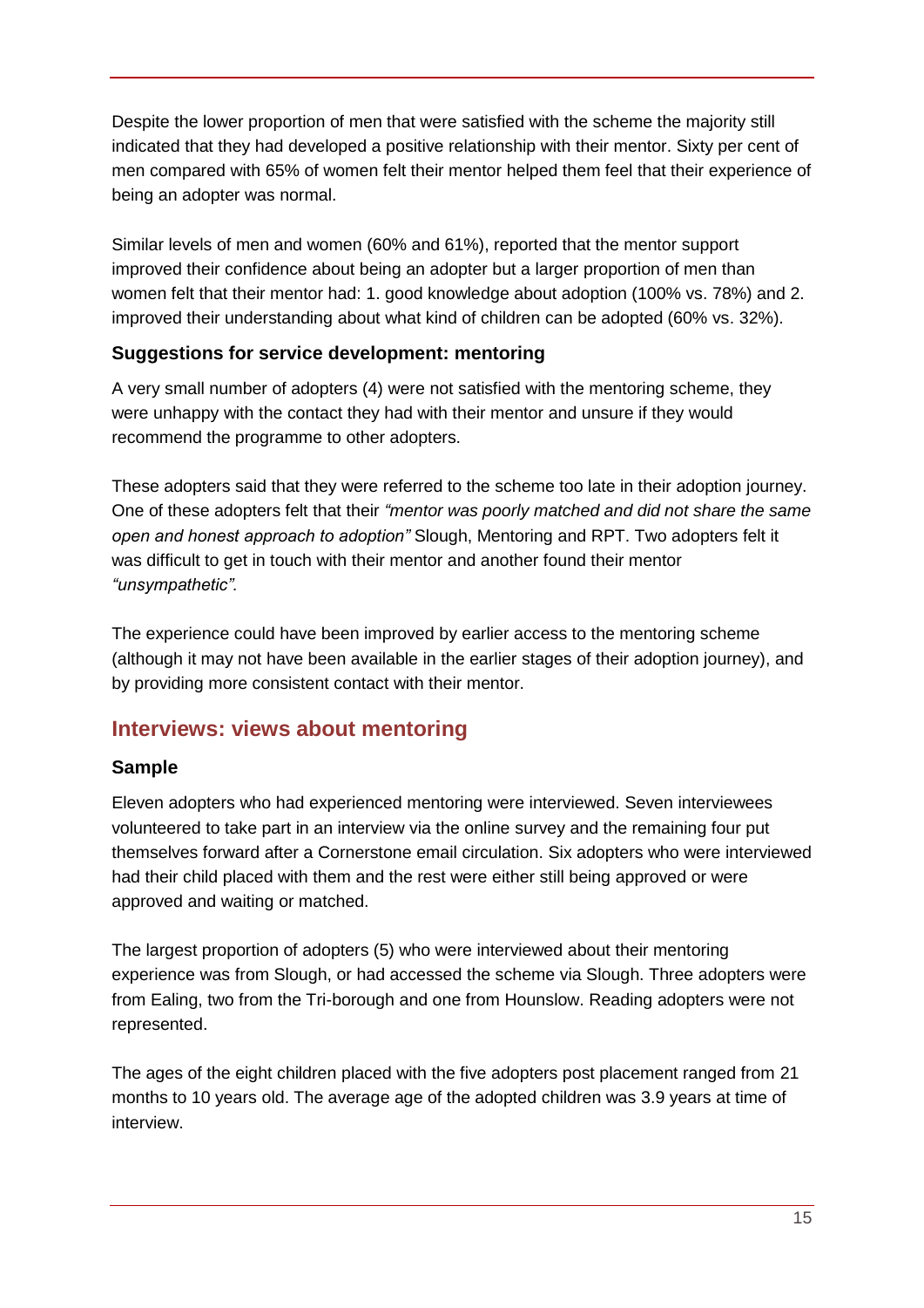Despite the lower proportion of men that were satisfied with the scheme the majority still indicated that they had developed a positive relationship with their mentor. Sixty per cent of men compared with 65% of women felt their mentor helped them feel that their experience of being an adopter was normal.

Similar levels of men and women (60% and 61%), reported that the mentor support improved their confidence about being an adopter but a larger proportion of men than women felt that their mentor had: 1. good knowledge about adoption (100% vs. 78%) and 2. improved their understanding about what kind of children can be adopted (60% vs. 32%).

### Suggestions for service development: mentoring

A very small number of adopters (4) were not satisfied with the mentoring scheme, they were unhappy with the contact they had with their mentor and unsure if they would recommend the programme to other adopters.

These adopters said that they were referred to the scheme too late in their adoption journey. One of these adopters felt that their *"mentor was poorly matched and did not share the same open and honest approach to adoption"* Slough, Mentoring and RPT. Two adopters felt it was difficult to get in touch with their mentor and another found their mentor *"unsympathetic"*.

The experience could have been improved by earlier access to the mentoring scheme (although it may not have been available in the earlier stages of their adoption journey), and by providing more consistent contact with their mentor.

## Interviews: views about mentoring

### Sample

Eleven adopters who had experienced mentoring were interviewed. Seven interviewees volunteered to take part in an interview via the online survey and the remaining four put themselves forward after a Cornerstone email circulation. Six adopters who were interviewed had their child placed with them and the rest were either still being approved or were approved and waiting or matched.

The largest proportion of adopters (5) who were interviewed about their mentoring experience was from Slough, or had accessed the scheme via Slough. Three adopters were from Ealing, two from the Tri-borough and one from Hounslow. Reading adopters were not represented.

The ages of the eight children placed with the five adopters post placement ranged from 21 months to 10 years old. The average age of the adopted children was 3.9 years at time of interview.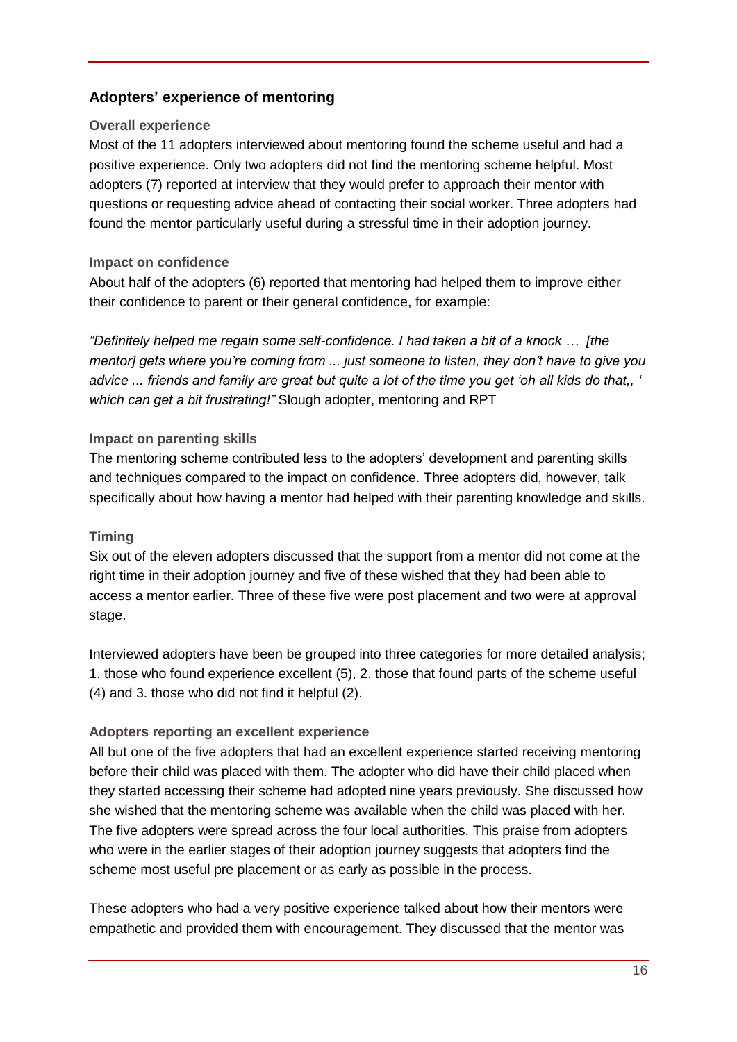## Adopters' experience of mentoring

### Overall experience

Most of the 11 adopters interviewed about mentoring found the scheme useful and had a positive experience. Only two adopters did not find the mentoring scheme helpful. Most adopters (7) reported at interview that they would prefer to approach their mentor with questions or requesting advice ahead of contacting their social worker. Three adopters had found the mentor particularly useful during a stressful time in their adoption journey.

### Impact on confidence

About half of the adopters (6) reported that mentoring had helped them to improve either their confidence to parent or their general confidence, for example:

*"Definitely helped me regain some self-confidence. I had taken a bit of a knock … [the mentor] gets where you're coming from ... just someone to listen, they don't have to give you advice ... friends and family are great but quite a lot of the time you get 'oh all kids do that,, ' which can get a bit frustrating!"* Slough adopter, mentoring and RPT

### Impact on parenting skills

The mentoring scheme contributed less to the adopters' development and parenting skills and techniques compared to the impact on confidence. Three adopters did, however, talk specifically about how having a mentor had helped with their parenting knowledge and skills.

### Timing

Six out of the eleven adopters discussed that the support from a mentor did not come at the right time in their adoption journey and five of these wished that they had been able to access a mentor earlier. Three of these five were post placement and two were at approval stage.

Interviewed adopters have been be grouped into three categories for more detailed analysis; 1. those who found experience excellent (5), 2. those that found parts of the scheme useful (4) and 3. those who did not find it helpful (2).

### Adopters reporting an excellent experience

All but one of the five adopters that had an excellent experience started receiving mentoring before their child was placed with them. The adopter who did have their child placed when they started accessing their scheme had adopted nine years previously. She discussed how she wished that the mentoring scheme was available when the child was placed with her. The five adopters were spread across the four local authorities. This praise from adopters who were in the earlier stages of their adoption journey suggests that adopters find the scheme most useful pre placement or as early as possible in the process.

These adopters who had a very positive experience talked about how their mentors were empathetic and provided them with encouragement. They discussed that the mentor was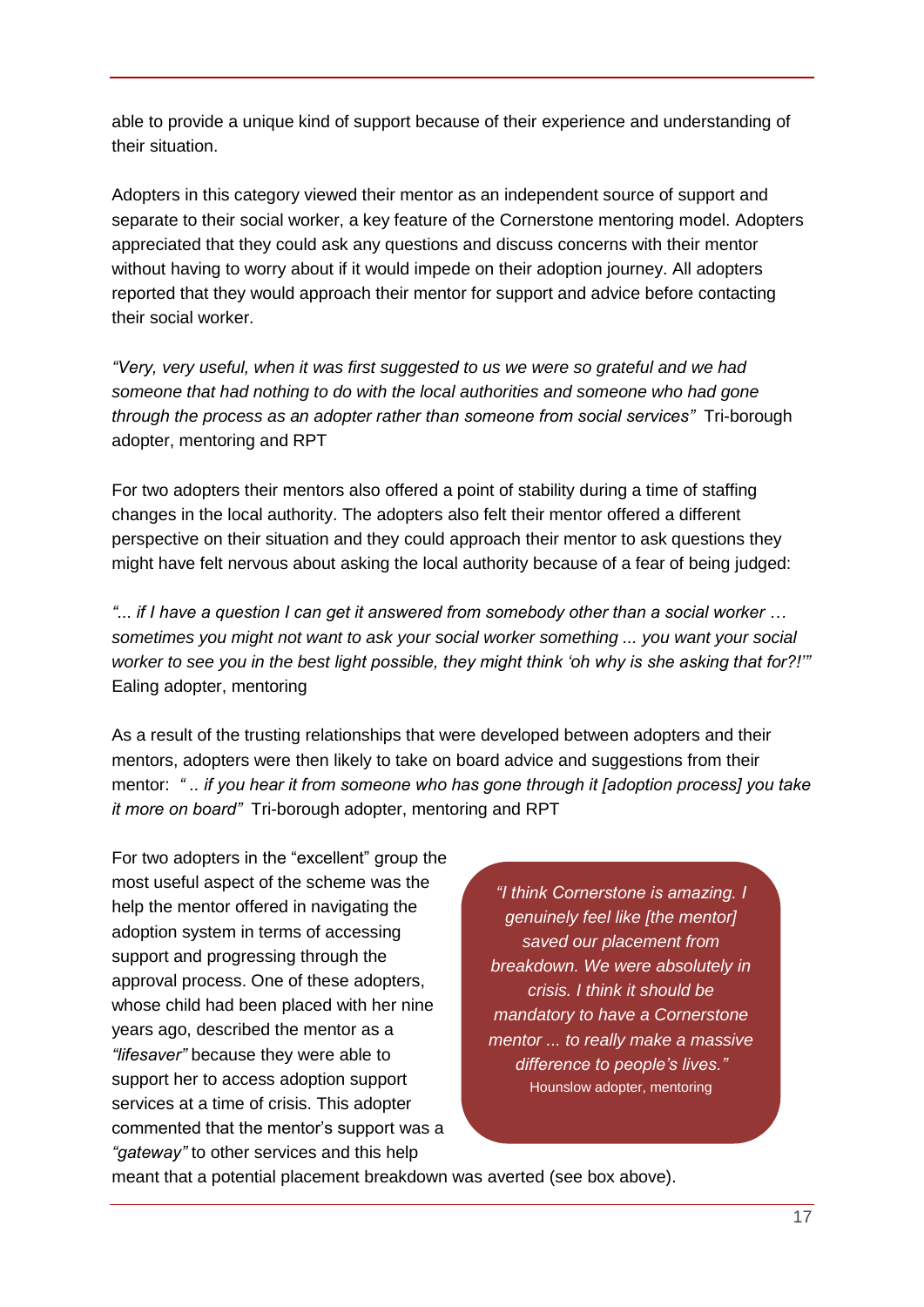able to provide a unique kind of support because of their experience and understanding of their situation.

Adopters in this category viewed their mentor as an independent source of support and separate to their social worker, a key feature of the Cornerstone mentoring model. Adopters appreciated that they could ask any questions and discuss concerns with their mentor without having to worry about if it would impede on their adoption journey. All adopters reported that they would approach their mentor for support and advice before contacting their social worker.

*"Very, very useful, when it was first suggested to us we were so grateful and we had someone that had nothing to do with the local authorities and someone who had gone through the process as an adopter rather than someone from social services"* Tri-borough adopter, mentoring and RPT

For two adopters their mentors also offered a point of stability during a time of staffing changes in the local authority. The adopters also felt their mentor offered a different perspective on their situation and they could approach their mentor to ask questions they might have felt nervous about asking the local authority because of a fear of being judged:

*"... if I have a question I can get it answered from somebody other than a social worker … sometimes you might not want to ask your social worker something ... you want your social worker to see you in the best light possible, they might think 'oh why is she asking that for?!'"* Ealing adopter, mentoring

As a result of the trusting relationships that were developed between adopters and their mentors, adopters were then likely to take on board advice and suggestions from their mentor: *" .. if you hear it from someone who has gone through it [adoption process] you take it more on board"* Tri-borough adopter, mentoring and RPT

For two adopters in the "excellent" group the most useful aspect of the scheme was the help the mentor offered in navigating the adoption system in terms of accessing support and progressing through the approval process. One of these adopters, whose child had been placed with her nine years ago, described the mentor as a *"lifesaver"* because they were able to support her to access adoption support services at a time of crisis. This adopter commented that the mentor's support was a *"gateway"* to other services and this help meant that a potential placement breakdown was averted (see box above).

> *"I think Cornerstone is amazing. I genuinely feel like [the mentor] saved our placement from breakdown. We were absolutely in crisis. I think it should be mandatory to have a Cornerstone mentor ... to really make a massive difference to people's lives."*
> Hounslow adopter, mentoring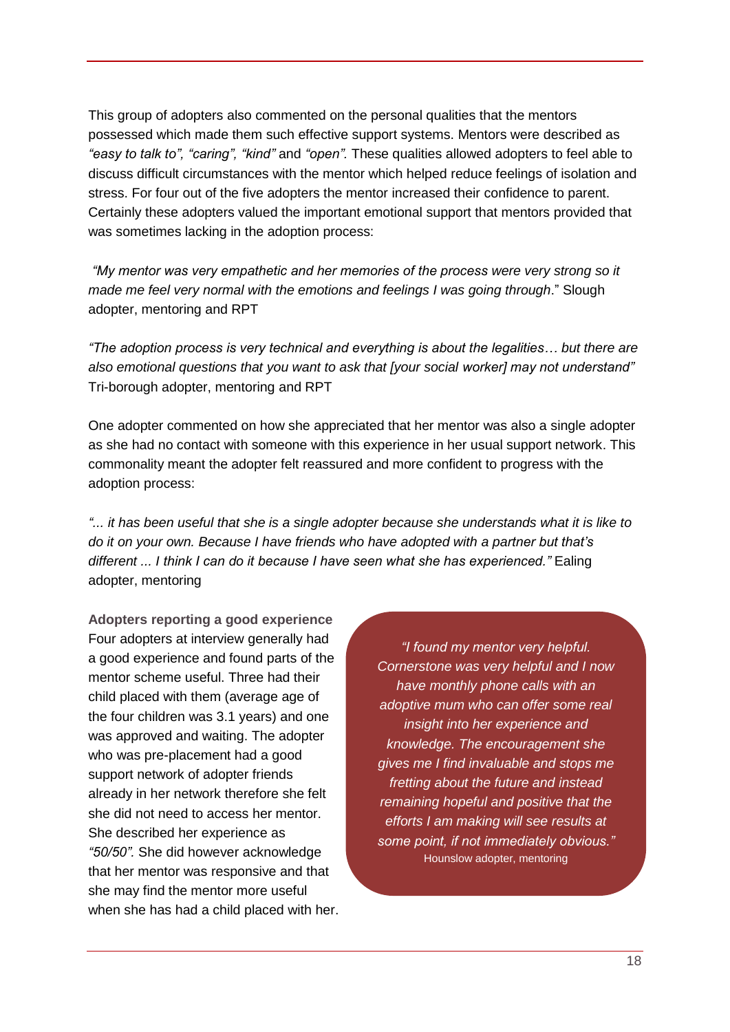This group of adopters also commented on the personal qualities that the mentors possessed which made them such effective support systems. Mentors were described as *"easy to talk to", "caring", "kind"* and *"open".* These qualities allowed adopters to feel able to discuss difficult circumstances with the mentor which helped reduce feelings of isolation and stress. For four out of the five adopters the mentor increased their confidence to parent. Certainly these adopters valued the important emotional support that mentors provided that was sometimes lacking in the adoption process:

*"My mentor was very empathetic and her memories of the process were very strong so it made me feel very normal with the emotions and feelings I was going through*." Slough adopter, mentoring and RPT

*"The adoption process is very technical and everything is about the legalities… but there are also emotional questions that you want to ask that [your social worker] may not understand"* Tri-borough adopter, mentoring and RPT

One adopter commented on how she appreciated that her mentor was also a single adopter as she had no contact with someone with this experience in her usual support network. This commonality meant the adopter felt reassured and more confident to progress with the adoption process:

*"... it has been useful that she is a single adopter because she understands what it is like to do it on your own. Because I have friends who have adopted with a partner but that's different ... I think I can do it because I have seen what she has experienced."* Ealing adopter, mentoring

**Adopters reporting a good experience**

Four adopters at interview generally had a good experience and found parts of the mentor scheme useful. Three had their child placed with them (average age of the four children was 3.1 years) and one was approved and waiting. The adopter who was pre-placement had a good support network of adopter friends already in her network therefore she felt she did not need to access her mentor. She described her experience as *"50/50".* She did however acknowledge that her mentor was responsive and that she may find the mentor more useful when she has had a child placed with her.

*"I found my mentor very helpful. Cornerstone was very helpful and I now have monthly phone calls with an adoptive mum who can offer some real insight into her experience and knowledge. The encouragement she gives me I find invaluable and stops me fretting about the future and instead remaining hopeful and positive that the efforts I am making will see results at some point, if not immediately obvious."*
Hounslow adopter, mentoring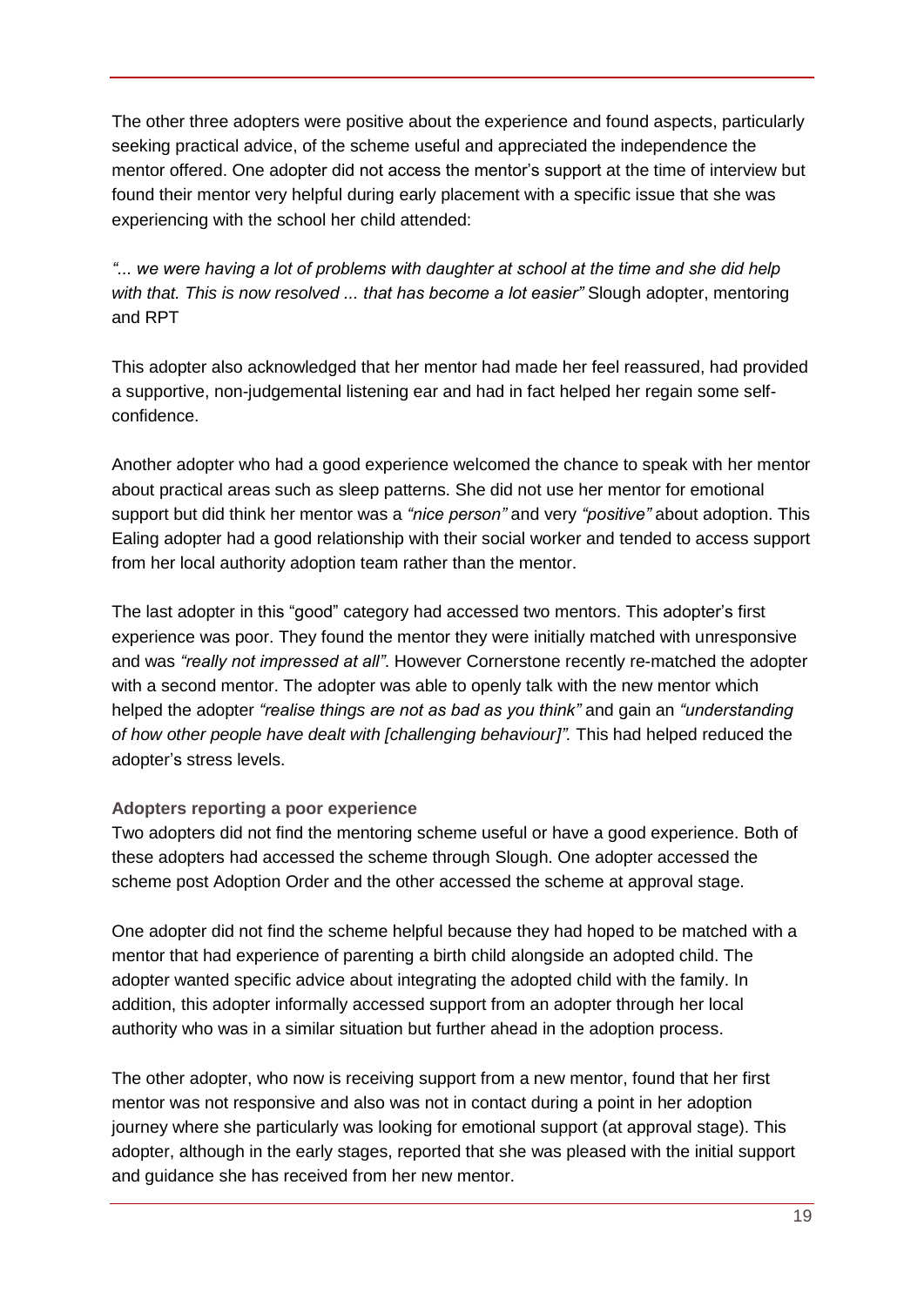The other three adopters were positive about the experience and found aspects, particularly seeking practical advice, of the scheme useful and appreciated the independence the mentor offered. One adopter did not access the mentor's support at the time of interview but found their mentor very helpful during early placement with a specific issue that she was experiencing with the school her child attended:

*"... we were having a lot of problems with daughter at school at the time and she did help with that. This is now resolved ... that has become a lot easier"* Slough adopter, mentoring and RPT

This adopter also acknowledged that her mentor had made her feel reassured, had provided a supportive, non-judgemental listening ear and had in fact helped her regain some self-confidence.

Another adopter who had a good experience welcomed the chance to speak with her mentor about practical areas such as sleep patterns. She did not use her mentor for emotional support but did think her mentor was a *"nice person"* and very *"positive"* about adoption. This Ealing adopter had a good relationship with their social worker and tended to access support from her local authority adoption team rather than the mentor.

The last adopter in this "good" category had accessed two mentors. This adopter's first experience was poor. They found the mentor they were initially matched with unresponsive and was *"really not impressed at all"*. However Cornerstone recently re-matched the adopter with a second mentor. The adopter was able to openly talk with the new mentor which helped the adopter *"realise things are not as bad as you think"* and gain an *"understanding of how other people have dealt with [challenging behaviour]".* This had helped reduced the adopter's stress levels.

#### Adopters reporting a poor experience

Two adopters did not find the mentoring scheme useful or have a good experience. Both of these adopters had accessed the scheme through Slough. One adopter accessed the scheme post Adoption Order and the other accessed the scheme at approval stage.

One adopter did not find the scheme helpful because they had hoped to be matched with a mentor that had experience of parenting a birth child alongside an adopted child. The adopter wanted specific advice about integrating the adopted child with the family. In addition, this adopter informally accessed support from an adopter through her local authority who was in a similar situation but further ahead in the adoption process.

The other adopter, who now is receiving support from a new mentor, found that her first mentor was not responsive and also was not in contact during a point in her adoption journey where she particularly was looking for emotional support (at approval stage). This adopter, although in the early stages, reported that she was pleased with the initial support and guidance she has received from her new mentor.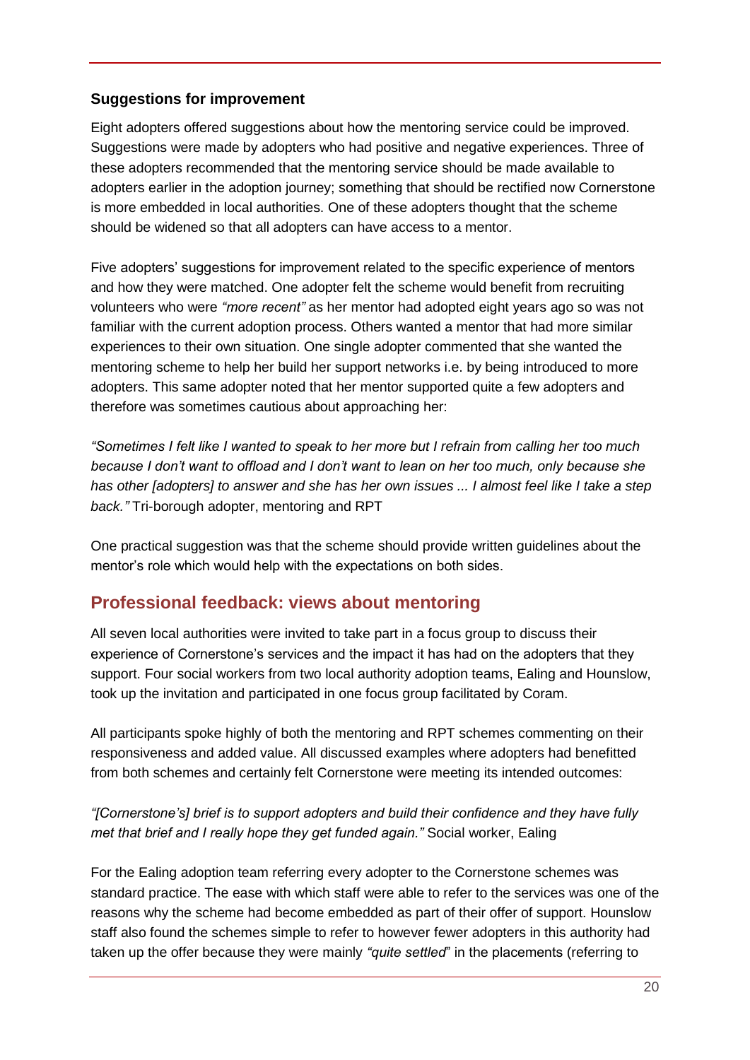### Suggestions for improvement

Eight adopters offered suggestions about how the mentoring service could be improved. Suggestions were made by adopters who had positive and negative experiences. Three of these adopters recommended that the mentoring service should be made available to adopters earlier in the adoption journey; something that should be rectified now Cornerstone is more embedded in local authorities. One of these adopters thought that the scheme should be widened so that all adopters can have access to a mentor.

Five adopters' suggestions for improvement related to the specific experience of mentors and how they were matched. One adopter felt the scheme would benefit from recruiting volunteers who were *"more recent"* as her mentor had adopted eight years ago so was not familiar with the current adoption process. Others wanted a mentor that had more similar experiences to their own situation. One single adopter commented that she wanted the mentoring scheme to help her build her support networks i.e. by being introduced to more adopters. This same adopter noted that her mentor supported quite a few adopters and therefore was sometimes cautious about approaching her:

*"Sometimes I felt like I wanted to speak to her more but I refrain from calling her too much because I don't want to offload and I don't want to lean on her too much, only because she has other [adopters] to answer and she has her own issues ... I almost feel like I take a step back."* Tri-borough adopter, mentoring and RPT

One practical suggestion was that the scheme should provide written guidelines about the mentor's role which would help with the expectations on both sides.

## Professional feedback: views about mentoring

All seven local authorities were invited to take part in a focus group to discuss their experience of Cornerstone's services and the impact it has had on the adopters that they support. Four social workers from two local authority adoption teams, Ealing and Hounslow, took up the invitation and participated in one focus group facilitated by Coram.

All participants spoke highly of both the mentoring and RPT schemes commenting on their responsiveness and added value. All discussed examples where adopters had benefitted from both schemes and certainly felt Cornerstone were meeting its intended outcomes:

*"[Cornerstone's] brief is to support adopters and build their confidence and they have fully met that brief and I really hope they get funded again."* Social worker, Ealing

For the Ealing adoption team referring every adopter to the Cornerstone schemes was standard practice. The ease with which staff were able to refer to the services was one of the reasons why the scheme had become embedded as part of their offer of support. Hounslow staff also found the schemes simple to refer to however fewer adopters in this authority had taken up the offer because they were mainly *"quite settled"* in the placements (referring to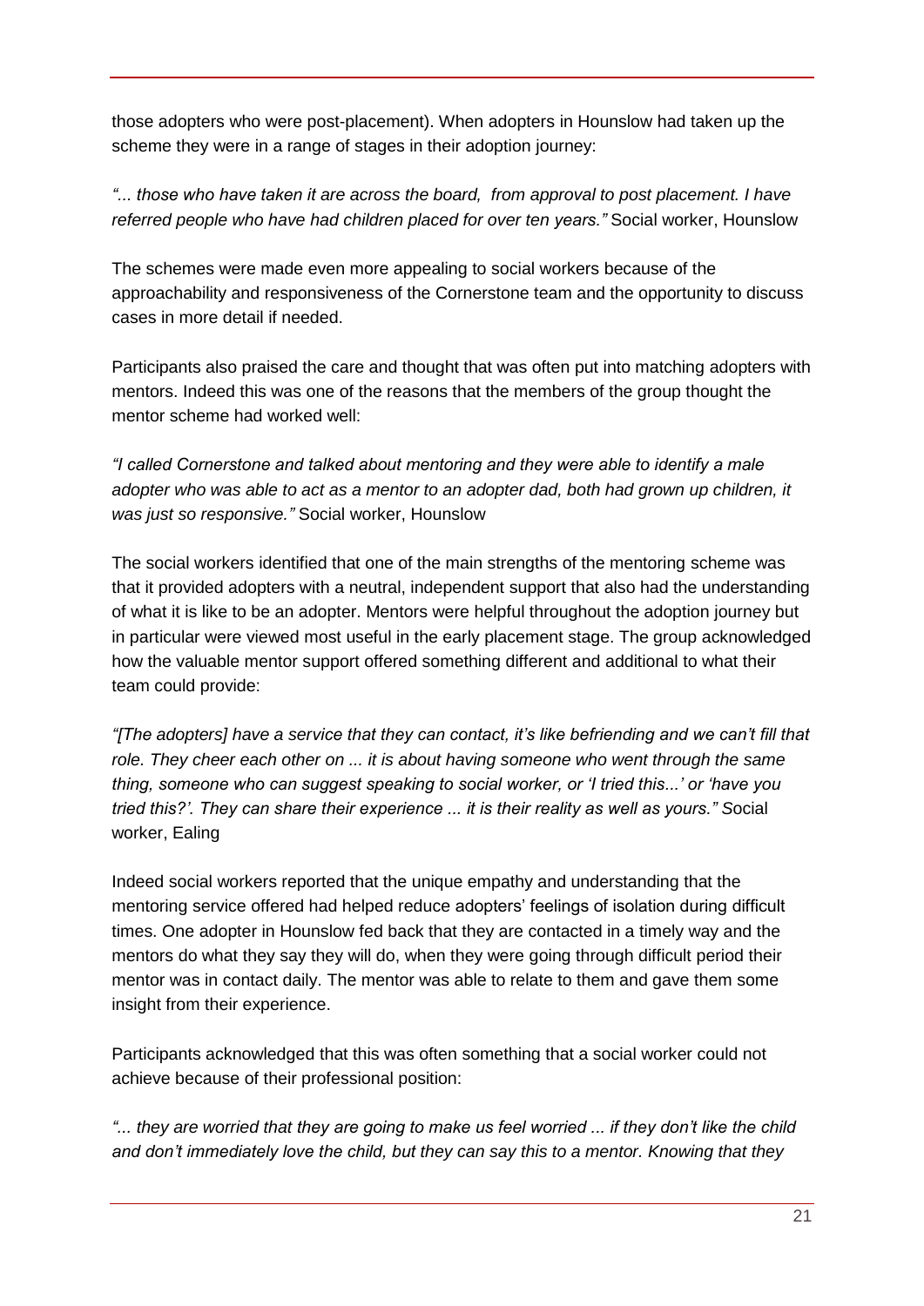those adopters who were post-placement). When adopters in Hounslow had taken up the scheme they were in a range of stages in their adoption journey:

*"... those who have taken it are across the board,  from approval to post placement. I have referred people who have had children placed for over ten years."* Social worker, Hounslow

The schemes were made even more appealing to social workers because of the approachability and responsiveness of the Cornerstone team and the opportunity to discuss cases in more detail if needed.

Participants also praised the care and thought that was often put into matching adopters with mentors. Indeed this was one of the reasons that the members of the group thought the mentor scheme had worked well:

*"I called Cornerstone and talked about mentoring and they were able to identify a male adopter who was able to act as a mentor to an adopter dad, both had grown up children, it was just so responsive."* Social worker, Hounslow

The social workers identified that one of the main strengths of the mentoring scheme was that it provided adopters with a neutral, independent support that also had the understanding of what it is like to be an adopter. Mentors were helpful throughout the adoption journey but in particular were viewed most useful in the early placement stage. The group acknowledged how the valuable mentor support offered something different and additional to what their team could provide:

*"[The adopters] have a service that they can contact, it's like befriending and we can't fill that role. They cheer each other on ... it is about having someone who went through the same thing, someone who can suggest speaking to social worker, or 'I tried this...' or 'have you tried this?'. They can share their experience ... it is their reality as well as yours."* Social worker, Ealing

Indeed social workers reported that the unique empathy and understanding that the mentoring service offered had helped reduce adopters' feelings of isolation during difficult times. One adopter in Hounslow fed back that they are contacted in a timely way and the mentors do what they say they will do, when they were going through difficult period their mentor was in contact daily. The mentor was able to relate to them and gave them some insight from their experience.

Participants acknowledged that this was often something that a social worker could not achieve because of their professional position:

*"... they are worried that they are going to make us feel worried ... if they don't like the child and don't immediately love the child, but they can say this to a mentor. Knowing that they*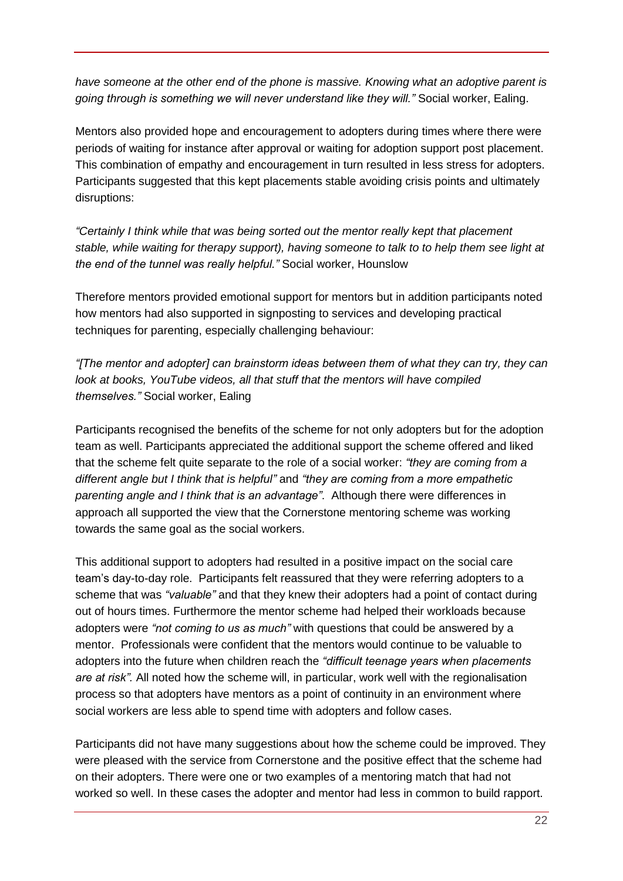*have someone at the other end of the phone is massive. Knowing what an adoptive parent is going through is something we will never understand like they will."* Social worker, Ealing.

Mentors also provided hope and encouragement to adopters during times where there were periods of waiting for instance after approval or waiting for adoption support post placement. This combination of empathy and encouragement in turn resulted in less stress for adopters. Participants suggested that this kept placements stable avoiding crisis points and ultimately disruptions:

*"Certainly I think while that was being sorted out the mentor really kept that placement stable, while waiting for therapy support), having someone to talk to to help them see light at the end of the tunnel was really helpful."* Social worker, Hounslow

Therefore mentors provided emotional support for mentors but in addition participants noted how mentors had also supported in signposting to services and developing practical techniques for parenting, especially challenging behaviour:

*"[The mentor and adopter] can brainstorm ideas between them of what they can try, they can look at books, YouTube videos, all that stuff that the mentors will have compiled themselves."* Social worker, Ealing

Participants recognised the benefits of the scheme for not only adopters but for the adoption team as well. Participants appreciated the additional support the scheme offered and liked that the scheme felt quite separate to the role of a social worker: *"they are coming from a different angle but I think that is helpful"* and *"they are coming from a more empathetic parenting angle and I think that is an advantage"*. Although there were differences in approach all supported the view that the Cornerstone mentoring scheme was working towards the same goal as the social workers.

This additional support to adopters had resulted in a positive impact on the social care team's day-to-day role. Participants felt reassured that they were referring adopters to a scheme that was *"valuable"* and that they knew their adopters had a point of contact during out of hours times. Furthermore the mentor scheme had helped their workloads because adopters were *"not coming to us as much"* with questions that could be answered by a mentor. Professionals were confident that the mentors would continue to be valuable to adopters into the future when children reach the *"difficult teenage years when placements are at risk".* All noted how the scheme will, in particular, work well with the regionalisation process so that adopters have mentors as a point of continuity in an environment where social workers are less able to spend time with adopters and follow cases.

Participants did not have many suggestions about how the scheme could be improved. They were pleased with the service from Cornerstone and the positive effect that the scheme had on their adopters. There were one or two examples of a mentoring match that had not worked so well. In these cases the adopter and mentor had less in common to build rapport.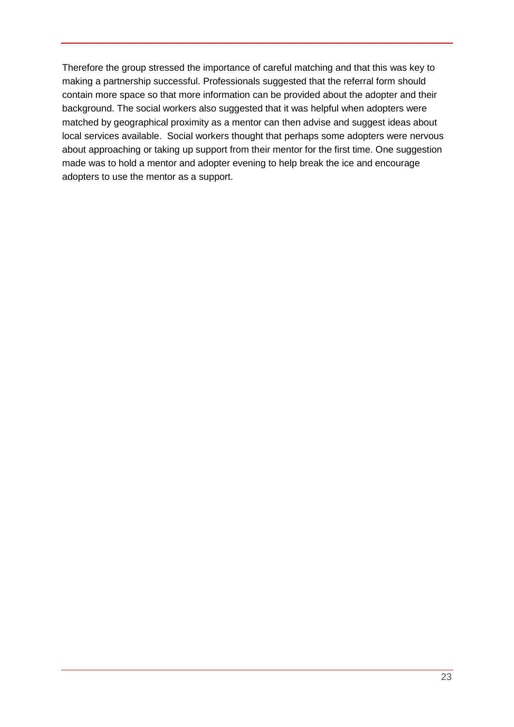Therefore the group stressed the importance of careful matching and that this was key to making a partnership successful. Professionals suggested that the referral form should contain more space so that more information can be provided about the adopter and their background. The social workers also suggested that it was helpful when adopters were matched by geographical proximity as a mentor can then advise and suggest ideas about local services available. Social workers thought that perhaps some adopters were nervous about approaching or taking up support from their mentor for the first time. One suggestion made was to hold a mentor and adopter evening to help break the ice and encourage adopters to use the mentor as a support.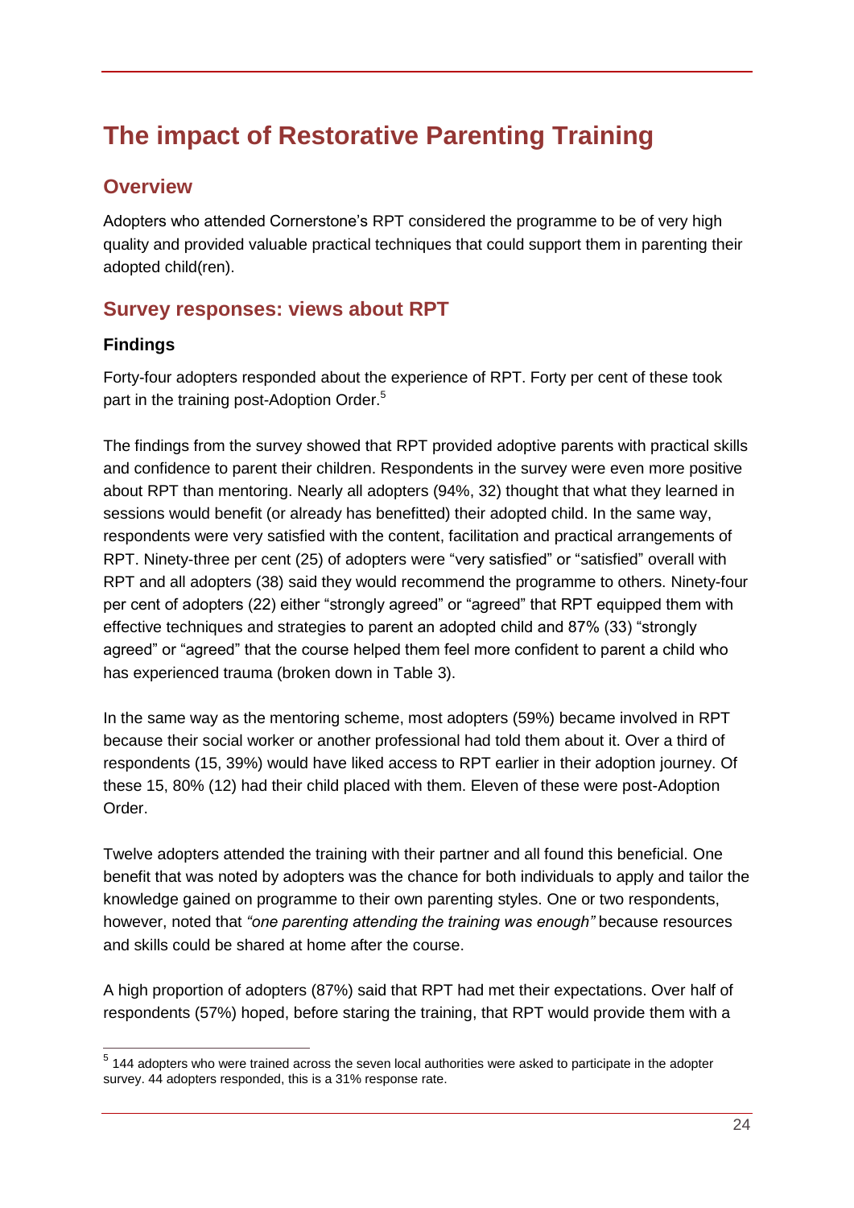# The impact of Restorative Parenting Training

## Overview

Adopters who attended Cornerstone's RPT considered the programme to be of very high quality and provided valuable practical techniques that could support them in parenting their adopted child(ren).

## Survey responses: views about RPT

### Findings

Forty-four adopters responded about the experience of RPT. Forty per cent of these took part in the training post-Adoption Order.[5]

The findings from the survey showed that RPT provided adoptive parents with practical skills and confidence to parent their children. Respondents in the survey were even more positive about RPT than mentoring. Nearly all adopters (94%, 32) thought that what they learned in sessions would benefit (or already has benefitted) their adopted child. In the same way, respondents were very satisfied with the content, facilitation and practical arrangements of RPT. Ninety-three per cent (25) of adopters were "very satisfied" or "satisfied" overall with RPT and all adopters (38) said they would recommend the programme to others. Ninety-four per cent of adopters (22) either "strongly agreed" or "agreed" that RPT equipped them with effective techniques and strategies to parent an adopted child and 87% (33) "strongly agreed" or "agreed" that the course helped them feel more confident to parent a child who has experienced trauma (broken down in Table 3).

In the same way as the mentoring scheme, most adopters (59%) became involved in RPT because their social worker or another professional had told them about it. Over a third of respondents (15, 39%) would have liked access to RPT earlier in their adoption journey. Of these 15, 80% (12) had their child placed with them. Eleven of these were post-Adoption Order.

Twelve adopters attended the training with their partner and all found this beneficial. One benefit that was noted by adopters was the chance for both individuals to apply and tailor the knowledge gained on programme to their own parenting styles. One or two respondents, however, noted that *"one parenting attending the training was enough"* because resources and skills could be shared at home after the course.

A high proportion of adopters (87%) said that RPT had met their expectations. Over half of respondents (57%) hoped, before staring the training, that RPT would provide them with a

[5] 144 adopters who were trained across the seven local authorities were asked to participate in the adopter survey. 44 adopters responded, this is a 31% response rate.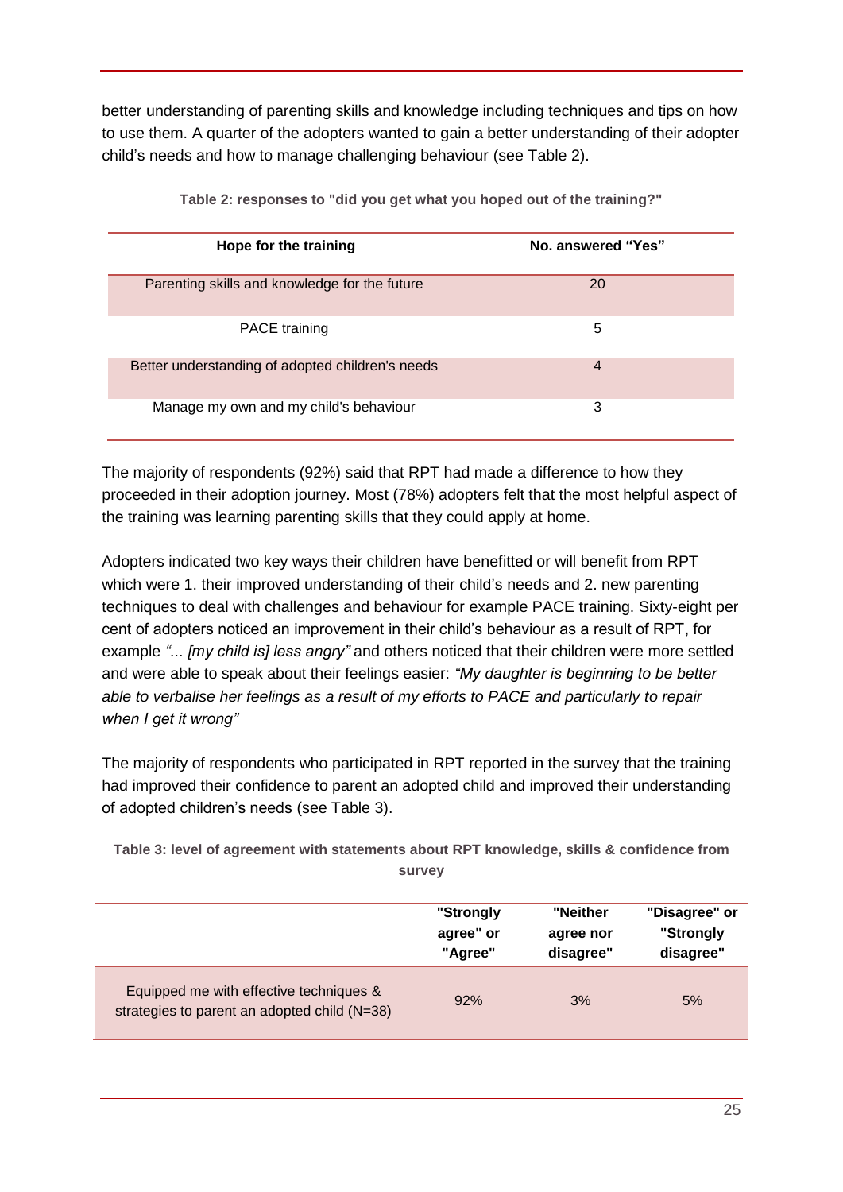better understanding of parenting skills and knowledge including techniques and tips on how to use them. A quarter of the adopters wanted to gain a better understanding of their adopter child's needs and how to manage challenging behaviour (see Table 2).

**Table 2: responses to "did you get what you hoped out of the training?"**

| Hope for the training | No. answered "Yes" |
|---|---|
| Parenting skills and knowledge for the future | 20 |
| PACE training | 5 |
| Better understanding of adopted children's needs | 4 |
| Manage my own and my child's behaviour | 3 |

The majority of respondents (92%) said that RPT had made a difference to how they proceeded in their adoption journey. Most (78%) adopters felt that the most helpful aspect of the training was learning parenting skills that they could apply at home.

Adopters indicated two key ways their children have benefitted or will benefit from RPT which were 1. their improved understanding of their child's needs and 2. new parenting techniques to deal with challenges and behaviour for example PACE training. Sixty-eight per cent of adopters noticed an improvement in their child's behaviour as a result of RPT, for example *"... [my child is] less angry"* and others noticed that their children were more settled and were able to speak about their feelings easier: *"My daughter is beginning to be better able to verbalise her feelings as a result of my efforts to PACE and particularly to repair when I get it wrong"*

The majority of respondents who participated in RPT reported in the survey that the training had improved their confidence to parent an adopted child and improved their understanding of adopted children's needs (see Table 3).

**Table 3: level of agreement with statements about RPT knowledge, skills & confidence from survey**

| | "Strongly agree" or "Agree" | "Neither agree nor disagree" | "Disagree" or "Strongly disagree" |
|---|---|---|---|
| Equipped me with effective techniques & strategies to parent an adopted child (N=38) | 92% | 3% | 5% |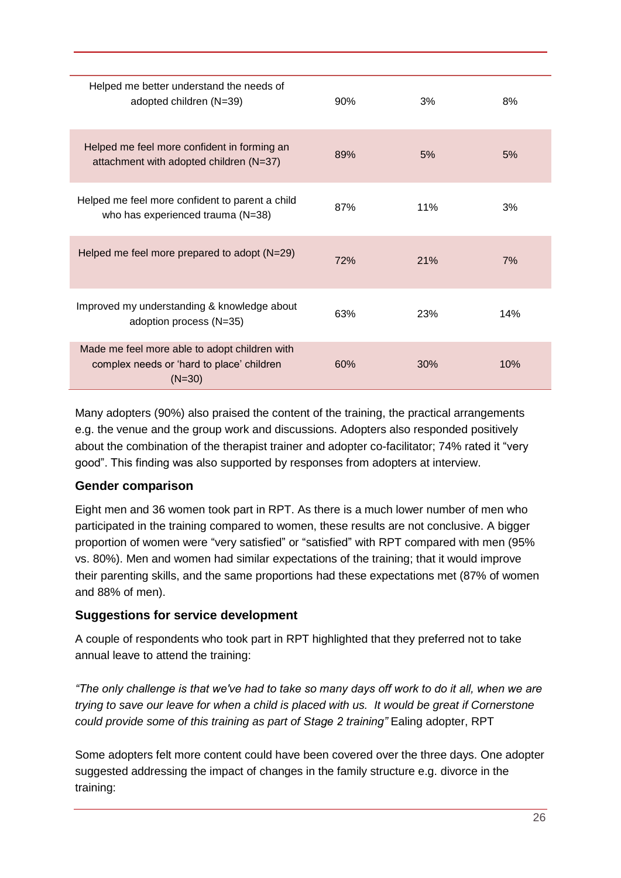| | | | |
|---|---|---|---|
| Helped me better understand the needs of adopted children (N=39) | 90% | 3% | 8% |
| Helped me feel more confident in forming an attachment with adopted children (N=37) | 89% | 5% | 5% |
| Helped me feel more confident to parent a child who has experienced trauma (N=38) | 87% | 11% | 3% |
| Helped me feel more prepared to adopt (N=29) | 72% | 21% | 7% |
| Improved my understanding & knowledge about adoption process (N=35) | 63% | 23% | 14% |
| Made me feel more able to adopt children with complex needs or 'hard to place' children (N=30) | 60% | 30% | 10% |

Many adopters (90%) also praised the content of the training, the practical arrangements e.g. the venue and the group work and discussions. Adopters also responded positively about the combination of the therapist trainer and adopter co-facilitator; 74% rated it "very good". This finding was also supported by responses from adopters at interview.

### Gender comparison

Eight men and 36 women took part in RPT. As there is a much lower number of men who participated in the training compared to women, these results are not conclusive. A bigger proportion of women were "very satisfied" or "satisfied" with RPT compared with men (95% vs. 80%). Men and women had similar expectations of the training; that it would improve their parenting skills, and the same proportions had these expectations met (87% of women and 88% of men).

### Suggestions for service development

A couple of respondents who took part in RPT highlighted that they preferred not to take annual leave to attend the training:

*"The only challenge is that we've had to take so many days off work to do it all, when we are trying to save our leave for when a child is placed with us. It would be great if Cornerstone could provide some of this training as part of Stage 2 training"* Ealing adopter, RPT

Some adopters felt more content could have been covered over the three days. One adopter suggested addressing the impact of changes in the family structure e.g. divorce in the training: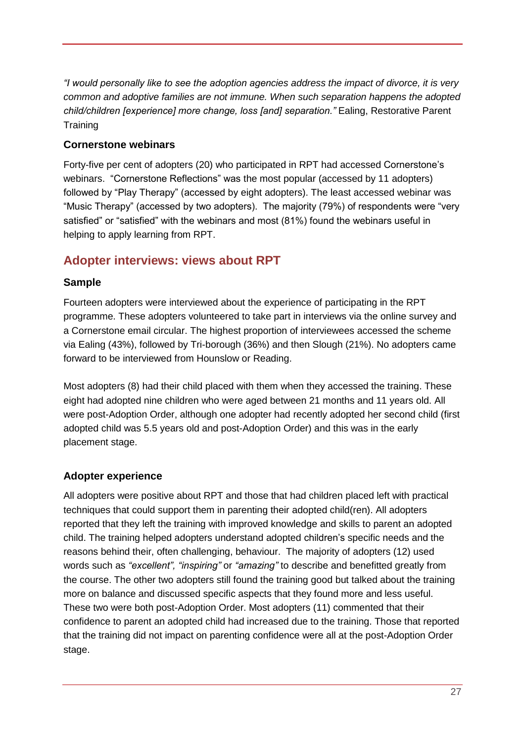*"I would personally like to see the adoption agencies address the impact of divorce, it is very common and adoptive families are not immune. When such separation happens the adopted child/children [experience] more change, loss [and] separation."* Ealing, Restorative Parent Training

### Cornerstone webinars

Forty-five per cent of adopters (20) who participated in RPT had accessed Cornerstone's webinars. "Cornerstone Reflections" was the most popular (accessed by 11 adopters) followed by "Play Therapy" (accessed by eight adopters). The least accessed webinar was "Music Therapy" (accessed by two adopters). The majority (79%) of respondents were "very satisfied" or "satisfied" with the webinars and most (81%) found the webinars useful in helping to apply learning from RPT.

## Adopter interviews: views about RPT

### Sample

Fourteen adopters were interviewed about the experience of participating in the RPT programme. These adopters volunteered to take part in interviews via the online survey and a Cornerstone email circular. The highest proportion of interviewees accessed the scheme via Ealing (43%), followed by Tri-borough (36%) and then Slough (21%). No adopters came forward to be interviewed from Hounslow or Reading.

Most adopters (8) had their child placed with them when they accessed the training. These eight had adopted nine children who were aged between 21 months and 11 years old. All were post-Adoption Order, although one adopter had recently adopted her second child (first adopted child was 5.5 years old and post-Adoption Order) and this was in the early placement stage.

### Adopter experience

All adopters were positive about RPT and those that had children placed left with practical techniques that could support them in parenting their adopted child(ren). All adopters reported that they left the training with improved knowledge and skills to parent an adopted child. The training helped adopters understand adopted children's specific needs and the reasons behind their, often challenging, behaviour. The majority of adopters (12) used words such as *"excellent", "inspiring"* or *"amazing"* to describe and benefitted greatly from the course. The other two adopters still found the training good but talked about the training more on balance and discussed specific aspects that they found more and less useful. These two were both post-Adoption Order. Most adopters (11) commented that their confidence to parent an adopted child had increased due to the training. Those that reported that the training did not impact on parenting confidence were all at the post-Adoption Order stage.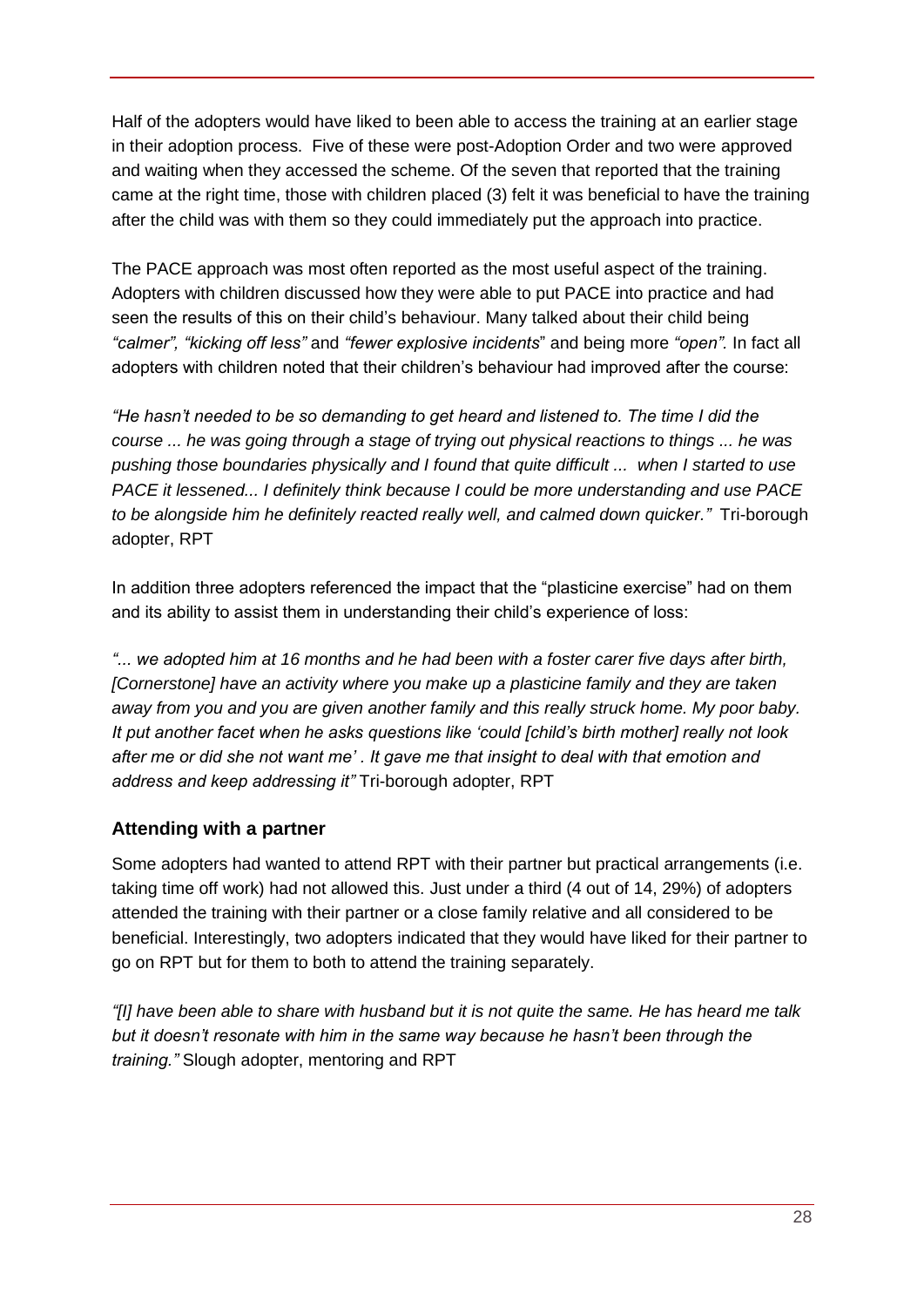Half of the adopters would have liked to been able to access the training at an earlier stage in their adoption process. Five of these were post-Adoption Order and two were approved and waiting when they accessed the scheme. Of the seven that reported that the training came at the right time, those with children placed (3) felt it was beneficial to have the training after the child was with them so they could immediately put the approach into practice.

The PACE approach was most often reported as the most useful aspect of the training. Adopters with children discussed how they were able to put PACE into practice and had seen the results of this on their child's behaviour. Many talked about their child being *"calmer"*, *"kicking off less"* and *"fewer explosive incidents*" and being more *"open".* In fact all adopters with children noted that their children's behaviour had improved after the course:

*"He hasn't needed to be so demanding to get heard and listened to. The time I did the course ... he was going through a stage of trying out physical reactions to things ... he was pushing those boundaries physically and I found that quite difficult ... when I started to use PACE it lessened... I definitely think because I could be more understanding and use PACE to be alongside him he definitely reacted really well, and calmed down quicker."* Tri-borough adopter, RPT

In addition three adopters referenced the impact that the "plasticine exercise" had on them and its ability to assist them in understanding their child's experience of loss:

*"... we adopted him at 16 months and he had been with a foster carer five days after birth, [Cornerstone] have an activity where you make up a plasticine family and they are taken away from you and you are given another family and this really struck home. My poor baby. It put another facet when he asks questions like 'could [child's birth mother] really not look after me or did she not want me' . It gave me that insight to deal with that emotion and address and keep addressing it"* Tri-borough adopter, RPT

### Attending with a partner

Some adopters had wanted to attend RPT with their partner but practical arrangements (i.e. taking time off work) had not allowed this. Just under a third (4 out of 14, 29%) of adopters attended the training with their partner or a close family relative and all considered to be beneficial. Interestingly, two adopters indicated that they would have liked for their partner to go on RPT but for them to both to attend the training separately.

*"[I] have been able to share with husband but it is not quite the same. He has heard me talk but it doesn't resonate with him in the same way because he hasn't been through the training."* Slough adopter, mentoring and RPT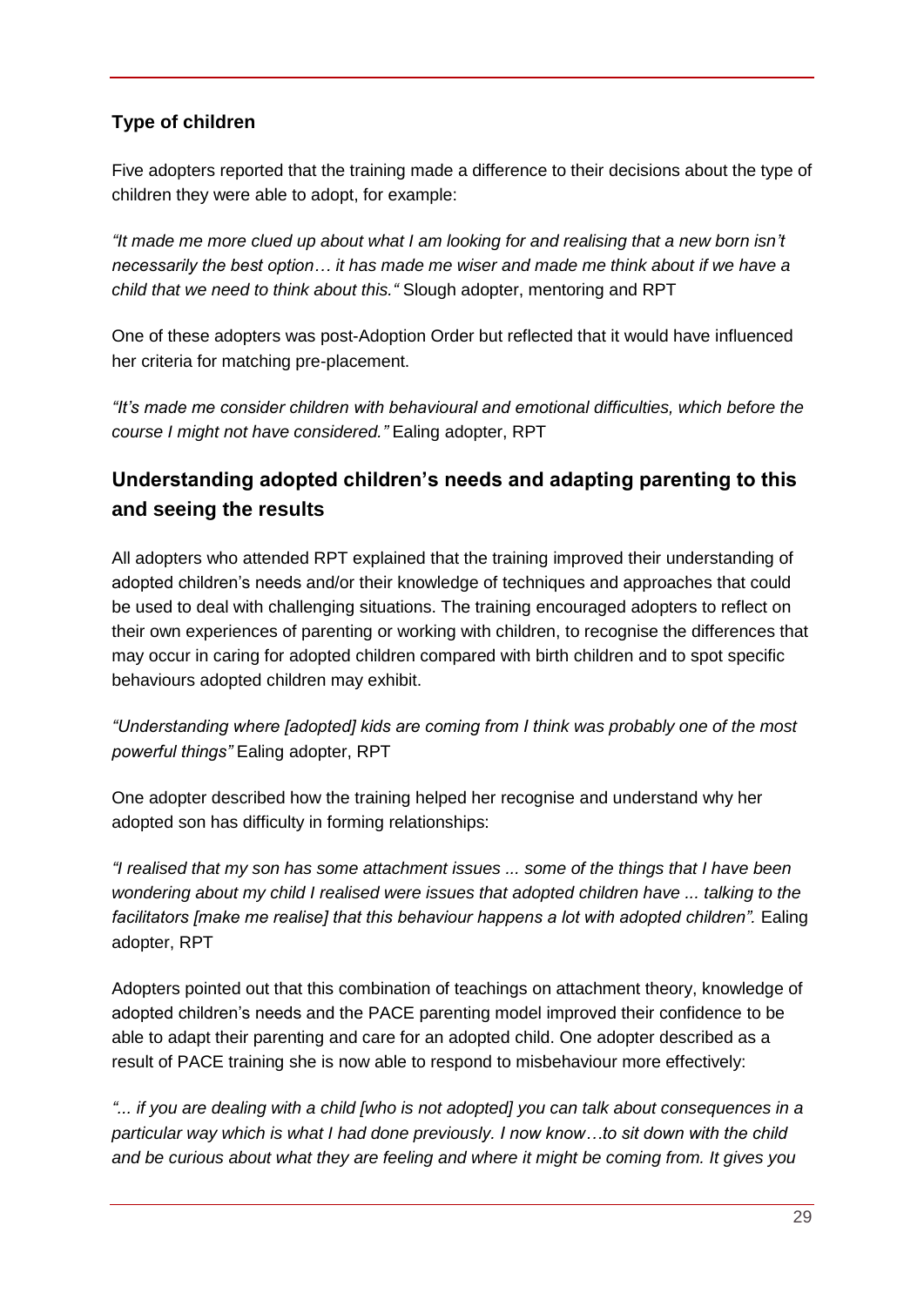### Type of children

Five adopters reported that the training made a difference to their decisions about the type of children they were able to adopt, for example:

*"It made me more clued up about what I am looking for and realising that a new born isn't necessarily the best option… it has made me wiser and made me think about if we have a child that we need to think about this."* Slough adopter, mentoring and RPT

One of these adopters was post-Adoption Order but reflected that it would have influenced her criteria for matching pre-placement.

*"It's made me consider children with behavioural and emotional difficulties, which before the course I might not have considered."* Ealing adopter, RPT

## Understanding adopted children's needs and adapting parenting to this and seeing the results

All adopters who attended RPT explained that the training improved their understanding of adopted children's needs and/or their knowledge of techniques and approaches that could be used to deal with challenging situations. The training encouraged adopters to reflect on their own experiences of parenting or working with children, to recognise the differences that may occur in caring for adopted children compared with birth children and to spot specific behaviours adopted children may exhibit.

*"Understanding where [adopted] kids are coming from I think was probably one of the most powerful things"* Ealing adopter, RPT

One adopter described how the training helped her recognise and understand why her adopted son has difficulty in forming relationships:

*"I realised that my son has some attachment issues ... some of the things that I have been wondering about my child I realised were issues that adopted children have ... talking to the facilitators [make me realise] that this behaviour happens a lot with adopted children".* Ealing adopter, RPT

Adopters pointed out that this combination of teachings on attachment theory, knowledge of adopted children's needs and the PACE parenting model improved their confidence to be able to adapt their parenting and care for an adopted child. One adopter described as a result of PACE training she is now able to respond to misbehaviour more effectively:

*"... if you are dealing with a child [who is not adopted] you can talk about consequences in a particular way which is what I had done previously. I now know…to sit down with the child and be curious about what they are feeling and where it might be coming from. It gives you*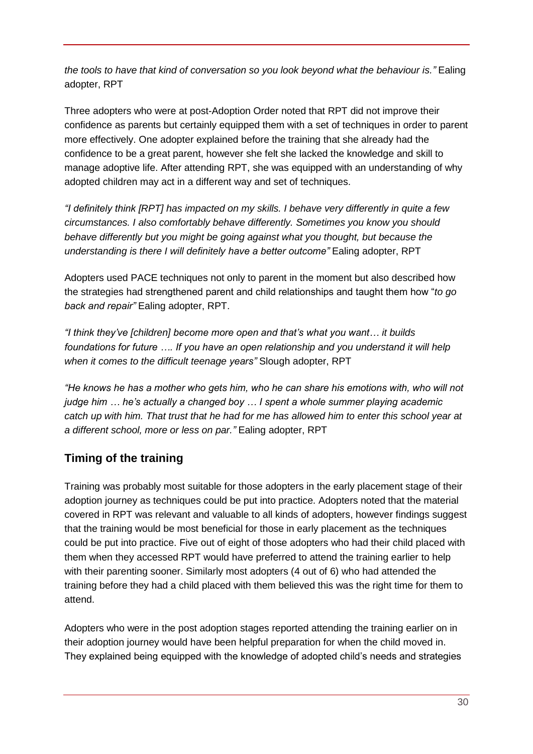*the tools to have that kind of conversation so you look beyond what the behaviour is."* Ealing adopter, RPT

Three adopters who were at post-Adoption Order noted that RPT did not improve their confidence as parents but certainly equipped them with a set of techniques in order to parent more effectively. One adopter explained before the training that she already had the confidence to be a great parent, however she felt she lacked the knowledge and skill to manage adoptive life. After attending RPT, she was equipped with an understanding of why adopted children may act in a different way and set of techniques.

*"I definitely think [RPT] has impacted on my skills. I behave very differently in quite a few circumstances. I also comfortably behave differently. Sometimes you know you should behave differently but you might be going against what you thought, but because the understanding is there I will definitely have a better outcome"* Ealing adopter, RPT

Adopters used PACE techniques not only to parent in the moment but also described how the strategies had strengthened parent and child relationships and taught them how "*to go back and repair"* Ealing adopter, RPT.

*"I think they've [children] become more open and that's what you want… it builds foundations for future …. If you have an open relationship and you understand it will help when it comes to the difficult teenage years"* Slough adopter, RPT

*"He knows he has a mother who gets him, who he can share his emotions with, who will not judge him … he's actually a changed boy … I spent a whole summer playing academic catch up with him. That trust that he had for me has allowed him to enter this school year at a different school, more or less on par."* Ealing adopter, RPT

## Timing of the training

Training was probably most suitable for those adopters in the early placement stage of their adoption journey as techniques could be put into practice. Adopters noted that the material covered in RPT was relevant and valuable to all kinds of adopters, however findings suggest that the training would be most beneficial for those in early placement as the techniques could be put into practice. Five out of eight of those adopters who had their child placed with them when they accessed RPT would have preferred to attend the training earlier to help with their parenting sooner. Similarly most adopters (4 out of 6) who had attended the training before they had a child placed with them believed this was the right time for them to attend.

Adopters who were in the post adoption stages reported attending the training earlier on in their adoption journey would have been helpful preparation for when the child moved in. They explained being equipped with the knowledge of adopted child's needs and strategies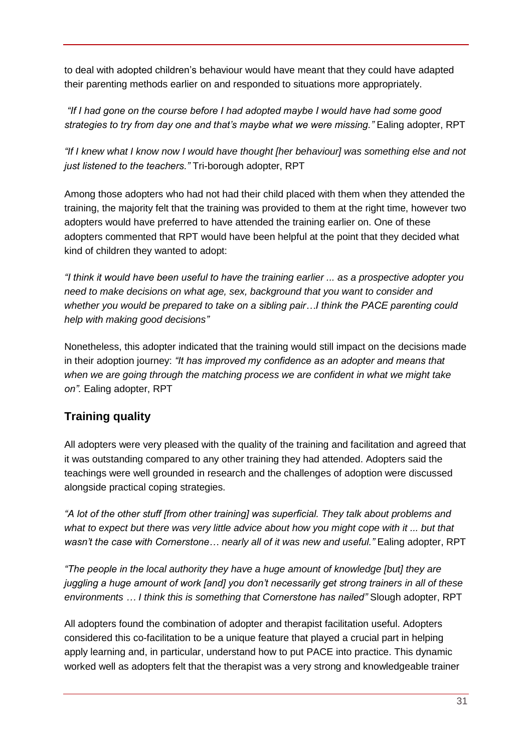to deal with adopted children's behaviour would have meant that they could have adapted their parenting methods earlier on and responded to situations more appropriately.

*"If I had gone on the course before I had adopted maybe I would have had some good strategies to try from day one and that's maybe what we were missing."* Ealing adopter, RPT

*"If I knew what I know now I would have thought [her behaviour] was something else and not just listened to the teachers."* Tri-borough adopter, RPT

Among those adopters who had not had their child placed with them when they attended the training, the majority felt that the training was provided to them at the right time, however two adopters would have preferred to have attended the training earlier on. One of these adopters commented that RPT would have been helpful at the point that they decided what kind of children they wanted to adopt:

*"I think it would have been useful to have the training earlier ... as a prospective adopter you need to make decisions on what age, sex, background that you want to consider and whether you would be prepared to take on a sibling pair…I think the PACE parenting could help with making good decisions"*

Nonetheless, this adopter indicated that the training would still impact on the decisions made in their adoption journey: *"It has improved my confidence as an adopter and means that when we are going through the matching process we are confident in what we might take on".* Ealing adopter, RPT

## Training quality

All adopters were very pleased with the quality of the training and facilitation and agreed that it was outstanding compared to any other training they had attended. Adopters said the teachings were well grounded in research and the challenges of adoption were discussed alongside practical coping strategies.

*"A lot of the other stuff [from other training] was superficial. They talk about problems and what to expect but there was very little advice about how you might cope with it ... but that wasn't the case with Cornerstone… nearly all of it was new and useful."* Ealing adopter, RPT

*"The people in the local authority they have a huge amount of knowledge [but] they are juggling a huge amount of work [and] you don't necessarily get strong trainers in all of these environments … I think this is something that Cornerstone has nailed"* Slough adopter, RPT

All adopters found the combination of adopter and therapist facilitation useful. Adopters considered this co-facilitation to be a unique feature that played a crucial part in helping apply learning and, in particular, understand how to put PACE into practice. This dynamic worked well as adopters felt that the therapist was a very strong and knowledgeable trainer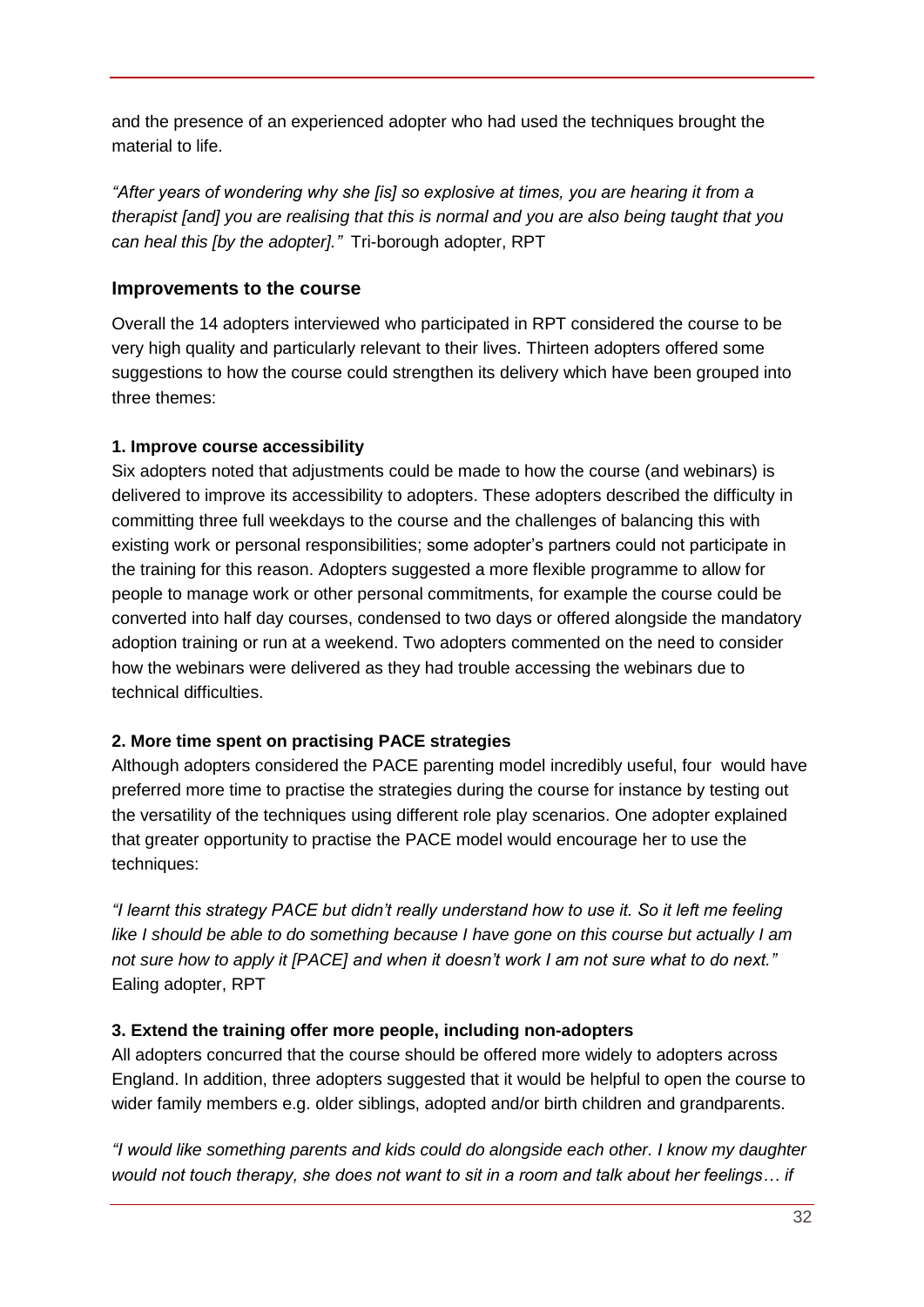and the presence of an experienced adopter who had used the techniques brought the material to life.

*"After years of wondering why she [is] so explosive at times, you are hearing it from a therapist [and] you are realising that this is normal and you are also being taught that you can heal this [by the adopter]."* Tri-borough adopter, RPT

### Improvements to the course

Overall the 14 adopters interviewed who participated in RPT considered the course to be very high quality and particularly relevant to their lives. Thirteen adopters offered some suggestions to how the course could strengthen its delivery which have been grouped into three themes:

**1. Improve course accessibility**

Six adopters noted that adjustments could be made to how the course (and webinars) is delivered to improve its accessibility to adopters. These adopters described the difficulty in committing three full weekdays to the course and the challenges of balancing this with existing work or personal responsibilities; some adopter's partners could not participate in the training for this reason. Adopters suggested a more flexible programme to allow for people to manage work or other personal commitments, for example the course could be converted into half day courses, condensed to two days or offered alongside the mandatory adoption training or run at a weekend. Two adopters commented on the need to consider how the webinars were delivered as they had trouble accessing the webinars due to technical difficulties.

**2. More time spent on practising PACE strategies**

Although adopters considered the PACE parenting model incredibly useful, four would have preferred more time to practise the strategies during the course for instance by testing out the versatility of the techniques using different role play scenarios. One adopter explained that greater opportunity to practise the PACE model would encourage her to use the techniques:

*"I learnt this strategy PACE but didn't really understand how to use it. So it left me feeling like I should be able to do something because I have gone on this course but actually I am not sure how to apply it [PACE] and when it doesn't work I am not sure what to do next."* Ealing adopter, RPT

**3. Extend the training offer more people, including non-adopters**

All adopters concurred that the course should be offered more widely to adopters across England. In addition, three adopters suggested that it would be helpful to open the course to wider family members e.g. older siblings, adopted and/or birth children and grandparents.

*"I would like something parents and kids could do alongside each other. I know my daughter would not touch therapy, she does not want to sit in a room and talk about her feelings… if*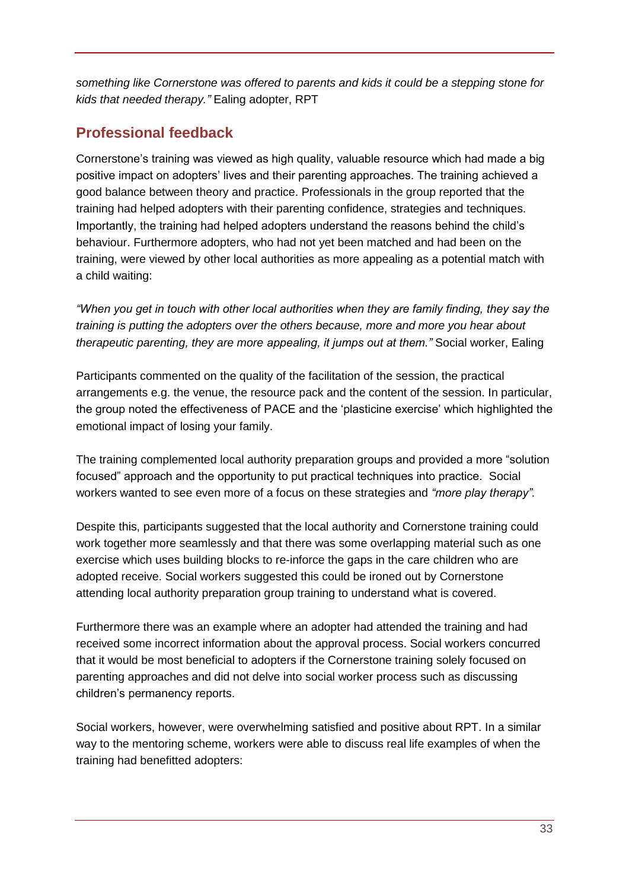*something like Cornerstone was offered to parents and kids it could be a stepping stone for kids that needed therapy."* Ealing adopter, RPT

## Professional feedback

Cornerstone's training was viewed as high quality, valuable resource which had made a big positive impact on adopters' lives and their parenting approaches. The training achieved a good balance between theory and practice. Professionals in the group reported that the training had helped adopters with their parenting confidence, strategies and techniques. Importantly, the training had helped adopters understand the reasons behind the child's behaviour. Furthermore adopters, who had not yet been matched and had been on the training, were viewed by other local authorities as more appealing as a potential match with a child waiting:

*"When you get in touch with other local authorities when they are family finding, they say the training is putting the adopters over the others because, more and more you hear about therapeutic parenting, they are more appealing, it jumps out at them."* Social worker, Ealing

Participants commented on the quality of the facilitation of the session, the practical arrangements e.g. the venue, the resource pack and the content of the session. In particular, the group noted the effectiveness of PACE and the 'plasticine exercise' which highlighted the emotional impact of losing your family.

The training complemented local authority preparation groups and provided a more "solution focused" approach and the opportunity to put practical techniques into practice. Social workers wanted to see even more of a focus on these strategies and *"more play therapy"*.

Despite this, participants suggested that the local authority and Cornerstone training could work together more seamlessly and that there was some overlapping material such as one exercise which uses building blocks to re-inforce the gaps in the care children who are adopted receive. Social workers suggested this could be ironed out by Cornerstone attending local authority preparation group training to understand what is covered.

Furthermore there was an example where an adopter had attended the training and had received some incorrect information about the approval process. Social workers concurred that it would be most beneficial to adopters if the Cornerstone training solely focused on parenting approaches and did not delve into social worker process such as discussing children's permanency reports.

Social workers, however, were overwhelming satisfied and positive about RPT. In a similar way to the mentoring scheme, workers were able to discuss real life examples of when the training had benefitted adopters: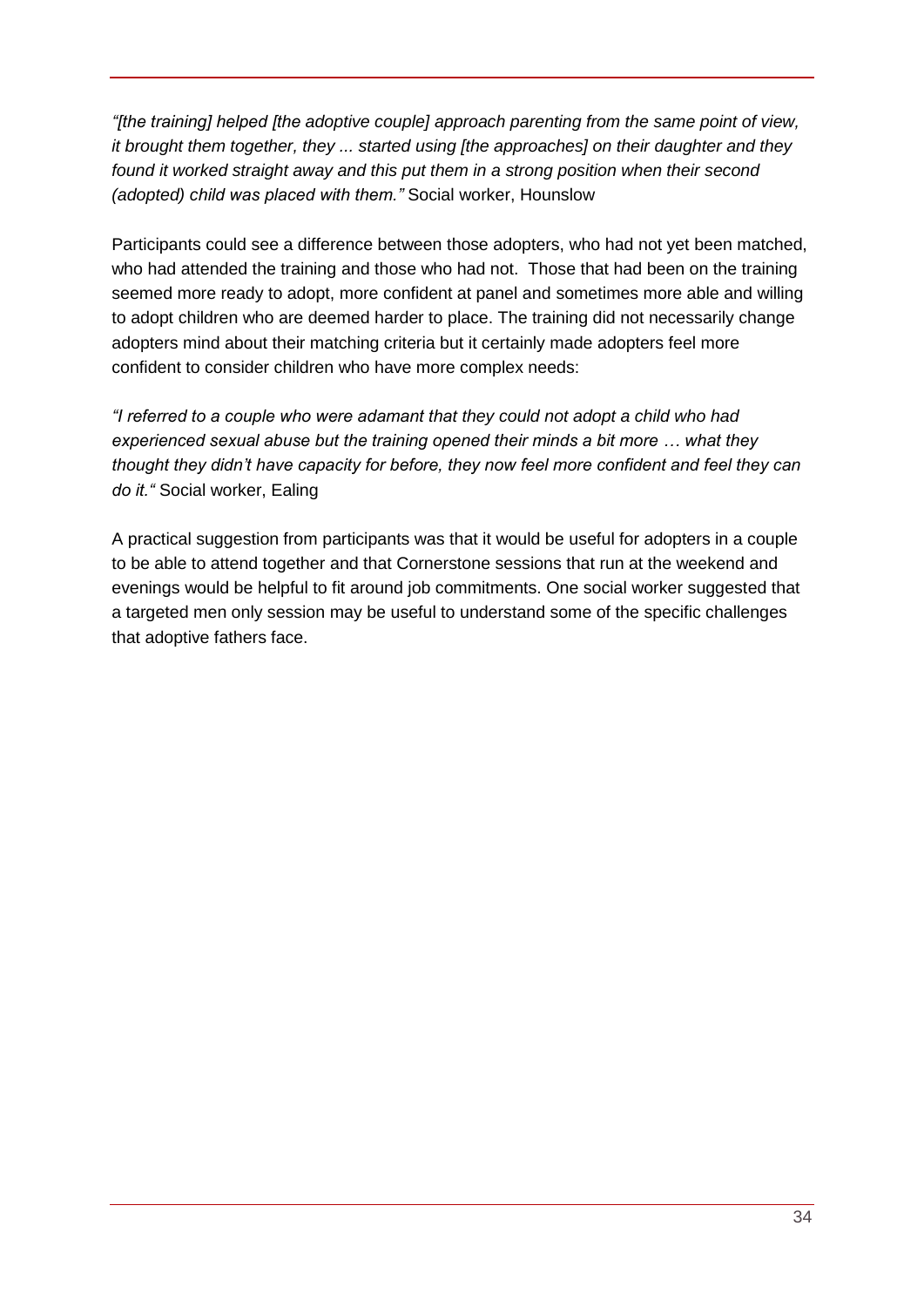*"[the training] helped [the adoptive couple] approach parenting from the same point of view, it brought them together, they ... started using [the approaches] on their daughter and they found it worked straight away and this put them in a strong position when their second (adopted) child was placed with them."* Social worker, Hounslow

Participants could see a difference between those adopters, who had not yet been matched, who had attended the training and those who had not. Those that had been on the training seemed more ready to adopt, more confident at panel and sometimes more able and willing to adopt children who are deemed harder to place. The training did not necessarily change adopters mind about their matching criteria but it certainly made adopters feel more confident to consider children who have more complex needs:

*"I referred to a couple who were adamant that they could not adopt a child who had experienced sexual abuse but the training opened their minds a bit more … what they thought they didn't have capacity for before, they now feel more confident and feel they can do it."* Social worker, Ealing

A practical suggestion from participants was that it would be useful for adopters in a couple to be able to attend together and that Cornerstone sessions that run at the weekend and evenings would be helpful to fit around job commitments. One social worker suggested that a targeted men only session may be useful to understand some of the specific challenges that adoptive fathers face.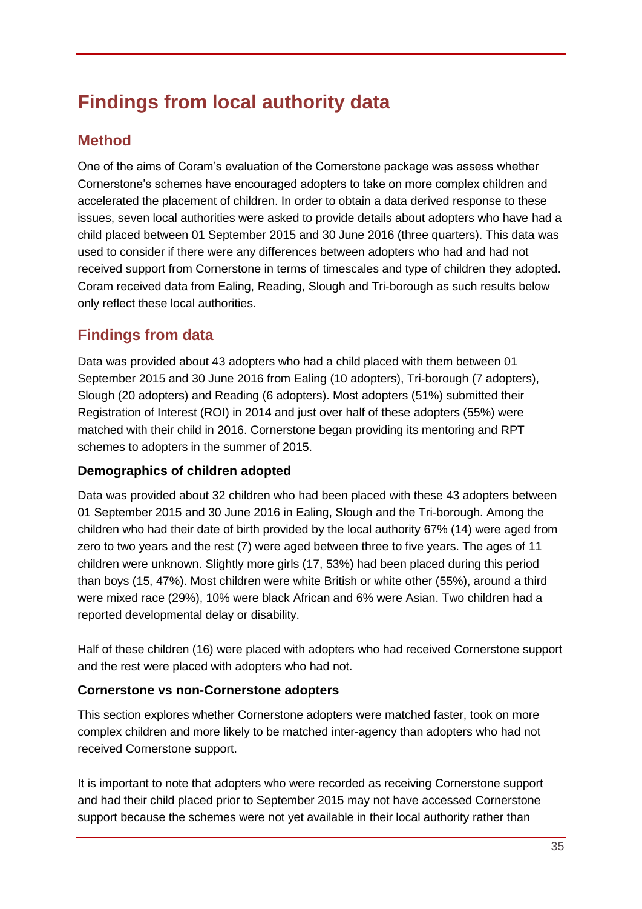# Findings from local authority data

## Method

One of the aims of Coram's evaluation of the Cornerstone package was assess whether Cornerstone's schemes have encouraged adopters to take on more complex children and accelerated the placement of children. In order to obtain a data derived response to these issues, seven local authorities were asked to provide details about adopters who have had a child placed between 01 September 2015 and 30 June 2016 (three quarters). This data was used to consider if there were any differences between adopters who had and had not received support from Cornerstone in terms of timescales and type of children they adopted. Coram received data from Ealing, Reading, Slough and Tri-borough as such results below only reflect these local authorities.

## Findings from data

Data was provided about 43 adopters who had a child placed with them between 01 September 2015 and 30 June 2016 from Ealing (10 adopters), Tri-borough (7 adopters), Slough (20 adopters) and Reading (6 adopters). Most adopters (51%) submitted their Registration of Interest (ROI) in 2014 and just over half of these adopters (55%) were matched with their child in 2016. Cornerstone began providing its mentoring and RPT schemes to adopters in the summer of 2015.

### Demographics of children adopted

Data was provided about 32 children who had been placed with these 43 adopters between 01 September 2015 and 30 June 2016 in Ealing, Slough and the Tri-borough. Among the children who had their date of birth provided by the local authority 67% (14) were aged from zero to two years and the rest (7) were aged between three to five years. The ages of 11 children were unknown. Slightly more girls (17, 53%) had been placed during this period than boys (15, 47%). Most children were white British or white other (55%), around a third were mixed race (29%), 10% were black African and 6% were Asian. Two children had a reported developmental delay or disability.

Half of these children (16) were placed with adopters who had received Cornerstone support and the rest were placed with adopters who had not.

### Cornerstone vs non-Cornerstone adopters

This section explores whether Cornerstone adopters were matched faster, took on more complex children and more likely to be matched inter-agency than adopters who had not received Cornerstone support.

It is important to note that adopters who were recorded as receiving Cornerstone support and had their child placed prior to September 2015 may not have accessed Cornerstone support because the schemes were not yet available in their local authority rather than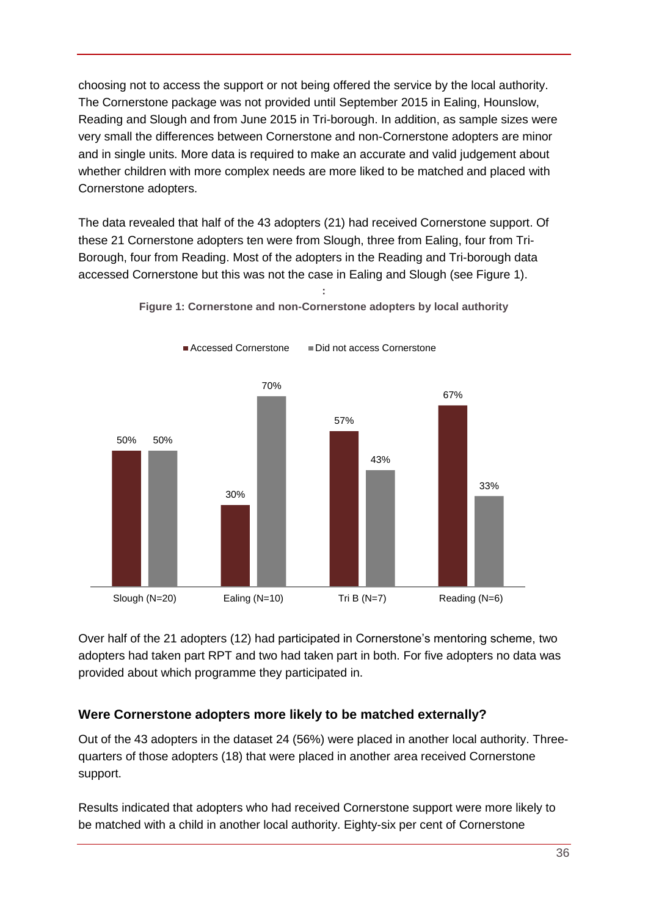choosing not to access the support or not being offered the service by the local authority. The Cornerstone package was not provided until September 2015 in Ealing, Hounslow, Reading and Slough and from June 2015 in Tri-borough. In addition, as sample sizes were very small the differences between Cornerstone and non-Cornerstone adopters are minor and in single units. More data is required to make an accurate and valid judgement about whether children with more complex needs are more liked to be matched and placed with Cornerstone adopters.

The data revealed that half of the 43 adopters (21) had received Cornerstone support. Of these 21 Cornerstone adopters ten were from Slough, three from Ealing, four from Tri-Borough, four from Reading. Most of the adopters in the Reading and Tri-borough data accessed Cornerstone but this was not the case in Ealing and Slough (see Figure 1).

**Figure 1: Cornerstone and non-Cornerstone adopters by local authority**

| | Accessed Cornerstone | Did not access Cornerstone |
|---|---|---|
| Slough (N=20) | 50% | 50% |
| Ealing (N=10) | 30% | 70% |
| Tri B (N=7) | 57% | 43% |
| Reading (N=6) | 67% | 33% |

Over half of the 21 adopters (12) had participated in Cornerstone's mentoring scheme, two adopters had taken part RPT and two had taken part in both. For five adopters no data was provided about which programme they participated in.

### Were Cornerstone adopters more likely to be matched externally?

Out of the 43 adopters in the dataset 24 (56%) were placed in another local authority. Three-quarters of those adopters (18) that were placed in another area received Cornerstone support.

Results indicated that adopters who had received Cornerstone support were more likely to be matched with a child in another local authority. Eighty-six per cent of Cornerstone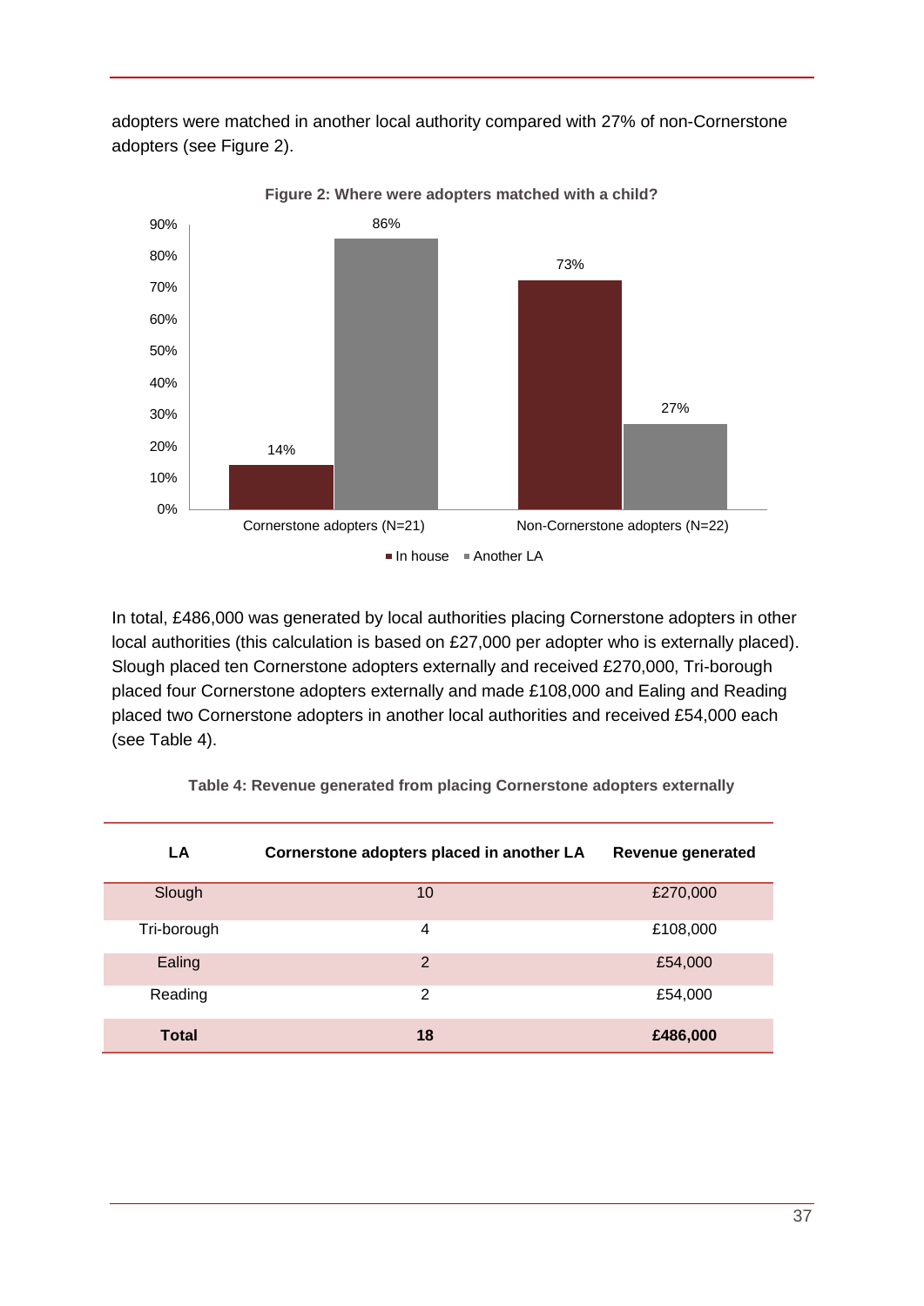adopters were matched in another local authority compared with 27% of non-Cornerstone adopters (see Figure 2).

**Figure 2: Where were adopters matched with a child?**

| | In house | Another LA |
|---|---|---|
| Cornerstone adopters (N=21) | 14% | 86% |
| Non-Cornerstone adopters (N=22) | 73% | 27% |

In total, £486,000 was generated by local authorities placing Cornerstone adopters in other local authorities (this calculation is based on £27,000 per adopter who is externally placed). Slough placed ten Cornerstone adopters externally and received £270,000, Tri-borough placed four Cornerstone adopters externally and made £108,000 and Ealing and Reading placed two Cornerstone adopters in another local authorities and received £54,000 each (see Table 4).

**Table 4: Revenue generated from placing Cornerstone adopters externally**

| LA | Cornerstone adopters placed in another LA | Revenue generated |
|---|---|---|
| Slough | 10 | £270,000 |
| Tri-borough | 4 | £108,000 |
| Ealing | 2 | £54,000 |
| Reading | 2 | £54,000 |
| **Total** | **18** | **£486,000** |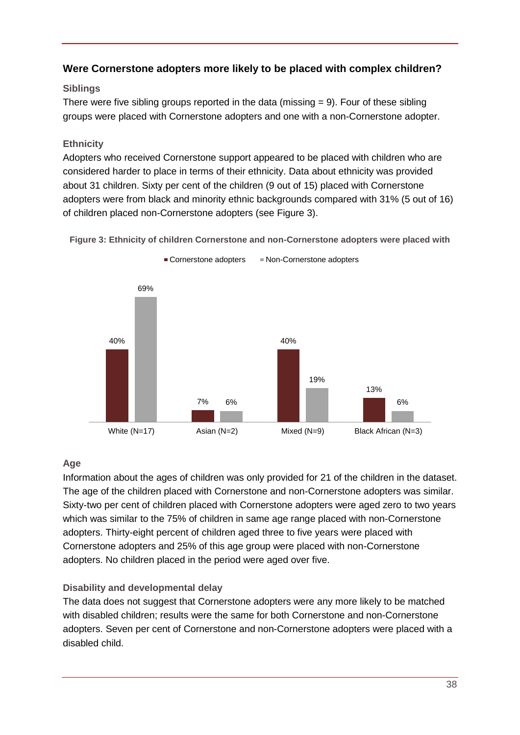## Were Cornerstone adopters more likely to be placed with complex children?

### Siblings

There were five sibling groups reported in the data (missing = 9). Four of these sibling groups were placed with Cornerstone adopters and one with a non-Cornerstone adopter.

### Ethnicity

Adopters who received Cornerstone support appeared to be placed with children who are considered harder to place in terms of their ethnicity. Data about ethnicity was provided about 31 children. Sixty per cent of the children (9 out of 15) placed with Cornerstone adopters were from black and minority ethnic backgrounds compared with 31% (5 out of 16) of children placed non-Cornerstone adopters (see Figure 3).

**Figure 3: Ethnicity of children Cornerstone and non-Cornerstone adopters were placed with**

| | Cornerstone adopters | Non-Cornerstone adopters |
|---|---|---|
| White (N=17) | 40% | 69% |
| Asian (N=2) | 7% | 6% |
| Mixed (N=9) | 40% | 19% |
| Black African (N=3) | 13% | 6% |

### Age

Information about the ages of children was only provided for 21 of the children in the dataset. The age of the children placed with Cornerstone and non-Cornerstone adopters was similar. Sixty-two per cent of children placed with Cornerstone adopters were aged zero to two years which was similar to the 75% of children in same age range placed with non-Cornerstone adopters. Thirty-eight percent of children aged three to five years were placed with Cornerstone adopters and 25% of this age group were placed with non-Cornerstone adopters. No children placed in the period were aged over five.

### Disability and developmental delay

The data does not suggest that Cornerstone adopters were any more likely to be matched with disabled children; results were the same for both Cornerstone and non-Cornerstone adopters. Seven per cent of Cornerstone and non-Cornerstone adopters were placed with a disabled child.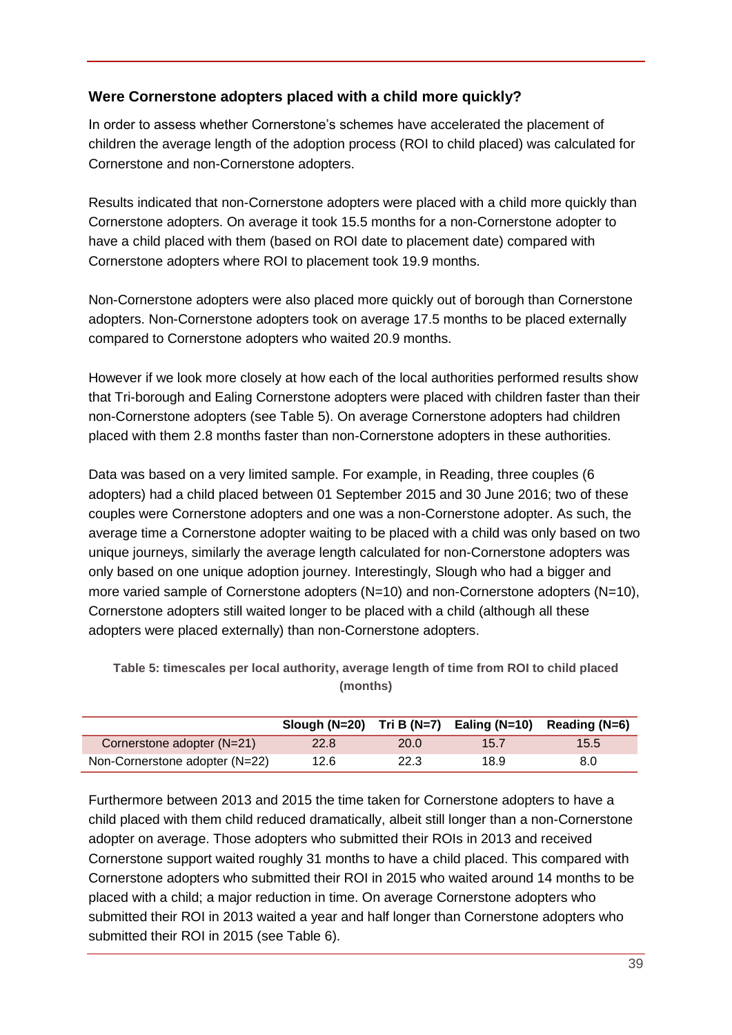### Were Cornerstone adopters placed with a child more quickly?

In order to assess whether Cornerstone's schemes have accelerated the placement of children the average length of the adoption process (ROI to child placed) was calculated for Cornerstone and non-Cornerstone adopters.

Results indicated that non-Cornerstone adopters were placed with a child more quickly than Cornerstone adopters. On average it took 15.5 months for a non-Cornerstone adopter to have a child placed with them (based on ROI date to placement date) compared with Cornerstone adopters where ROI to placement took 19.9 months.

Non-Cornerstone adopters were also placed more quickly out of borough than Cornerstone adopters. Non-Cornerstone adopters took on average 17.5 months to be placed externally compared to Cornerstone adopters who waited 20.9 months.

However if we look more closely at how each of the local authorities performed results show that Tri-borough and Ealing Cornerstone adopters were placed with children faster than their non-Cornerstone adopters (see Table 5). On average Cornerstone adopters had children placed with them 2.8 months faster than non-Cornerstone adopters in these authorities.

Data was based on a very limited sample. For example, in Reading, three couples (6 adopters) had a child placed between 01 September 2015 and 30 June 2016; two of these couples were Cornerstone adopters and one was a non-Cornerstone adopter. As such, the average time a Cornerstone adopter waiting to be placed with a child was only based on two unique journeys, similarly the average length calculated for non-Cornerstone adopters was only based on one unique adoption journey. Interestingly, Slough who had a bigger and more varied sample of Cornerstone adopters (N=10) and non-Cornerstone adopters (N=10), Cornerstone adopters still waited longer to be placed with a child (although all these adopters were placed externally) than non-Cornerstone adopters.

**Table 5: timescales per local authority, average length of time from ROI to child placed (months)**

| | Slough (N=20) | Tri B (N=7) | Ealing (N=10) | Reading (N=6) |
|---|---|---|---|---|
| Cornerstone adopter (N=21) | 22.8 | 20.0 | 15.7 | 15.5 |
| Non-Cornerstone adopter (N=22) | 12.6 | 22.3 | 18.9 | 8.0 |

Furthermore between 2013 and 2015 the time taken for Cornerstone adopters to have a child placed with them child reduced dramatically, albeit still longer than a non-Cornerstone adopter on average. Those adopters who submitted their ROIs in 2013 and received Cornerstone support waited roughly 31 months to have a child placed. This compared with Cornerstone adopters who submitted their ROI in 2015 who waited around 14 months to be placed with a child; a major reduction in time. On average Cornerstone adopters who submitted their ROI in 2013 waited a year and half longer than Cornerstone adopters who submitted their ROI in 2015 (see Table 6).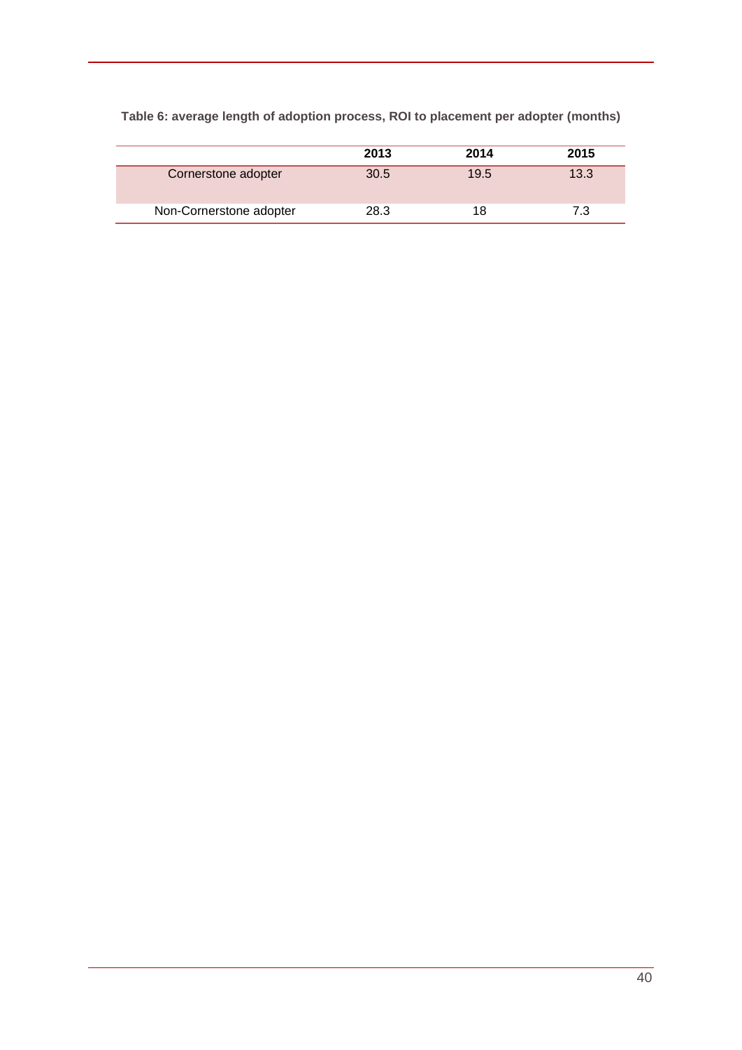**Table 6: average length of adoption process, ROI to placement per adopter (months)**

| | 2013 | 2014 | 2015 |
|---|---|---|---|
| Cornerstone adopter | 30.5 | 19.5 | 13.3 |
| Non-Cornerstone adopter | 28.3 | 18 | 7.3 |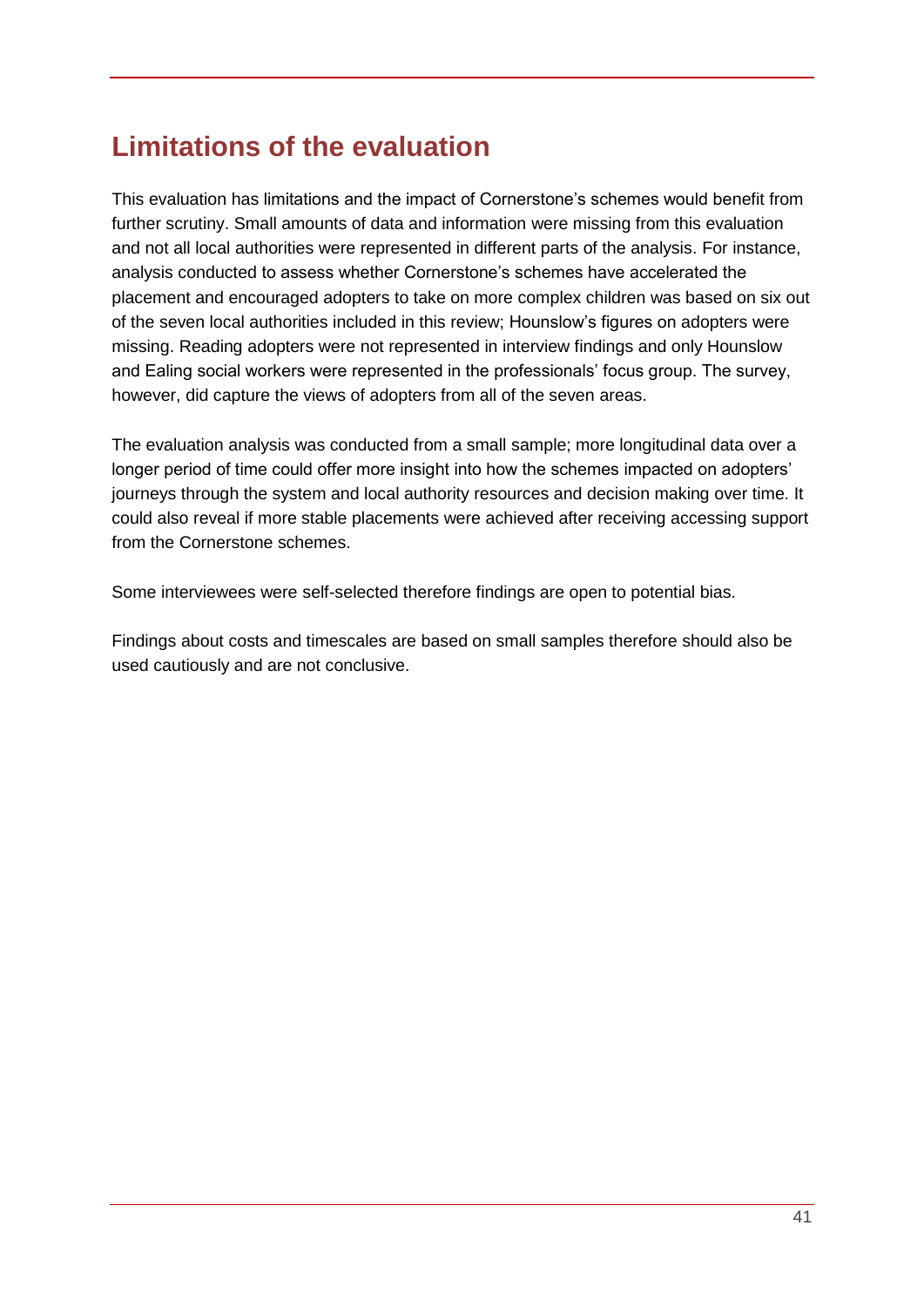## Limitations of the evaluation

This evaluation has limitations and the impact of Cornerstone's schemes would benefit from further scrutiny. Small amounts of data and information were missing from this evaluation and not all local authorities were represented in different parts of the analysis. For instance, analysis conducted to assess whether Cornerstone's schemes have accelerated the placement and encouraged adopters to take on more complex children was based on six out of the seven local authorities included in this review; Hounslow's figures on adopters were missing. Reading adopters were not represented in interview findings and only Hounslow and Ealing social workers were represented in the professionals' focus group. The survey, however, did capture the views of adopters from all of the seven areas.

The evaluation analysis was conducted from a small sample; more longitudinal data over a longer period of time could offer more insight into how the schemes impacted on adopters' journeys through the system and local authority resources and decision making over time. It could also reveal if more stable placements were achieved after receiving accessing support from the Cornerstone schemes.

Some interviewees were self-selected therefore findings are open to potential bias.

Findings about costs and timescales are based on small samples therefore should also be used cautiously and are not conclusive.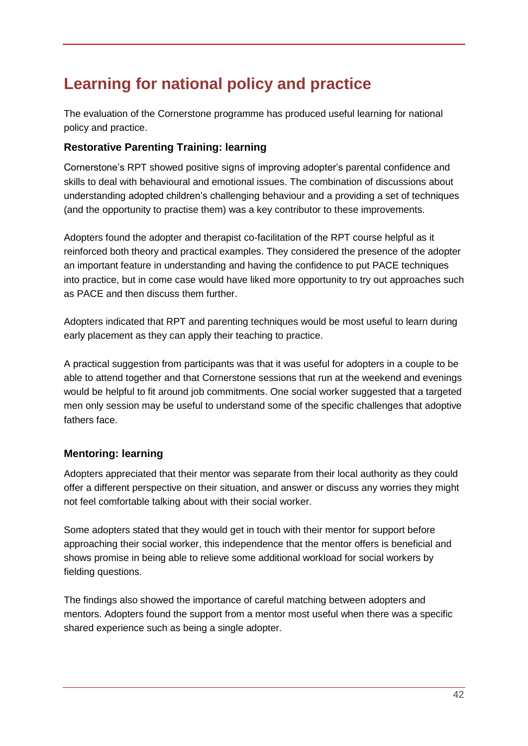# Learning for national policy and practice

The evaluation of the Cornerstone programme has produced useful learning for national policy and practice.

### Restorative Parenting Training: learning

Cornerstone's RPT showed positive signs of improving adopter's parental confidence and skills to deal with behavioural and emotional issues. The combination of discussions about understanding adopted children's challenging behaviour and a providing a set of techniques (and the opportunity to practise them) was a key contributor to these improvements.

Adopters found the adopter and therapist co-facilitation of the RPT course helpful as it reinforced both theory and practical examples. They considered the presence of the adopter an important feature in understanding and having the confidence to put PACE techniques into practice, but in come case would have liked more opportunity to try out approaches such as PACE and then discuss them further.

Adopters indicated that RPT and parenting techniques would be most useful to learn during early placement as they can apply their teaching to practice.

A practical suggestion from participants was that it was useful for adopters in a couple to be able to attend together and that Cornerstone sessions that run at the weekend and evenings would be helpful to fit around job commitments. One social worker suggested that a targeted men only session may be useful to understand some of the specific challenges that adoptive fathers face.

### Mentoring: learning

Adopters appreciated that their mentor was separate from their local authority as they could offer a different perspective on their situation, and answer or discuss any worries they might not feel comfortable talking about with their social worker.

Some adopters stated that they would get in touch with their mentor for support before approaching their social worker, this independence that the mentor offers is beneficial and shows promise in being able to relieve some additional workload for social workers by fielding questions.

The findings also showed the importance of careful matching between adopters and mentors. Adopters found the support from a mentor most useful when there was a specific shared experience such as being a single adopter.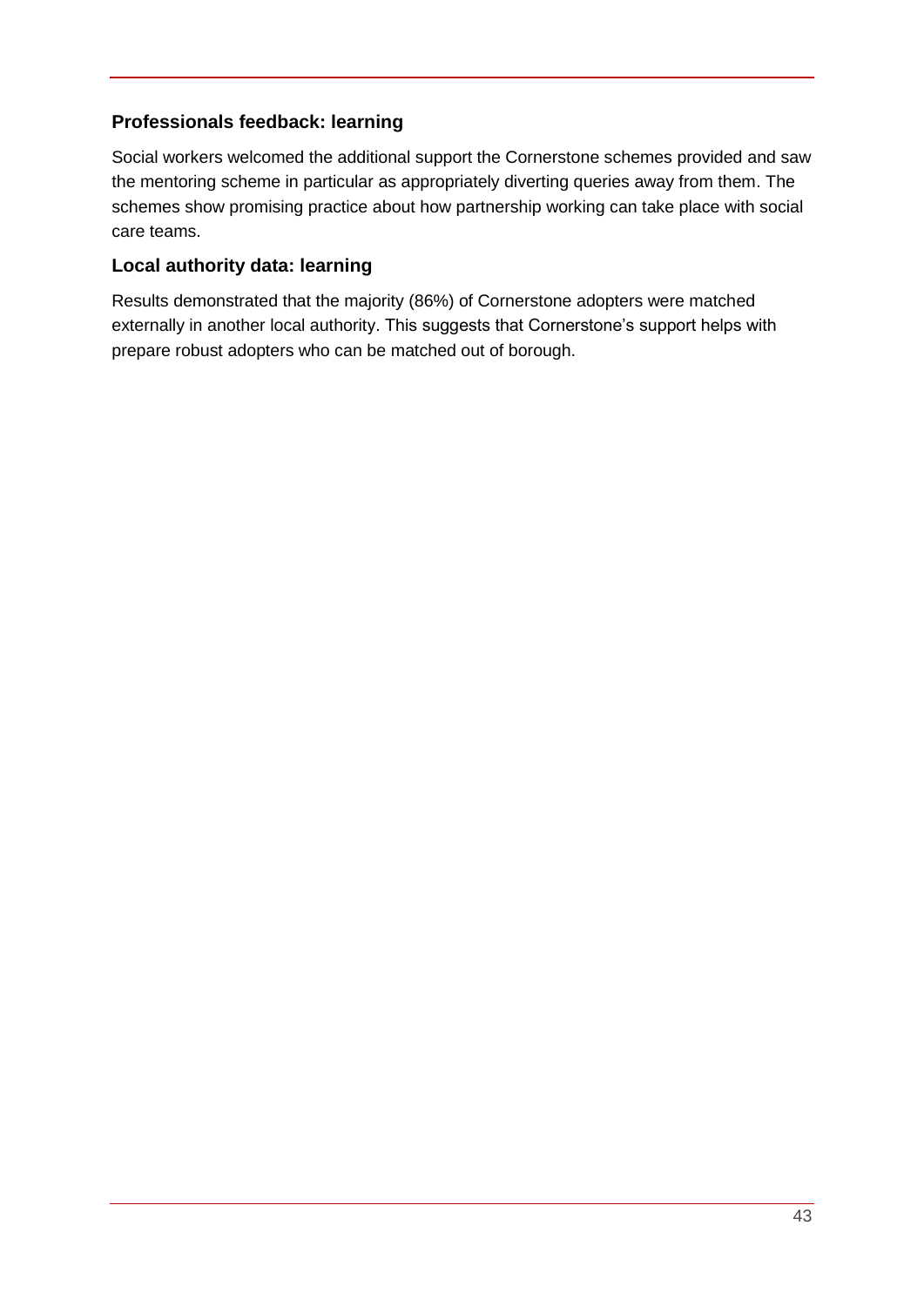### Professionals feedback: learning

Social workers welcomed the additional support the Cornerstone schemes provided and saw the mentoring scheme in particular as appropriately diverting queries away from them. The schemes show promising practice about how partnership working can take place with social care teams.

### Local authority data: learning

Results demonstrated that the majority (86%) of Cornerstone adopters were matched externally in another local authority. This suggests that Cornerstone's support helps with prepare robust adopters who can be matched out of borough.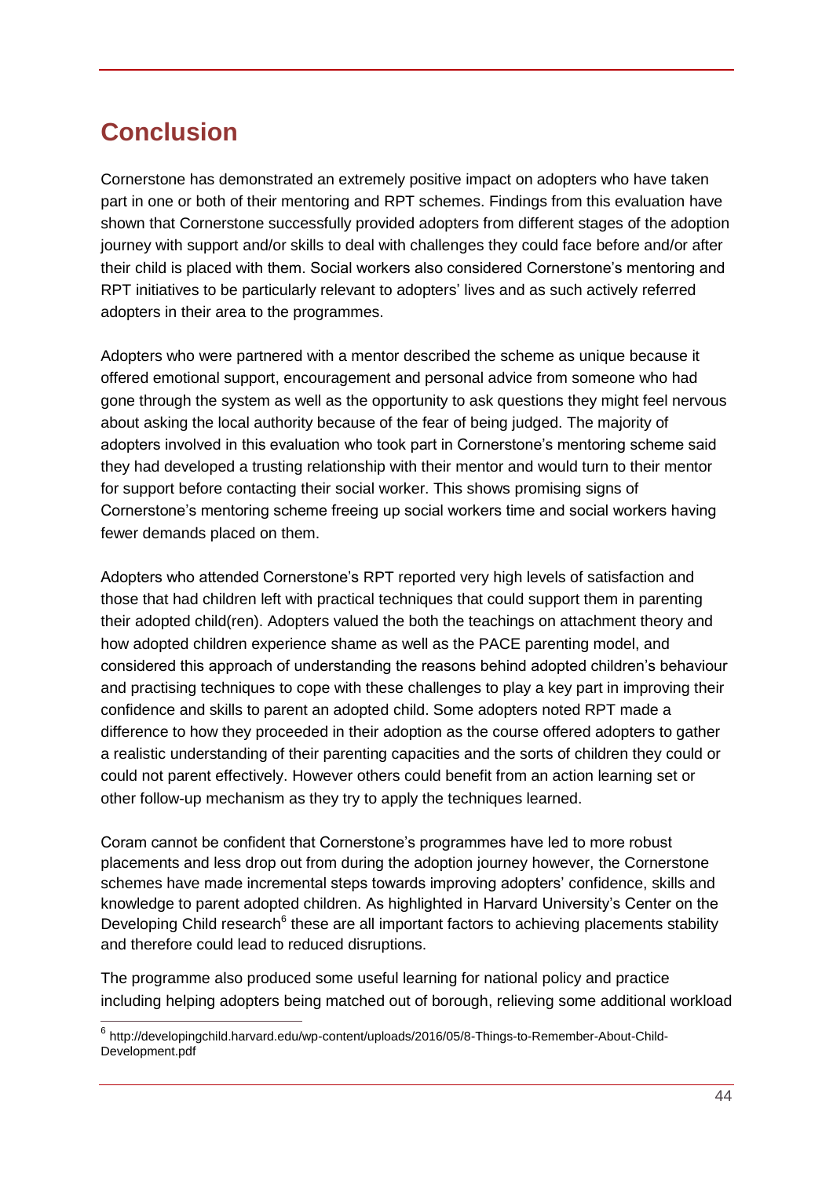# Conclusion

Cornerstone has demonstrated an extremely positive impact on adopters who have taken part in one or both of their mentoring and RPT schemes. Findings from this evaluation have shown that Cornerstone successfully provided adopters from different stages of the adoption journey with support and/or skills to deal with challenges they could face before and/or after their child is placed with them. Social workers also considered Cornerstone's mentoring and RPT initiatives to be particularly relevant to adopters' lives and as such actively referred adopters in their area to the programmes.

Adopters who were partnered with a mentor described the scheme as unique because it offered emotional support, encouragement and personal advice from someone who had gone through the system as well as the opportunity to ask questions they might feel nervous about asking the local authority because of the fear of being judged. The majority of adopters involved in this evaluation who took part in Cornerstone's mentoring scheme said they had developed a trusting relationship with their mentor and would turn to their mentor for support before contacting their social worker. This shows promising signs of Cornerstone's mentoring scheme freeing up social workers time and social workers having fewer demands placed on them.

Adopters who attended Cornerstone's RPT reported very high levels of satisfaction and those that had children left with practical techniques that could support them in parenting their adopted child(ren). Adopters valued the both the teachings on attachment theory and how adopted children experience shame as well as the PACE parenting model, and considered this approach of understanding the reasons behind adopted children's behaviour and practising techniques to cope with these challenges to play a key part in improving their confidence and skills to parent an adopted child. Some adopters noted RPT made a difference to how they proceeded in their adoption as the course offered adopters to gather a realistic understanding of their parenting capacities and the sorts of children they could or could not parent effectively. However others could benefit from an action learning set or other follow-up mechanism as they try to apply the techniques learned.

Coram cannot be confident that Cornerstone's programmes have led to more robust placements and less drop out from during the adoption journey however, the Cornerstone schemes have made incremental steps towards improving adopters' confidence, skills and knowledge to parent adopted children. As highlighted in Harvard University's Center on the Developing Child research[6] these are all important factors to achieving placements stability and therefore could lead to reduced disruptions.

The programme also produced some useful learning for national policy and practice including helping adopters being matched out of borough, relieving some additional workload

[6] http://developingchild.harvard.edu/wp-content/uploads/2016/05/8-Things-to-Remember-About-Child-Development.pdf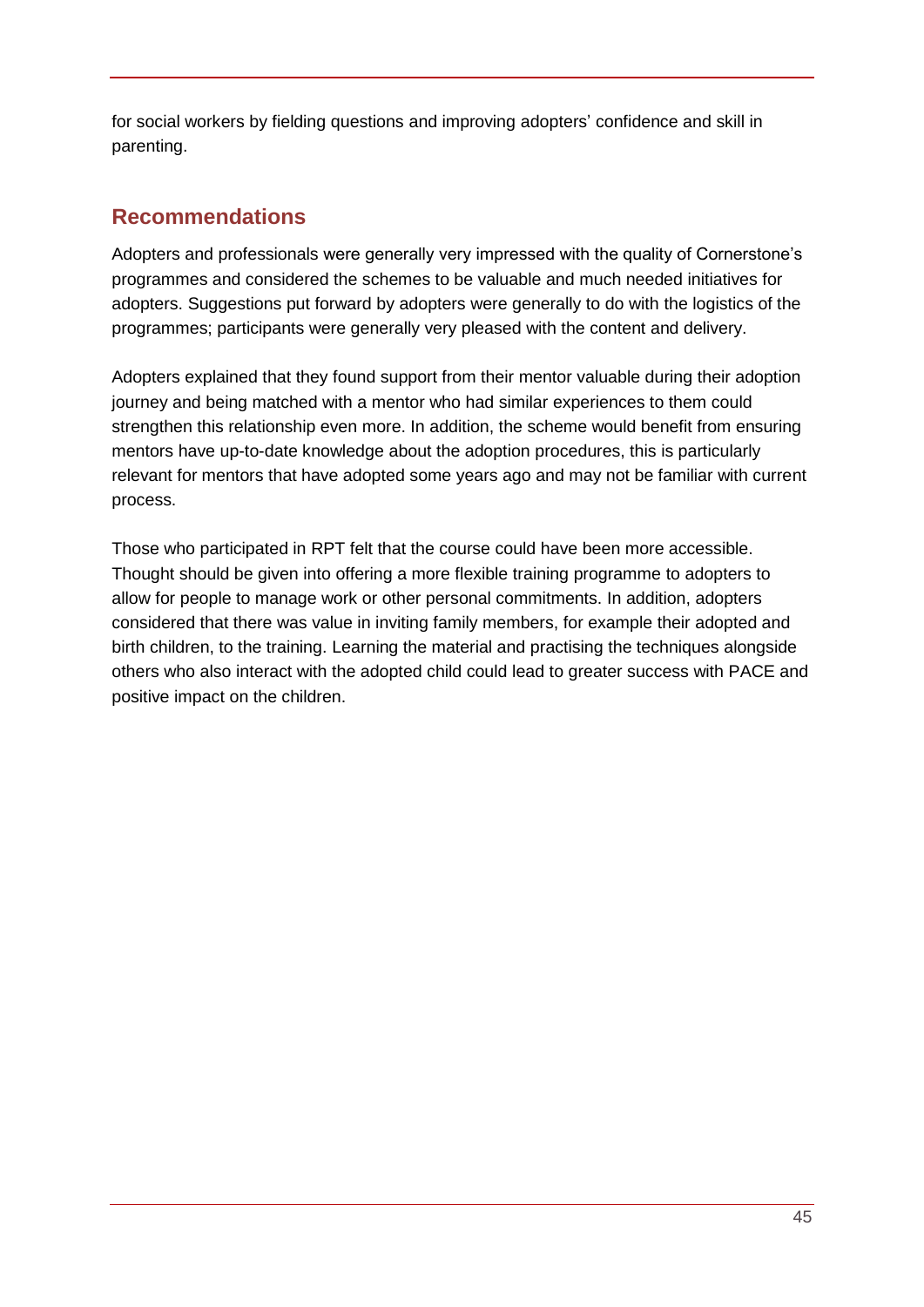for social workers by fielding questions and improving adopters' confidence and skill in parenting.

## Recommendations

Adopters and professionals were generally very impressed with the quality of Cornerstone's programmes and considered the schemes to be valuable and much needed initiatives for adopters. Suggestions put forward by adopters were generally to do with the logistics of the programmes; participants were generally very pleased with the content and delivery.

Adopters explained that they found support from their mentor valuable during their adoption journey and being matched with a mentor who had similar experiences to them could strengthen this relationship even more. In addition, the scheme would benefit from ensuring mentors have up-to-date knowledge about the adoption procedures, this is particularly relevant for mentors that have adopted some years ago and may not be familiar with current process.

Those who participated in RPT felt that the course could have been more accessible. Thought should be given into offering a more flexible training programme to adopters to allow for people to manage work or other personal commitments. In addition, adopters considered that there was value in inviting family members, for example their adopted and birth children, to the training. Learning the material and practising the techniques alongside others who also interact with the adopted child could lead to greater success with PACE and positive impact on the children.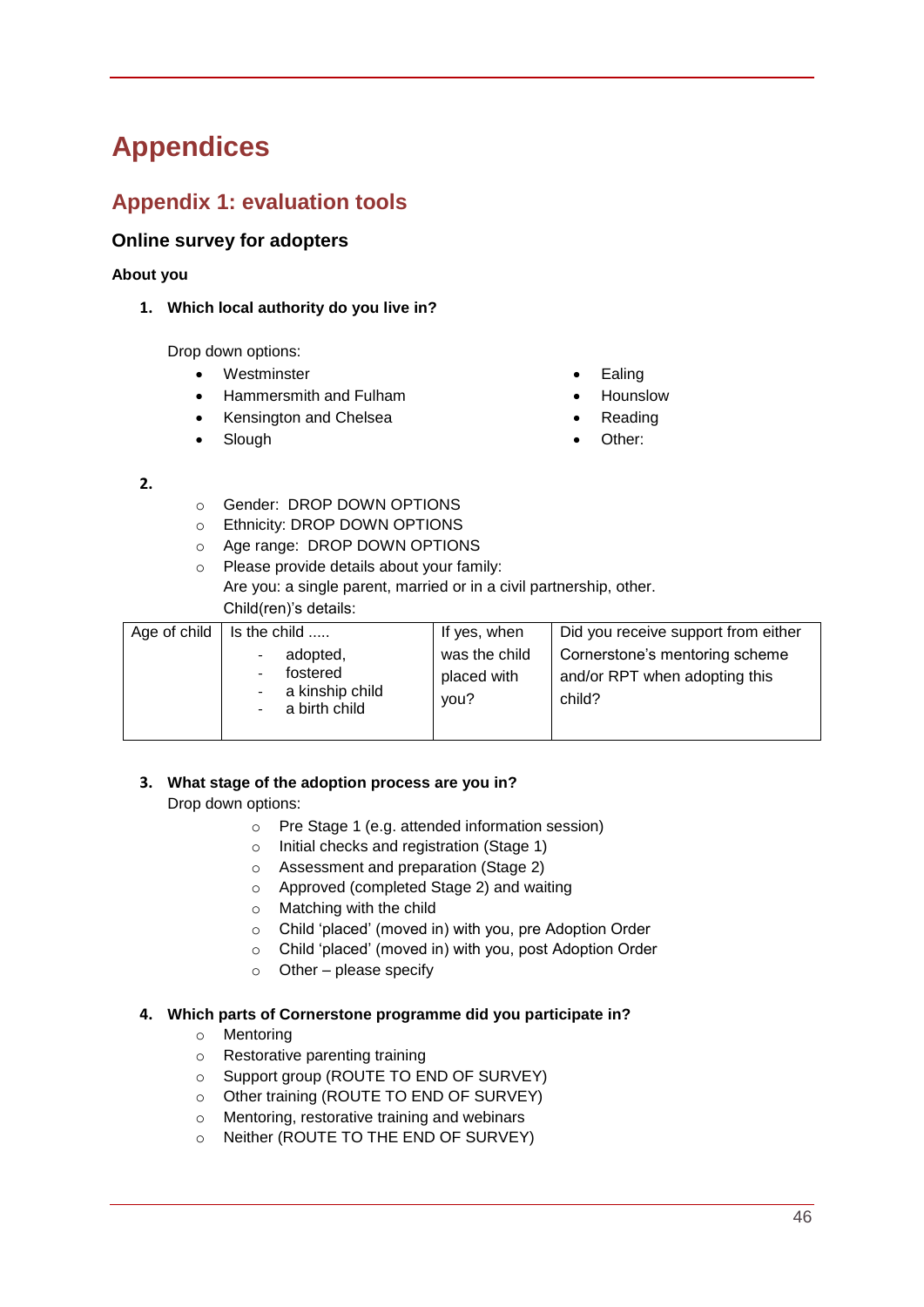# Appendices

## Appendix 1: evaluation tools

### Online survey for adopters

**About you**

1. **Which local authority do you live in?**

   Drop down options:
   - Westminster
   - Hammersmith and Fulham
   - Kensington and Chelsea
   - Slough
   - Ealing
   - Hounslow
   - Reading
   - Other:

2. 
   - Gender: DROP DOWN OPTIONS
   - Ethnicity: DROP DOWN OPTIONS
   - Age range: DROP DOWN OPTIONS
   - Please provide details about your family:
     Are you: a single parent, married or in a civil partnership, other.
     Child(ren)'s details:

| Age of child | Is the child ..... - adopted, - fostered - a kinship child - a birth child | If yes, when was the child placed with you? | Did you receive support from either Cornerstone's mentoring scheme and/or RPT when adopting this child? |
|---|---|---|---|
| | | | |

3. **What stage of the adoption process are you in?**
   Drop down options:
   - Pre Stage 1 (e.g. attended information session)
   - Initial checks and registration (Stage 1)
   - Assessment and preparation (Stage 2)
   - Approved (completed Stage 2) and waiting
   - Matching with the child
   - Child 'placed' (moved in) with you, pre Adoption Order
   - Child 'placed' (moved in) with you, post Adoption Order
   - Other – please specify

4. **Which parts of Cornerstone programme did you participate in?**
   - Mentoring
   - Restorative parenting training
   - Support group (ROUTE TO END OF SURVEY)
   - Other training (ROUTE TO END OF SURVEY)
   - Mentoring, restorative training and webinars
   - Neither (ROUTE TO THE END OF SURVEY)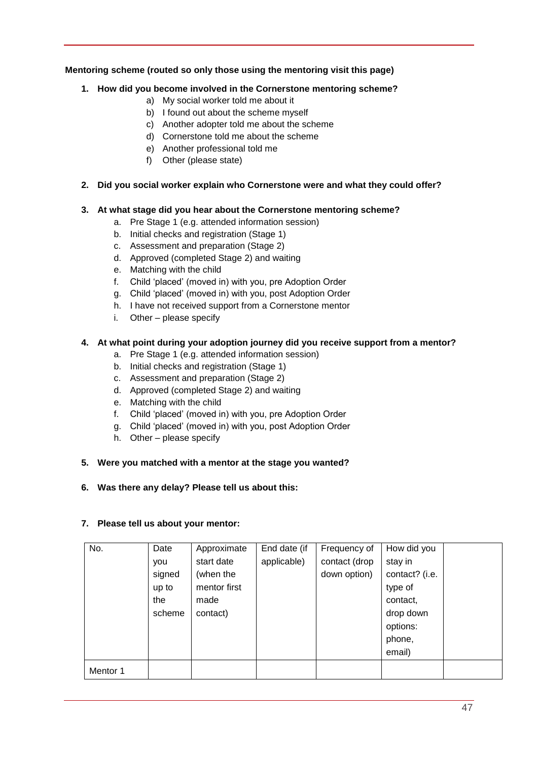**Mentoring scheme (routed so only those using the mentoring visit this page)**

1. **How did you become involved in the Cornerstone mentoring scheme?**
    a) My social worker told me about it
    b) I found out about the scheme myself
    c) Another adopter told me about the scheme
    d) Cornerstone told me about the scheme
    e) Another professional told me
    f) Other (please state)

2. **Did you social worker explain who Cornerstone were and what they could offer?**

3. **At what stage did you hear about the Cornerstone mentoring scheme?**
    a. Pre Stage 1 (e.g. attended information session)
    b. Initial checks and registration (Stage 1)
    c. Assessment and preparation (Stage 2)
    d. Approved (completed Stage 2) and waiting
    e. Matching with the child
    f. Child 'placed' (moved in) with you, pre Adoption Order
    g. Child 'placed' (moved in) with you, post Adoption Order
    h. I have not received support from a Cornerstone mentor
    i. Other – please specify

4. **At what point during your adoption journey did you receive support from a mentor?**
    a. Pre Stage 1 (e.g. attended information session)
    b. Initial checks and registration (Stage 1)
    c. Assessment and preparation (Stage 2)
    d. Approved (completed Stage 2) and waiting
    e. Matching with the child
    f. Child 'placed' (moved in) with you, pre Adoption Order
    g. Child 'placed' (moved in) with you, post Adoption Order
    h. Other – please specify

5. **Were you matched with a mentor at the stage you wanted?**

6. **Was there any delay? Please tell us about this:**

7. **Please tell us about your mentor:**

| No. | Date you signed up to the scheme | Approximate start date (when the mentor first made contact) | End date (if applicable) | Frequency of contact (drop down option) | How did you stay in contact? (i.e. type of contact, drop down options: phone, email) | |
|---|---|---|---|---|---|---|
| Mentor 1 | | | | | | |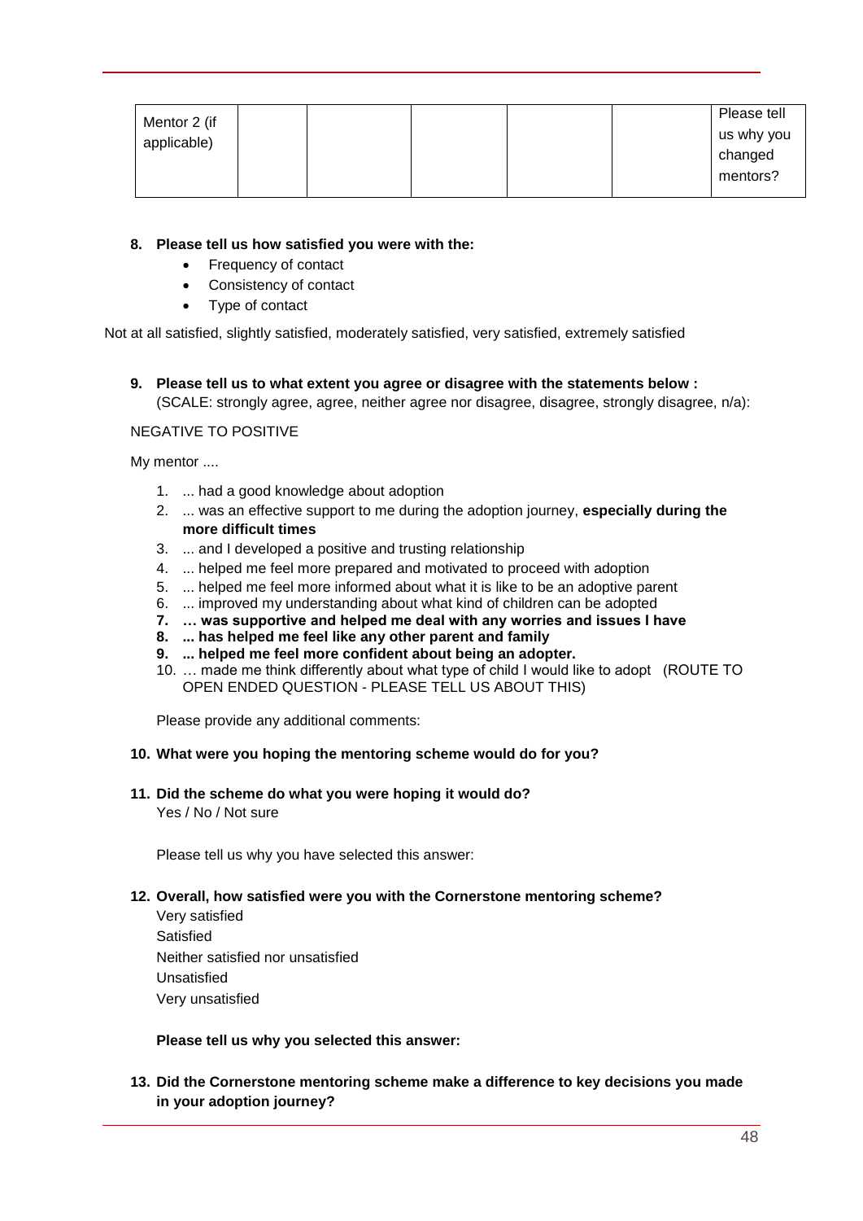| Mentor 2 (if applicable) | | | | | | Please tell us why you changed mentors? |
|---|---|---|---|---|---|---|

**8. Please tell us how satisfied you were with the:**

- Frequency of contact
- Consistency of contact
- Type of contact

Not at all satisfied, slightly satisfied, moderately satisfied, very satisfied, extremely satisfied

**9. Please tell us to what extent you agree or disagree with the statements below :**
(SCALE: strongly agree, agree, neither agree nor disagree, disagree, strongly disagree, n/a):

NEGATIVE TO POSITIVE

My mentor ....

1. ... had a good knowledge about adoption
2. ... was an effective support to me during the adoption journey, **especially during the more difficult times**
3. ... and I developed a positive and trusting relationship
4. ... helped me feel more prepared and motivated to proceed with adoption
5. ... helped me feel more informed about what it is like to be an adoptive parent
6. ... improved my understanding about what kind of children can be adopted
7. **… was supportive and helped me deal with any worries and issues I have**
8. **... has helped me feel like any other parent and family**
9. **... helped me feel more confident about being an adopter.**
10. … made me think differently about what type of child I would like to adopt (ROUTE TO OPEN ENDED QUESTION - PLEASE TELL US ABOUT THIS)

Please provide any additional comments:

**10. What were you hoping the mentoring scheme would do for you?**

**11. Did the scheme do what you were hoping it would do?**
Yes / No / Not sure

Please tell us why you have selected this answer:

**12. Overall, how satisfied were you with the Cornerstone mentoring scheme?**

Very satisfied
Satisfied
Neither satisfied nor unsatisfied
Unsatisfied
Very unsatisfied

**Please tell us why you selected this answer:**

**13. Did the Cornerstone mentoring scheme make a difference to key decisions you made in your adoption journey?**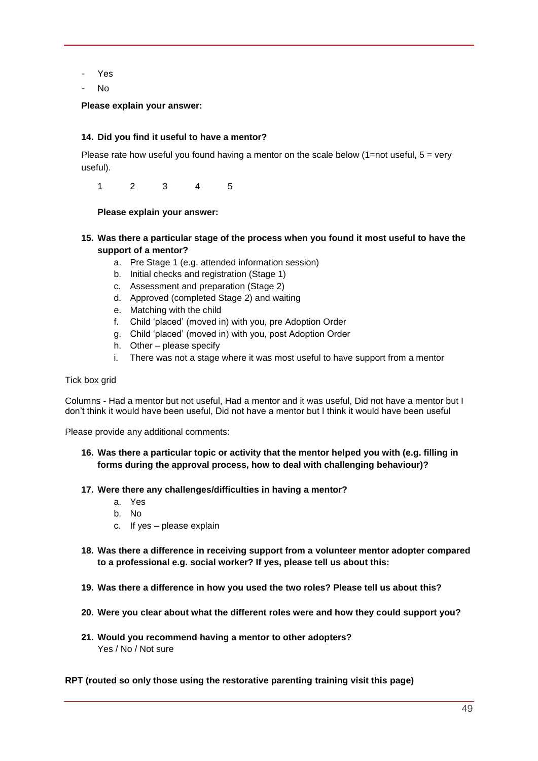- Yes
- No

**Please explain your answer:**

**14. Did you find it useful to have a mentor?**

Please rate how useful you found having a mentor on the scale below (1=not useful, 5 = very useful).

1 2 3 4 5

**Please explain your answer:**

**15. Was there a particular stage of the process when you found it most useful to have the support of a mentor?**

a. Pre Stage 1 (e.g. attended information session)
b. Initial checks and registration (Stage 1)
c. Assessment and preparation (Stage 2)
d. Approved (completed Stage 2) and waiting
e. Matching with the child
f. Child 'placed' (moved in) with you, pre Adoption Order
g. Child 'placed' (moved in) with you, post Adoption Order
h. Other – please specify
i. There was not a stage where it was most useful to have support from a mentor

Tick box grid

Columns - Had a mentor but not useful, Had a mentor and it was useful, Did not have a mentor but I don't think it would have been useful, Did not have a mentor but I think it would have been useful

Please provide any additional comments:

**16. Was there a particular topic or activity that the mentor helped you with (e.g. filling in forms during the approval process, how to deal with challenging behaviour)?**

**17. Were there any challenges/difficulties in having a mentor?**

a. Yes
b. No
c. If yes – please explain

**18. Was there a difference in receiving support from a volunteer mentor adopter compared to a professional e.g. social worker? If yes, please tell us about this:**

**19. Was there a difference in how you used the two roles? Please tell us about this?**

**20. Were you clear about what the different roles were and how they could support you?**

**21. Would you recommend having a mentor to other adopters?**
Yes / No / Not sure

**RPT (routed so only those using the restorative parenting training visit this page)**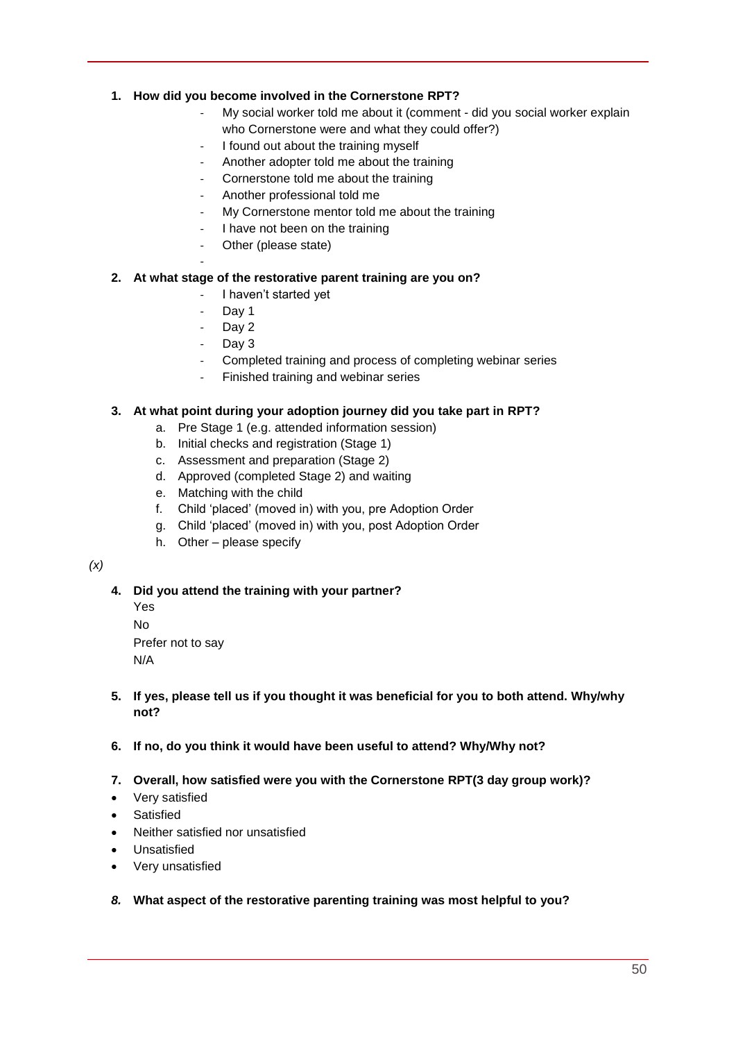1. **How did you become involved in the Cornerstone RPT?**
    - My social worker told me about it (comment - did you social worker explain who Cornerstone were and what they could offer?)
    - I found out about the training myself
    - Another adopter told me about the training
    - Cornerstone told me about the training
    - Another professional told me
    - My Cornerstone mentor told me about the training
    - I have not been on the training
    - Other (please state)
    -

2. **At what stage of the restorative parent training are you on?**
    - I haven't started yet
    - Day 1
    - Day 2
    - Day 3
    - Completed training and process of completing webinar series
    - Finished training and webinar series

3. **At what point during your adoption journey did you take part in RPT?**
    a. Pre Stage 1 (e.g. attended information session)
    b. Initial checks and registration (Stage 1)
    c. Assessment and preparation (Stage 2)
    d. Approved (completed Stage 2) and waiting
    e. Matching with the child
    f. Child 'placed' (moved in) with you, pre Adoption Order
    g. Child 'placed' (moved in) with you, post Adoption Order
    h. Other – please specify

*(x)*

4. **Did you attend the training with your partner?**
    Yes
    No
    Prefer not to say
    N/A

5. **If yes, please tell us if you thought it was beneficial for you to both attend. Why/why not?**

6. **If no, do you think it would have been useful to attend? Why/Why not?**

7. **Overall, how satisfied were you with the Cornerstone RPT(3 day group work)?**

- Very satisfied
- Satisfied
- Neither satisfied nor unsatisfied
- Unsatisfied
- Very unsatisfied

8. **What aspect of the restorative parenting training was most helpful to you?**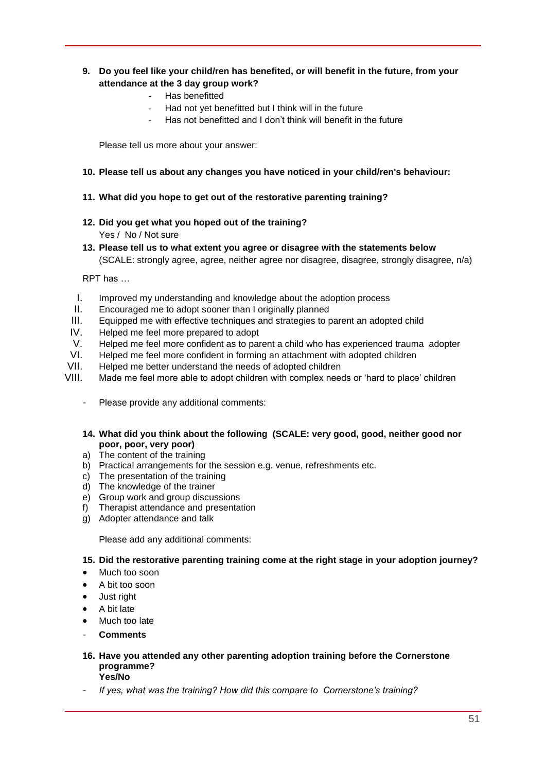**9. Do you feel like your child/ren has benefited, or will benefit in the future, from your attendance at the 3 day group work?**

- Has benefitted
- Had not yet benefitted but I think will in the future
- Has not benefitted and I don't think will benefit in the future

Please tell us more about your answer:

**10. Please tell us about any changes you have noticed in your child/ren's behaviour:**

**11. What did you hope to get out of the restorative parenting training?**

**12. Did you get what you hoped out of the training?**

Yes / No / Not sure

**13. Please tell us to what extent you agree or disagree with the statements below**

(SCALE: strongly agree, agree, neither agree nor disagree, disagree, strongly disagree, n/a)

RPT has …

I. Improved my understanding and knowledge about the adoption process
II. Encouraged me to adopt sooner than I originally planned
III. Equipped me with effective techniques and strategies to parent an adopted child
IV. Helped me feel more prepared to adopt
V. Helped me feel more confident as to parent a child who has experienced trauma adopter
VI. Helped me feel more confident in forming an attachment with adopted children
VII. Helped me better understand the needs of adopted children
VIII. Made me feel more able to adopt children with complex needs or 'hard to place' children

- Please provide any additional comments:

**14. What did you think about the following (SCALE: very good, good, neither good nor poor, poor, very poor)**

a) The content of the training
b) Practical arrangements for the session e.g. venue, refreshments etc.
c) The presentation of the training
d) The knowledge of the trainer
e) Group work and group discussions
f) Therapist attendance and presentation
g) Adopter attendance and talk

Please add any additional comments:

**15. Did the restorative parenting training come at the right stage in your adoption journey?**

- Much too soon
- A bit too soon
- Just right
- A bit late
- Much too late
- **Comments**

**16. Have you attended any other ~~parenting~~ adoption training before the Cornerstone programme?**
**Yes/No**

- *If yes, what was the training? How did this compare to Cornerstone's training?*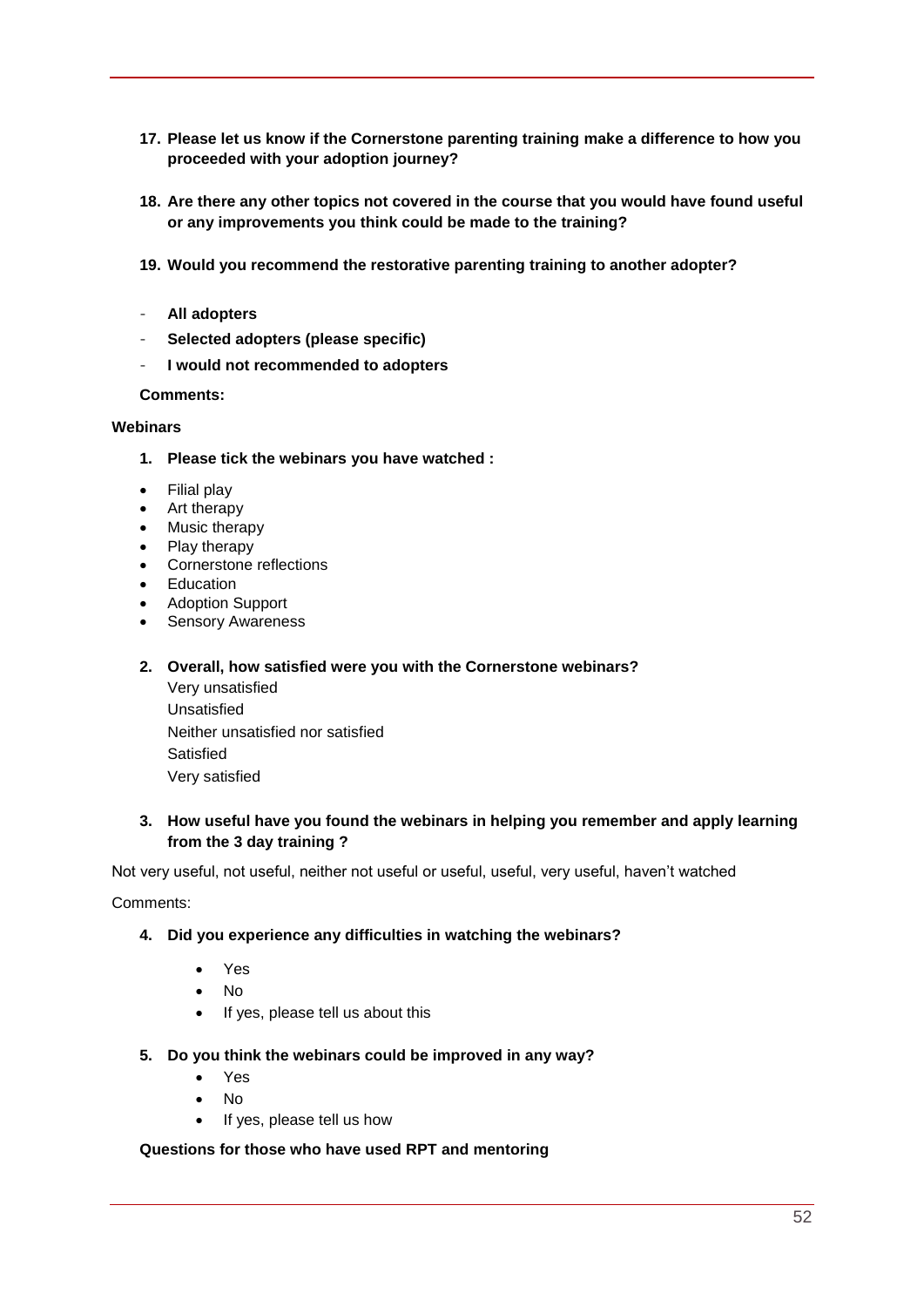17. **Please let us know if the Cornerstone parenting training make a difference to how you proceeded with your adoption journey?**

18. **Are there any other topics not covered in the course that you would have found useful or any improvements you think could be made to the training?**

19. **Would you recommend the restorative parenting training to another adopter?**

- **All adopters**
- **Selected adopters (please specific)**
- **I would not recommended to adopters**

**Comments:**

**Webinars**

1. **Please tick the webinars you have watched :**

- Filial play
- Art therapy
- Music therapy
- Play therapy
- Cornerstone reflections
- Education
- Adoption Support
- Sensory Awareness

2. **Overall, how satisfied were you with the Cornerstone webinars?**

   Very unsatisfied
   Unsatisfied
   Neither unsatisfied nor satisfied
   Satisfied
   Very satisfied

3. **How useful have you found the webinars in helping you remember and apply learning from the 3 day training ?**

Not very useful, not useful, neither not useful or useful, useful, very useful, haven't watched

Comments:

4. **Did you experience any difficulties in watching the webinars?**

   - Yes
   - No
   - If yes, please tell us about this

5. **Do you think the webinars could be improved in any way?**

   - Yes
   - No
   - If yes, please tell us how

**Questions for those who have used RPT and mentoring**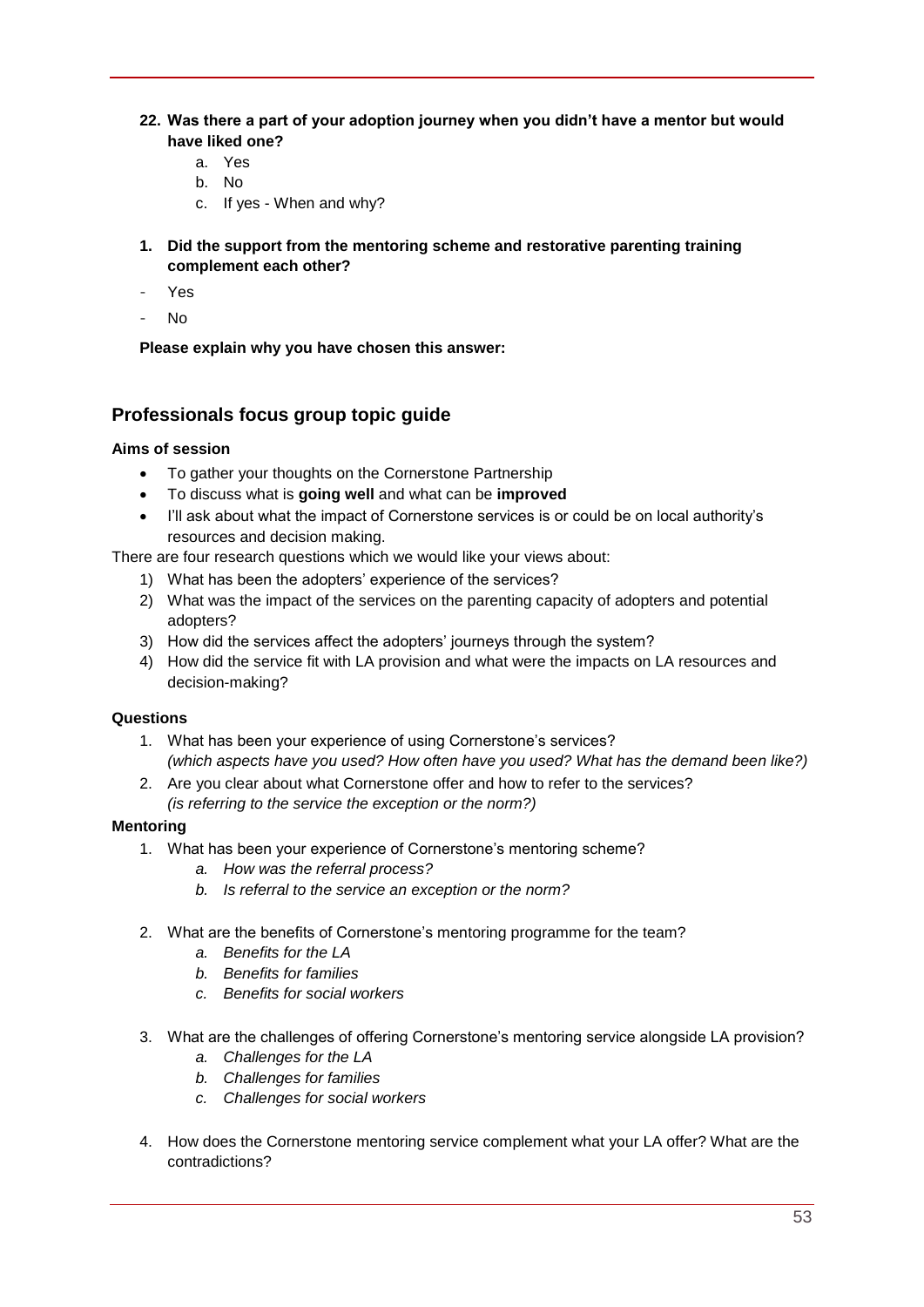**22. Was there a part of your adoption journey when you didn't have a mentor but would have liked one?**

   a. Yes
   b. No
   c. If yes - When and why?

**1. Did the support from the mentoring scheme and restorative parenting training complement each other?**

- Yes
- No

**Please explain why you have chosen this answer:**

## Professionals focus group topic guide

**Aims of session**

- To gather your thoughts on the Cornerstone Partnership
- To discuss what is **going well** and what can be **improved**
- I'll ask about what the impact of Cornerstone services is or could be on local authority's resources and decision making.

There are four research questions which we would like your views about:

1) What has been the adopters' experience of the services?
2) What was the impact of the services on the parenting capacity of adopters and potential adopters?
3) How did the services affect the adopters' journeys through the system?
4) How did the service fit with LA provision and what were the impacts on LA resources and decision-making?

**Questions**

1. What has been your experience of using Cornerstone's services?
   *(which aspects have you used? How often have you used? What has the demand been like?)*
2. Are you clear about what Cornerstone offer and how to refer to the services?
   *(is referring to the service the exception or the norm?)*

**Mentoring**

1. What has been your experience of Cornerstone's mentoring scheme?
   a. *How was the referral process?*
   b. *Is referral to the service an exception or the norm?*

2. What are the benefits of Cornerstone's mentoring programme for the team?
   a. *Benefits for the LA*
   b. *Benefits for families*
   c. *Benefits for social workers*

3. What are the challenges of offering Cornerstone's mentoring service alongside LA provision?
   a. *Challenges for the LA*
   b. *Challenges for families*
   c. *Challenges for social workers*

4. How does the Cornerstone mentoring service complement what your LA offer? What are the contradictions?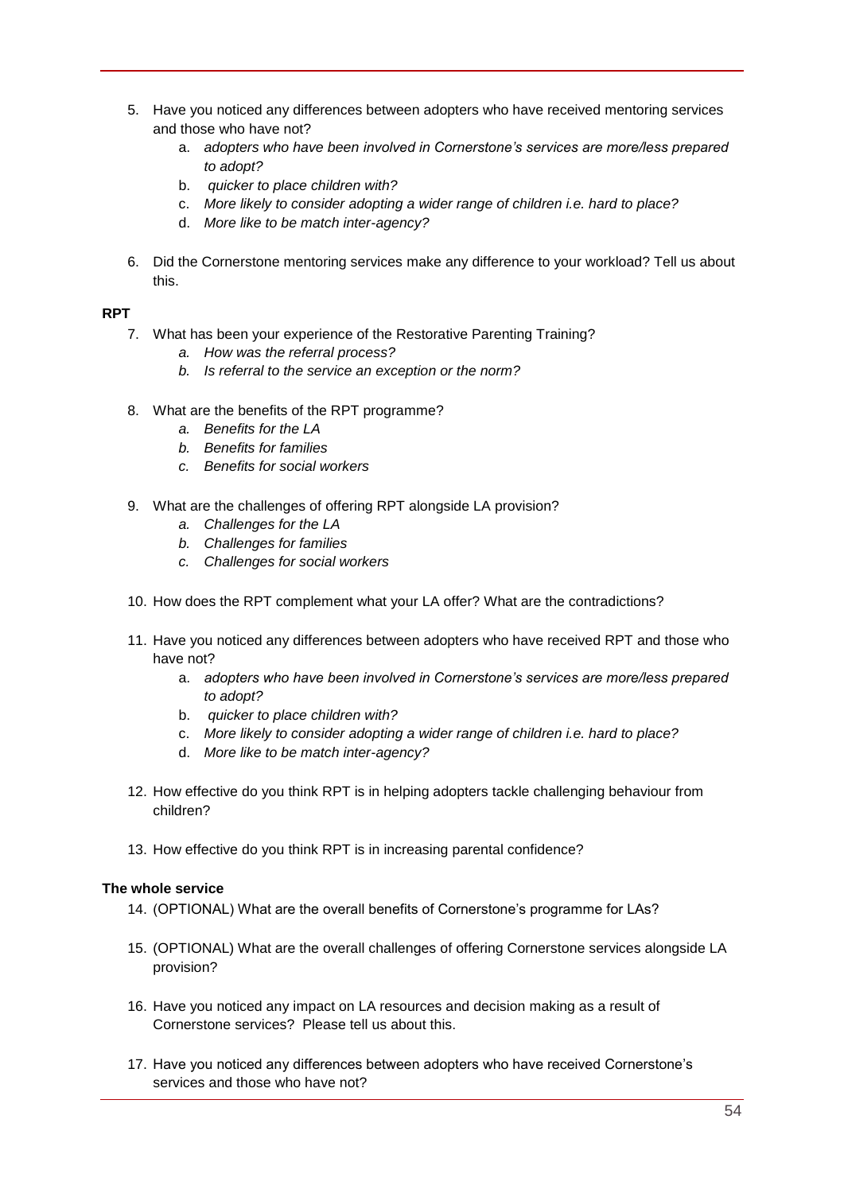5. Have you noticed any differences between adopters who have received mentoring services and those who have not?
    a. *adopters who have been involved in Cornerstone's services are more/less prepared to adopt?*
    b. *quicker to place children with?*
    c. *More likely to consider adopting a wider range of children i.e. hard to place?*
    d. *More like to be match inter-agency?*

6. Did the Cornerstone mentoring services make any difference to your workload? Tell us about this.

**RPT**

7. What has been your experience of the Restorative Parenting Training?
    a. *How was the referral process?*
    b. *Is referral to the service an exception or the norm?*

8. What are the benefits of the RPT programme?
    a. *Benefits for the LA*
    b. *Benefits for families*
    c. *Benefits for social workers*

9. What are the challenges of offering RPT alongside LA provision?
    a. *Challenges for the LA*
    b. *Challenges for families*
    c. *Challenges for social workers*

10. How does the RPT complement what your LA offer? What are the contradictions?

11. Have you noticed any differences between adopters who have received RPT and those who have not?
    a. *adopters who have been involved in Cornerstone's services are more/less prepared to adopt?*
    b. *quicker to place children with?*
    c. *More likely to consider adopting a wider range of children i.e. hard to place?*
    d. *More like to be match inter-agency?*

12. How effective do you think RPT is in helping adopters tackle challenging behaviour from children?

13. How effective do you think RPT is in increasing parental confidence?

**The whole service**

14. (OPTIONAL) What are the overall benefits of Cornerstone's programme for LAs?

15. (OPTIONAL) What are the overall challenges of offering Cornerstone services alongside LA provision?

16. Have you noticed any impact on LA resources and decision making as a result of Cornerstone services? Please tell us about this.

17. Have you noticed any differences between adopters who have received Cornerstone's services and those who have not?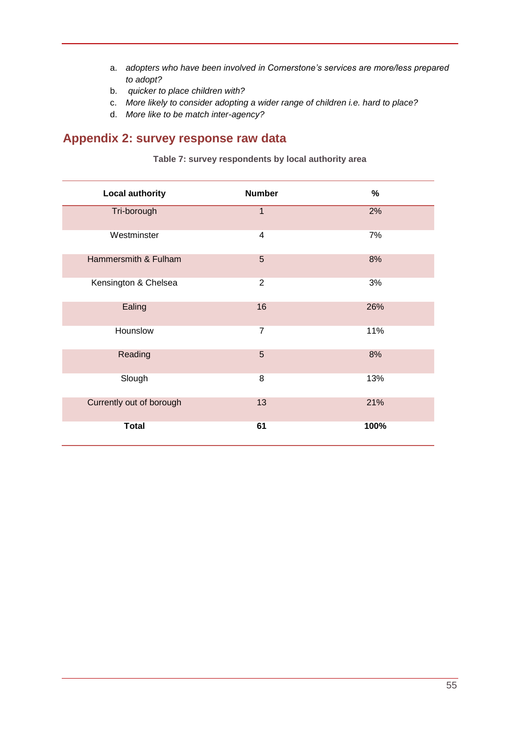a. *adopters who have been involved in Cornerstone's services are more/less prepared to adopt?*
b. *quicker to place children with?*
c. *More likely to consider adopting a wider range of children i.e. hard to place?*
d. *More like to be match inter-agency?*

## Appendix 2: survey response raw data

**Table 7: survey respondents by local authority area**

| Local authority | Number | % |
|---|---|---|
| Tri-borough | 1 | 2% |
| Westminster | 4 | 7% |
| Hammersmith & Fulham | 5 | 8% |
| Kensington & Chelsea | 2 | 3% |
| Ealing | 16 | 26% |
| Hounslow | 7 | 11% |
| Reading | 5 | 8% |
| Slough | 8 | 13% |
| Currently out of borough | 13 | 21% |
| **Total** | **61** | **100%** |